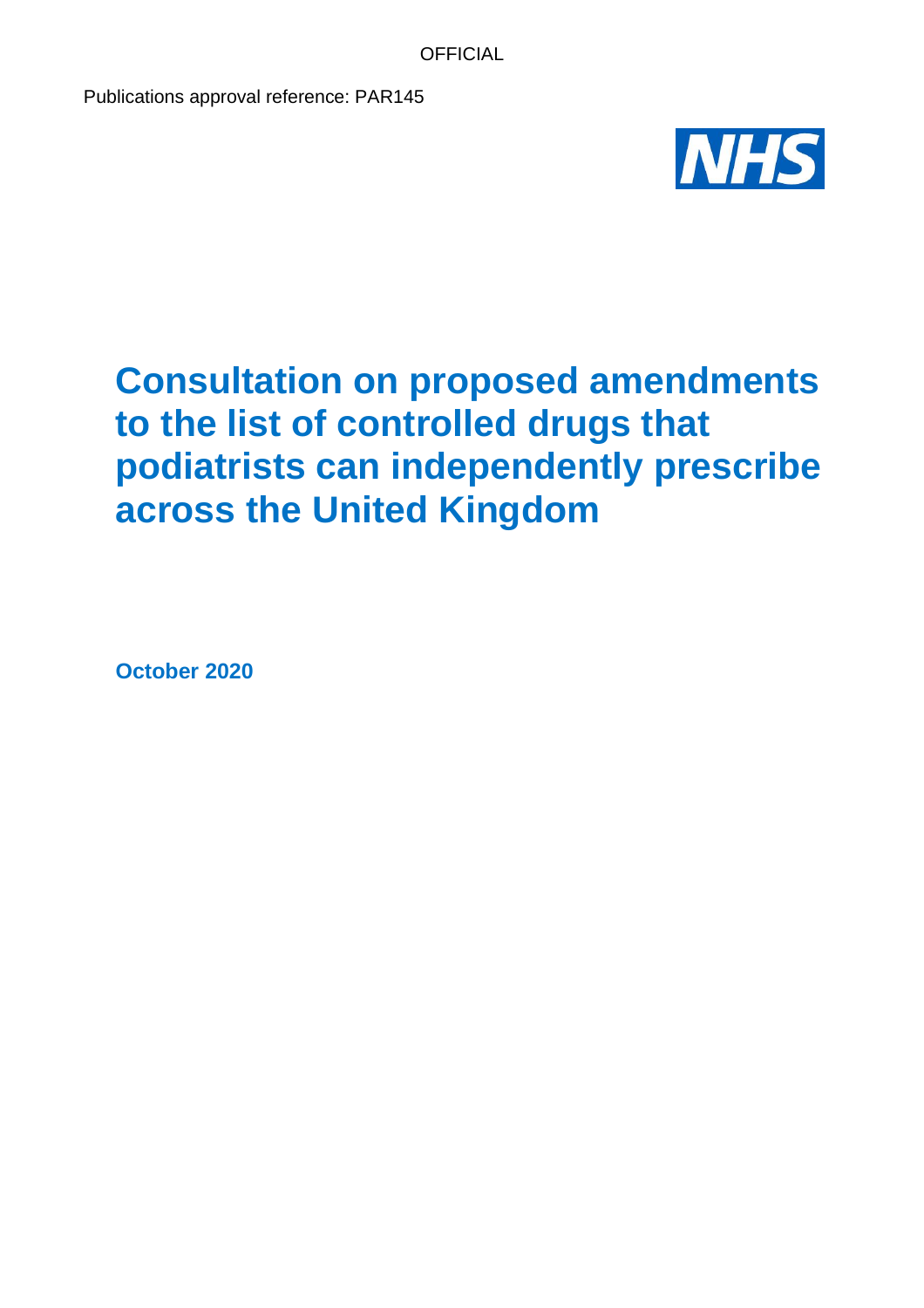OFFICIAL

Publications approval reference: PAR145

# Consultation on proposed amendments to the list of controlled drugs that podiatrists can independently prescribe across the United Kingdom

**October 2020**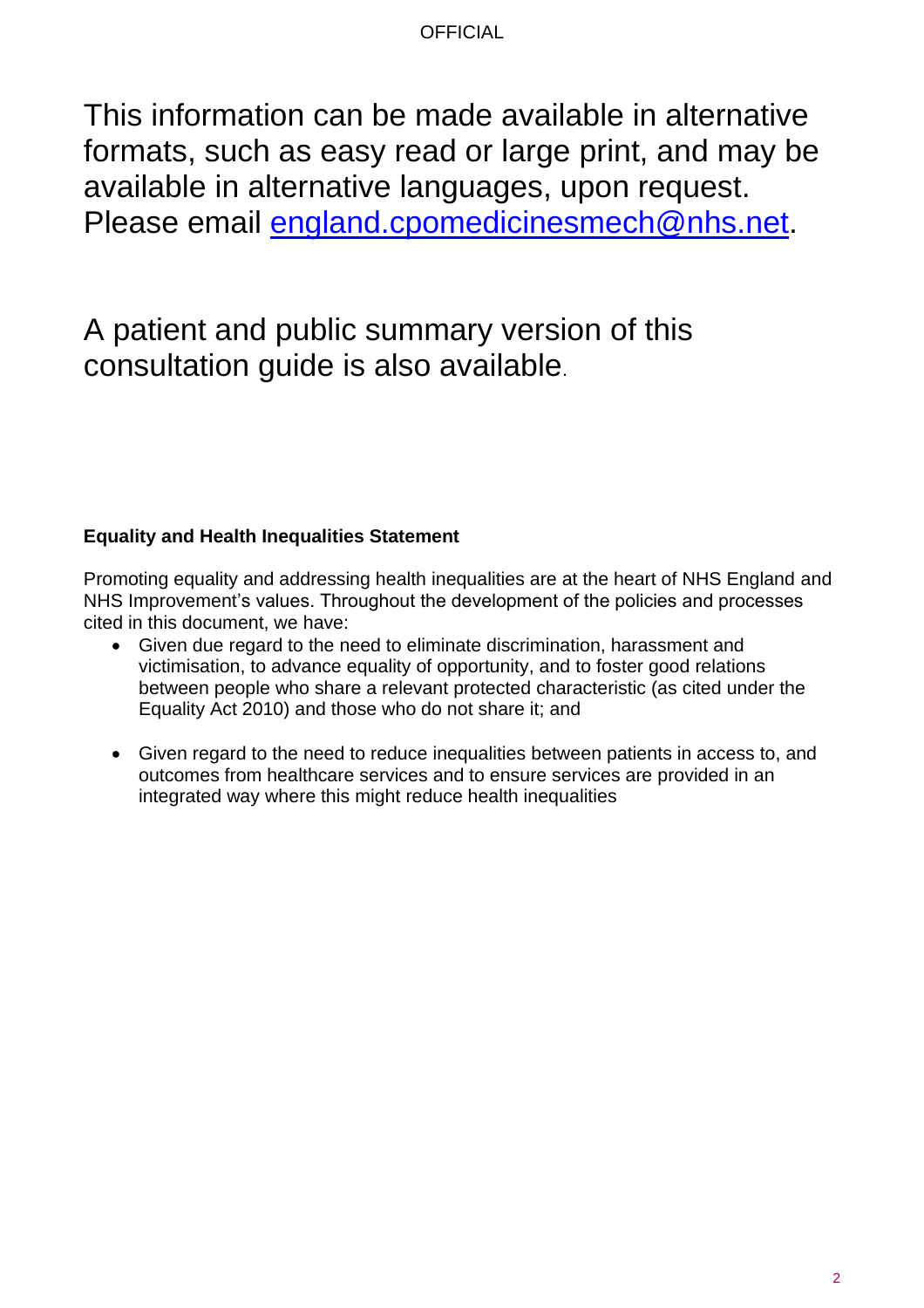This information can be made available in alternative formats, such as easy read or large print, and may be available in alternative languages, upon request. Please email england.cpomedicinesmech@nhs.net.

A patient and public summary version of this consultation guide is also available.

**Equality and Health Inequalities Statement**

Promoting equality and addressing health inequalities are at the heart of NHS England and NHS Improvement's values. Throughout the development of the policies and processes cited in this document, we have:

- Given due regard to the need to eliminate discrimination, harassment and victimisation, to advance equality of opportunity, and to foster good relations between people who share a relevant protected characteristic (as cited under the Equality Act 2010) and those who do not share it; and

- Given regard to the need to reduce inequalities between patients in access to, and outcomes from healthcare services and to ensure services are provided in an integrated way where this might reduce health inequalities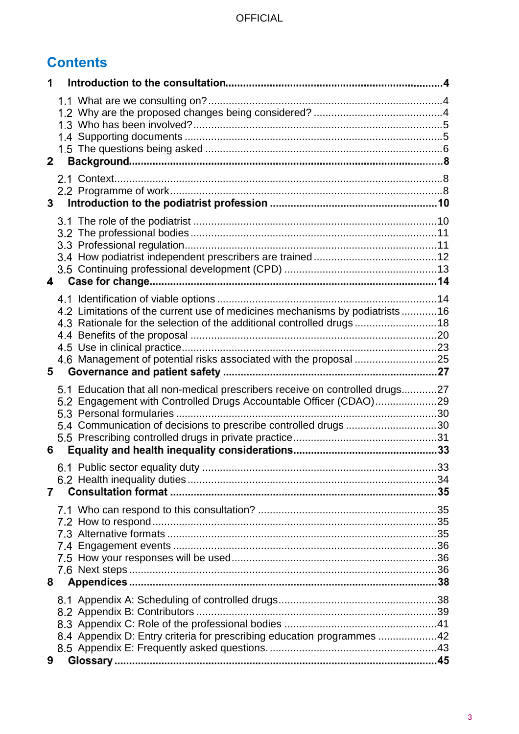## Contents

**1 Introduction to the consultation ... 4**

- 1.1 What are we consulting on? ... 4
- 1.2 Why are the proposed changes being considered? ... 4
- 1.3 Who has been involved? ... 5
- 1.4 Supporting documents ... 5
- 1.5 The questions being asked ... 6

**2 Background ... 8**

- 2.1 Context ... 8
- 2.2 Programme of work ... 8

**3 Introduction to the podiatrist profession ... 10**

- 3.1 The role of the podiatrist ... 10
- 3.2 The professional bodies ... 11
- 3.3 Professional regulation ... 11
- 3.4 How podiatrist independent prescribers are trained ... 12
- 3.5 Continuing professional development (CPD) ... 13

**4 Case for change ... 14**

- 4.1 Identification of viable options ... 14
- 4.2 Limitations of the current use of medicines mechanisms by podiatrists ... 16
- 4.3 Rationale for the selection of the additional controlled drugs ... 18
- 4.4 Benefits of the proposal ... 20
- 4.5 Use in clinical practice ... 23
- 4.6 Management of potential risks associated with the proposal ... 25

**5 Governance and patient safety ... 27**

- 5.1 Education that all non-medical prescribers receive on controlled drugs ... 27
- 5.2 Engagement with Controlled Drugs Accountable Officer (CDAO) ... 29
- 5.3 Personal formularies ... 30
- 5.4 Communication of decisions to prescribe controlled drugs ... 30
- 5.5 Prescribing controlled drugs in private practice ... 31

**6 Equality and health inequality considerations ... 33**

- 6.1 Public sector equality duty ... 33
- 6.2 Health inequality duties ... 34

**7 Consultation format ... 35**

- 7.1 Who can respond to this consultation? ... 35
- 7.2 How to respond ... 35
- 7.3 Alternative formats ... 35
- 7.4 Engagement events ... 36
- 7.5 How your responses will be used ... 36
- 7.6 Next steps ... 36

**8 Appendices ... 38**

- 8.1 Appendix A: Scheduling of controlled drugs ... 38
- 8.2 Appendix B: Contributors ... 39
- 8.3 Appendix C: Role of the professional bodies ... 41
- 8.4 Appendix D: Entry criteria for prescribing education programmes ... 42
- 8.5 Appendix E: Frequently asked questions. ... 43

**9 Glossary ... 45**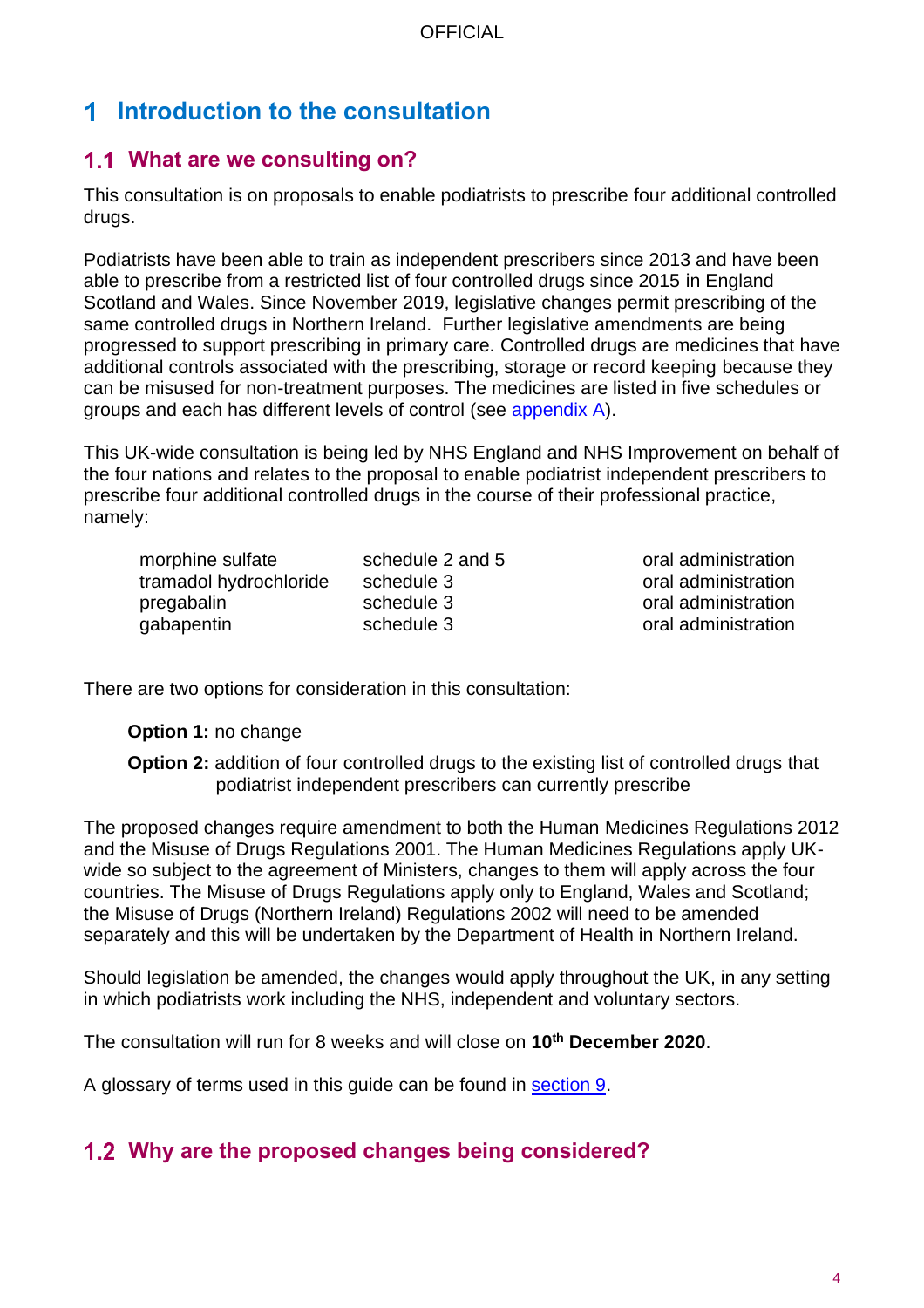# 1 Introduction to the consultation

## 1.1 What are we consulting on?

This consultation is on proposals to enable podiatrists to prescribe four additional controlled drugs.

Podiatrists have been able to train as independent prescribers since 2013 and have been able to prescribe from a restricted list of four controlled drugs since 2015 in England Scotland and Wales. Since November 2019, legislative changes permit prescribing of the same controlled drugs in Northern Ireland. Further legislative amendments are being progressed to support prescribing in primary care. Controlled drugs are medicines that have additional controls associated with the prescribing, storage or record keeping because they can be misused for non-treatment purposes. The medicines are listed in five schedules or groups and each has different levels of control (see appendix A).

This UK-wide consultation is being led by NHS England and NHS Improvement on behalf of the four nations and relates to the proposal to enable podiatrist independent prescribers to prescribe four additional controlled drugs in the course of their professional practice, namely:

| | | |
|---|---|---|
| morphine sulfate | schedule 2 and 5 | oral administration |
| tramadol hydrochloride | schedule 3 | oral administration |
| pregabalin | schedule 3 | oral administration |
| gabapentin | schedule 3 | oral administration |

There are two options for consideration in this consultation:

**Option 1:** no change

**Option 2:** addition of four controlled drugs to the existing list of controlled drugs that podiatrist independent prescribers can currently prescribe

The proposed changes require amendment to both the Human Medicines Regulations 2012 and the Misuse of Drugs Regulations 2001. The Human Medicines Regulations apply UK-wide so subject to the agreement of Ministers, changes to them will apply across the four countries. The Misuse of Drugs Regulations apply only to England, Wales and Scotland; the Misuse of Drugs (Northern Ireland) Regulations 2002 will need to be amended separately and this will be undertaken by the Department of Health in Northern Ireland.

Should legislation be amended, the changes would apply throughout the UK, in any setting in which podiatrists work including the NHS, independent and voluntary sectors.

The consultation will run for 8 weeks and will close on **10th December 2020**.

A glossary of terms used in this guide can be found in section 9.

## 1.2 Why are the proposed changes being considered?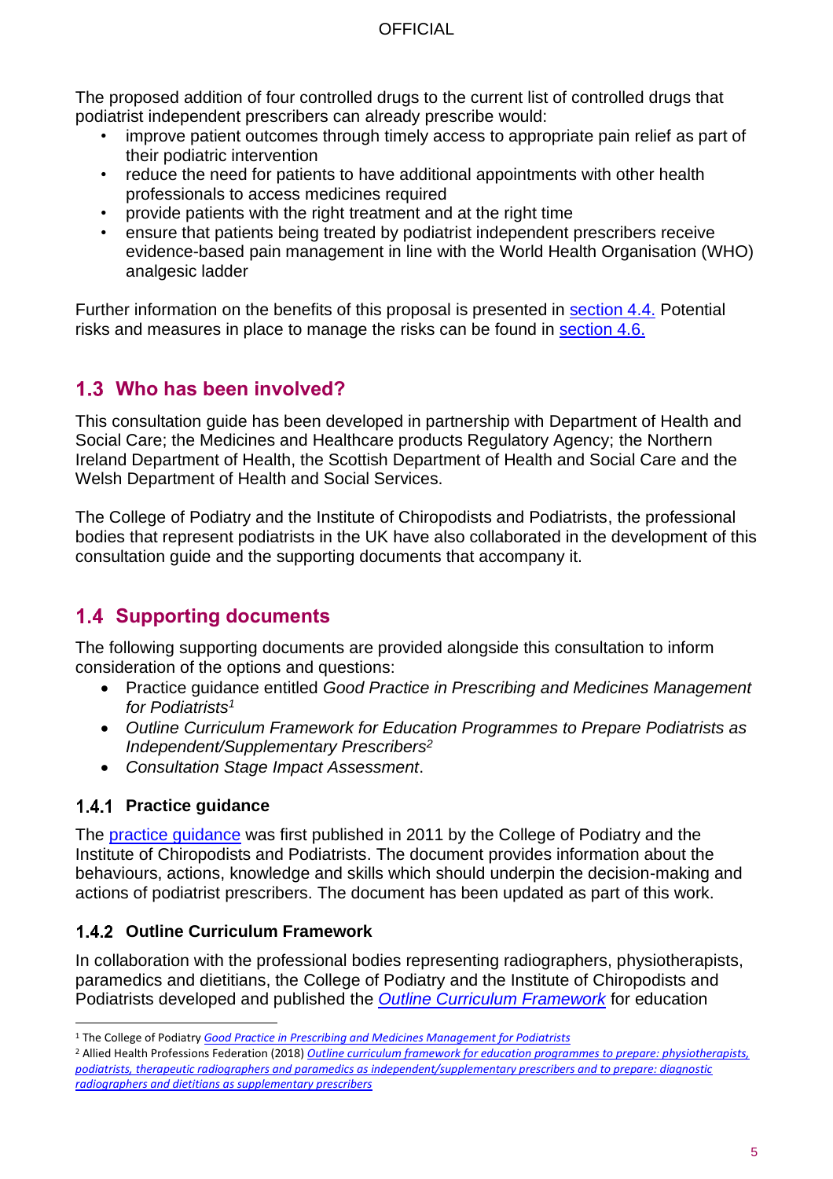The proposed addition of four controlled drugs to the current list of controlled drugs that podiatrist independent prescribers can already prescribe would:

- improve patient outcomes through timely access to appropriate pain relief as part of their podiatric intervention
- reduce the need for patients to have additional appointments with other health professionals to access medicines required
- provide patients with the right treatment and at the right time
- ensure that patients being treated by podiatrist independent prescribers receive evidence-based pain management in line with the World Health Organisation (WHO) analgesic ladder

Further information on the benefits of this proposal is presented in section 4.4. Potential risks and measures in place to manage the risks can be found in section 4.6.

## 1.3 Who has been involved?

This consultation guide has been developed in partnership with Department of Health and Social Care; the Medicines and Healthcare products Regulatory Agency; the Northern Ireland Department of Health, the Scottish Department of Health and Social Care and the Welsh Department of Health and Social Services.

The College of Podiatry and the Institute of Chiropodists and Podiatrists, the professional bodies that represent podiatrists in the UK have also collaborated in the development of this consultation guide and the supporting documents that accompany it.

## 1.4 Supporting documents

The following supporting documents are provided alongside this consultation to inform consideration of the options and questions:

- Practice guidance entitled *Good Practice in Prescribing and Medicines Management for Podiatrists*[1]
- *Outline Curriculum Framework for Education Programmes to Prepare Podiatrists as Independent/Supplementary Prescribers*[2]
- *Consultation Stage Impact Assessment*.

### 1.4.1 Practice guidance

The practice guidance was first published in 2011 by the College of Podiatry and the Institute of Chiropodists and Podiatrists. The document provides information about the behaviours, actions, knowledge and skills which should underpin the decision-making and actions of podiatrist prescribers. The document has been updated as part of this work.

### 1.4.2 Outline Curriculum Framework

In collaboration with the professional bodies representing radiographers, physiotherapists, paramedics and dietitians, the College of Podiatry and the Institute of Chiropodists and Podiatrists developed and published the *Outline Curriculum Framework* for education

---

[1] The College of Podiatry *Good Practice in Prescribing and Medicines Management for Podiatrists*

[2] Allied Health Professions Federation (2018) *Outline curriculum framework for education programmes to prepare: physiotherapists, podiatrists, therapeutic radiographers and paramedics as independent/supplementary prescribers and to prepare: diagnostic radiographers and dietitians as supplementary prescribers*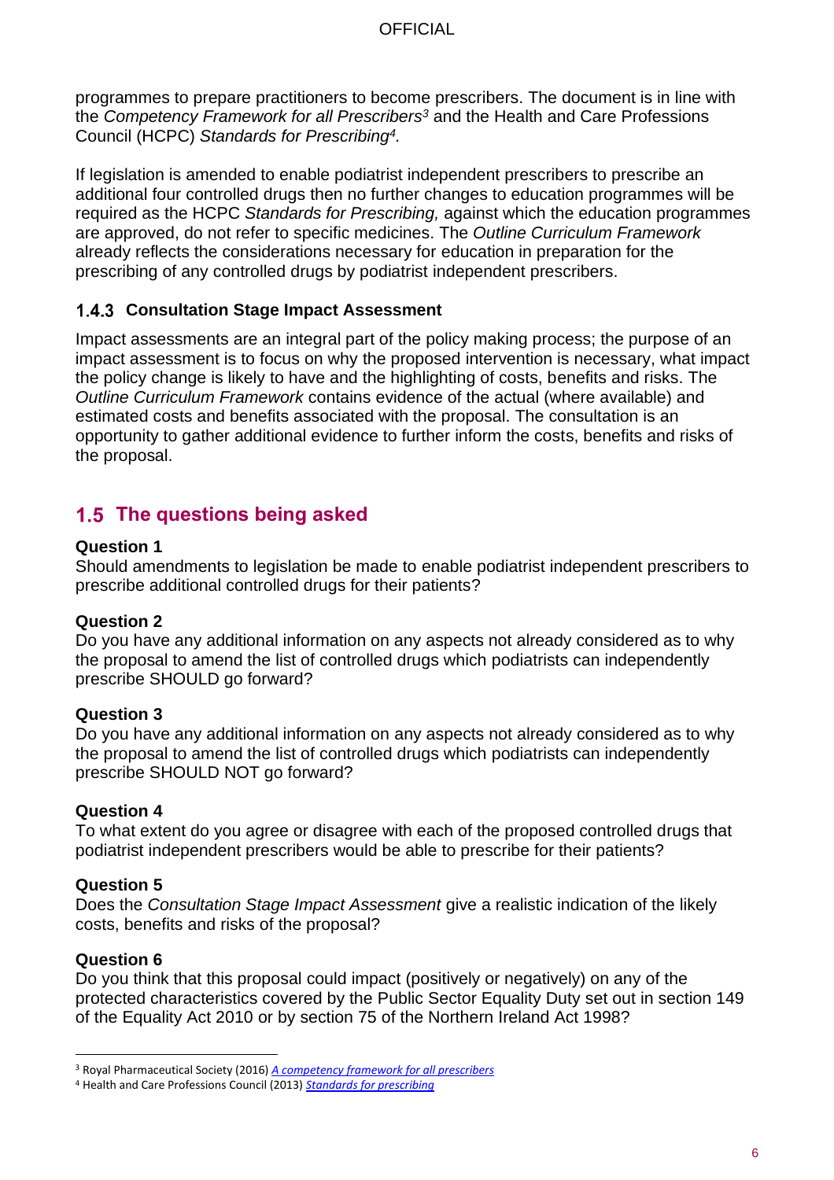programmes to prepare practitioners to become prescribers. The document is in line with the *Competency Framework for all Prescribers*[3] and the Health and Care Professions Council (HCPC) *Standards for Prescribing*[4].

If legislation is amended to enable podiatrist independent prescribers to prescribe an additional four controlled drugs then no further changes to education programmes will be required as the HCPC *Standards for Prescribing,* against which the education programmes are approved, do not refer to specific medicines. The *Outline Curriculum Framework* already reflects the considerations necessary for education in preparation for the prescribing of any controlled drugs by podiatrist independent prescribers.

### 1.4.3 Consultation Stage Impact Assessment

Impact assessments are an integral part of the policy making process; the purpose of an impact assessment is to focus on why the proposed intervention is necessary, what impact the policy change is likely to have and the highlighting of costs, benefits and risks. The *Outline Curriculum Framework* contains evidence of the actual (where available) and estimated costs and benefits associated with the proposal. The consultation is an opportunity to gather additional evidence to further inform the costs, benefits and risks of the proposal.

## 1.5 The questions being asked

**Question 1**
Should amendments to legislation be made to enable podiatrist independent prescribers to prescribe additional controlled drugs for their patients?

**Question 2**
Do you have any additional information on any aspects not already considered as to why the proposal to amend the list of controlled drugs which podiatrists can independently prescribe SHOULD go forward?

**Question 3**
Do you have any additional information on any aspects not already considered as to why the proposal to amend the list of controlled drugs which podiatrists can independently prescribe SHOULD NOT go forward?

**Question 4**
To what extent do you agree or disagree with each of the proposed controlled drugs that podiatrist independent prescribers would be able to prescribe for their patients?

**Question 5**
Does the *Consultation Stage Impact Assessment* give a realistic indication of the likely costs, benefits and risks of the proposal?

**Question 6**
Do you think that this proposal could impact (positively or negatively) on any of the protected characteristics covered by the Public Sector Equality Duty set out in section 149 of the Equality Act 2010 or by section 75 of the Northern Ireland Act 1998?

---

[3] Royal Pharmaceutical Society (2016) *A competency framework for all prescribers*

[4] Health and Care Professions Council (2013) *Standards for prescribing*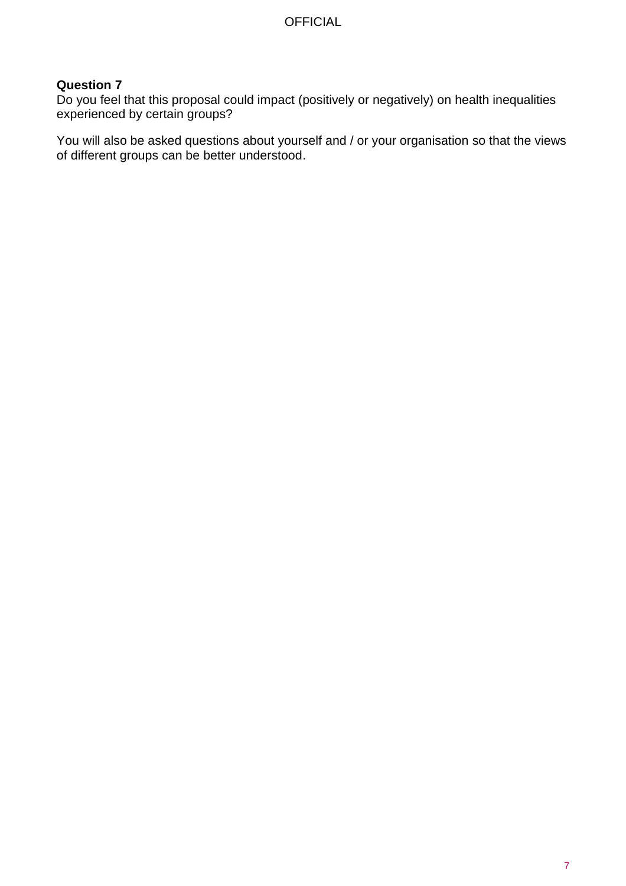**Question 7**
Do you feel that this proposal could impact (positively or negatively) on health inequalities experienced by certain groups?

You will also be asked questions about yourself and / or your organisation so that the views of different groups can be better understood.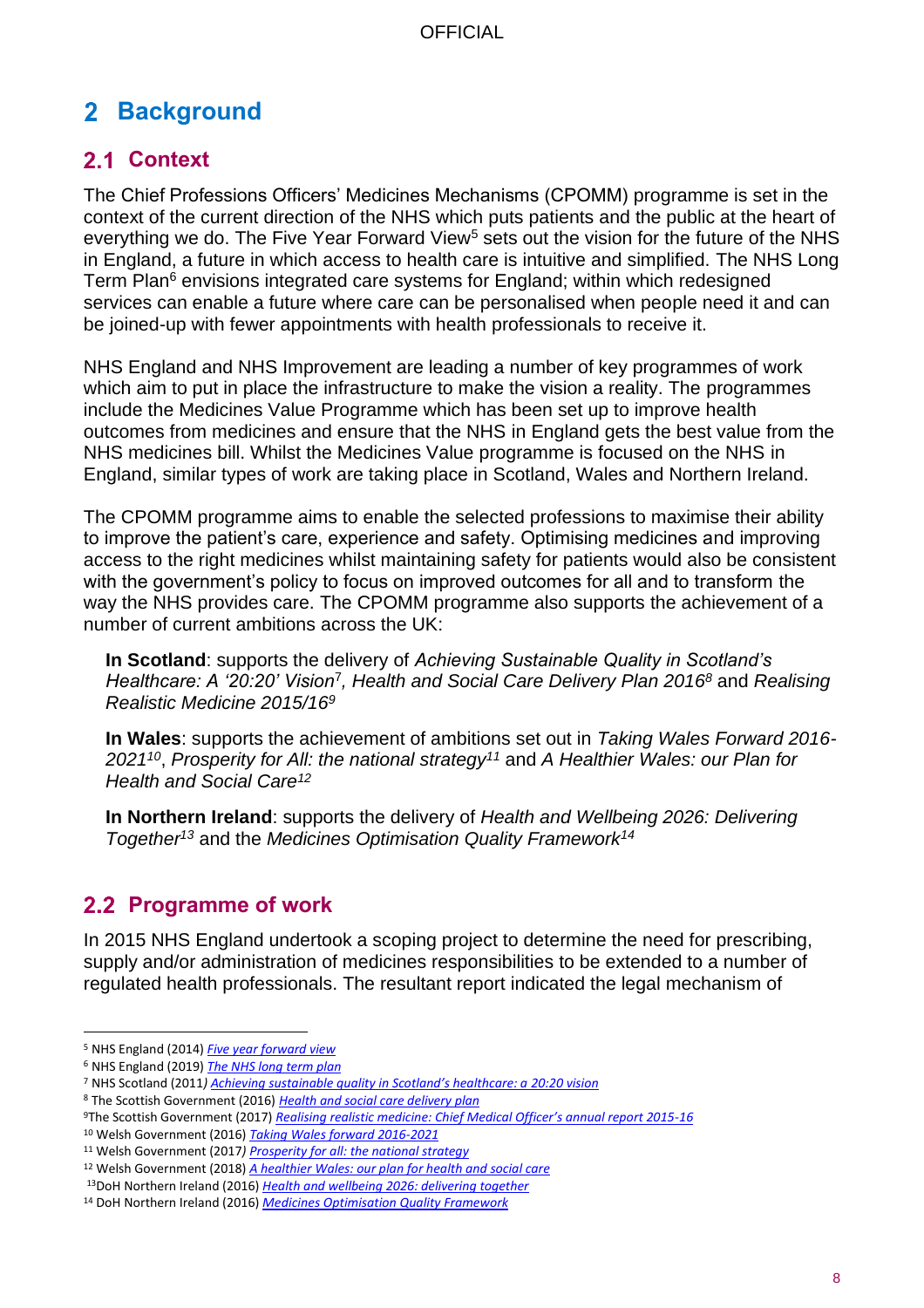## 2 Background

### 2.1 Context

The Chief Professions Officers' Medicines Mechanisms (CPOMM) programme is set in the context of the current direction of the NHS which puts patients and the public at the heart of everything we do. The Five Year Forward View[5] sets out the vision for the future of the NHS in England, a future in which access to health care is intuitive and simplified. The NHS Long Term Plan[6] envisions integrated care systems for England; within which redesigned services can enable a future where care can be personalised when people need it and can be joined-up with fewer appointments with health professionals to receive it.

NHS England and NHS Improvement are leading a number of key programmes of work which aim to put in place the infrastructure to make the vision a reality. The programmes include the Medicines Value Programme which has been set up to improve health outcomes from medicines and ensure that the NHS in England gets the best value from the NHS medicines bill. Whilst the Medicines Value programme is focused on the NHS in England, similar types of work are taking place in Scotland, Wales and Northern Ireland.

The CPOMM programme aims to enable the selected professions to maximise their ability to improve the patient's care, experience and safety. Optimising medicines and improving access to the right medicines whilst maintaining safety for patients would also be consistent with the government's policy to focus on improved outcomes for all and to transform the way the NHS provides care. The CPOMM programme also supports the achievement of a number of current ambitions across the UK:

**In Scotland**: supports the delivery of *Achieving Sustainable Quality in Scotland's Healthcare: A '20:20' Vision*[7], *Health and Social Care Delivery Plan 2016*[8] and *Realising Realistic Medicine 2015/16*[9]

**In Wales**: supports the achievement of ambitions set out in *Taking Wales Forward 2016-2021*[10], *Prosperity for All: the national strategy*[11] and *A Healthier Wales: our Plan for Health and Social Care*[12]

**In Northern Ireland**: supports the delivery of *Health and Wellbeing 2026: Delivering Together*[13] and the *Medicines Optimisation Quality Framework*[14]

### 2.2 Programme of work

In 2015 NHS England undertook a scoping project to determine the need for prescribing, supply and/or administration of medicines responsibilities to be extended to a number of regulated health professionals. The resultant report indicated the legal mechanism of

---

[5] NHS England (2014) *Five year forward view*

[6] NHS England (2019) *The NHS long term plan*

[7] NHS Scotland (2011) *Achieving sustainable quality in Scotland's healthcare: a 20:20 vision*

[8] The Scottish Government (2016) *Health and social care delivery plan*

[9] The Scottish Government (2017) *Realising realistic medicine: Chief Medical Officer's annual report 2015-16*

[10] Welsh Government (2016) *Taking Wales forward 2016-2021*

[11] Welsh Government (2017) *Prosperity for all: the national strategy*

[12] Welsh Government (2018) *A healthier Wales: our plan for health and social care*

[13] DoH Northern Ireland (2016) *Health and wellbeing 2026: delivering together*

[14] DoH Northern Ireland (2016) *Medicines Optimisation Quality Framework*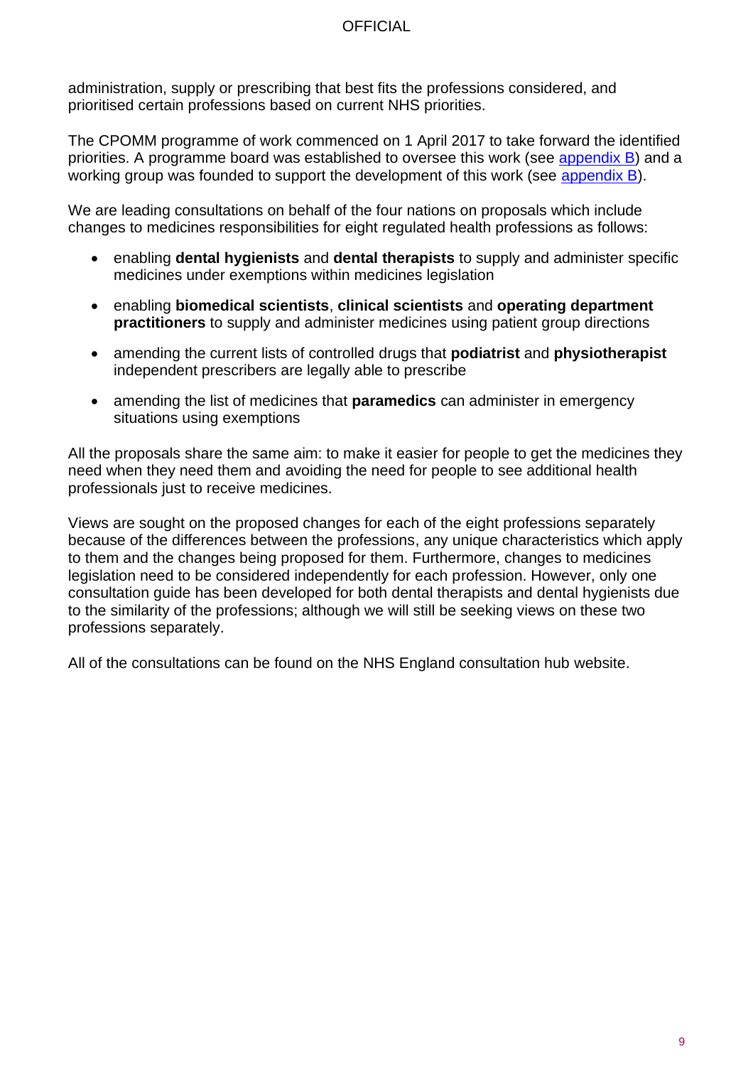administration, supply or prescribing that best fits the professions considered, and prioritised certain professions based on current NHS priorities.

The CPOMM programme of work commenced on 1 April 2017 to take forward the identified priorities. A programme board was established to oversee this work (see [appendix B]) and a working group was founded to support the development of this work (see [appendix B]).

We are leading consultations on behalf of the four nations on proposals which include changes to medicines responsibilities for eight regulated health professions as follows:

- enabling **dental hygienists** and **dental therapists** to supply and administer specific medicines under exemptions within medicines legislation
- enabling **biomedical scientists**, **clinical scientists** and **operating department practitioners** to supply and administer medicines using patient group directions
- amending the current lists of controlled drugs that **podiatrist** and **physiotherapist** independent prescribers are legally able to prescribe
- amending the list of medicines that **paramedics** can administer in emergency situations using exemptions

All the proposals share the same aim: to make it easier for people to get the medicines they need when they need them and avoiding the need for people to see additional health professionals just to receive medicines.

Views are sought on the proposed changes for each of the eight professions separately because of the differences between the professions, any unique characteristics which apply to them and the changes being proposed for them. Furthermore, changes to medicines legislation need to be considered independently for each profession. However, only one consultation guide has been developed for both dental therapists and dental hygienists due to the similarity of the professions; although we will still be seeking views on these two professions separately.

All of the consultations can be found on the NHS England consultation hub website.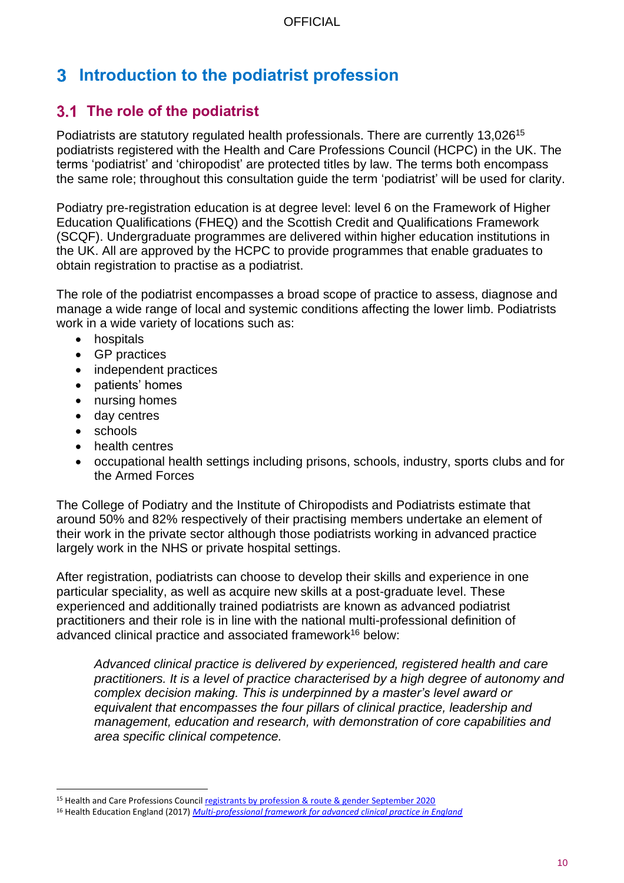# 3 Introduction to the podiatrist profession

## 3.1 The role of the podiatrist

Podiatrists are statutory regulated health professionals. There are currently 13,026[15] podiatrists registered with the Health and Care Professions Council (HCPC) in the UK. The terms 'podiatrist' and 'chiropodist' are protected titles by law. The terms both encompass the same role; throughout this consultation guide the term 'podiatrist' will be used for clarity.

Podiatry pre-registration education is at degree level: level 6 on the Framework of Higher Education Qualifications (FHEQ) and the Scottish Credit and Qualifications Framework (SCQF). Undergraduate programmes are delivered within higher education institutions in the UK. All are approved by the HCPC to provide programmes that enable graduates to obtain registration to practise as a podiatrist.

The role of the podiatrist encompasses a broad scope of practice to assess, diagnose and manage a wide range of local and systemic conditions affecting the lower limb. Podiatrists work in a wide variety of locations such as:

- hospitals
- GP practices
- independent practices
- patients' homes
- nursing homes
- day centres
- schools
- health centres
- occupational health settings including prisons, schools, industry, sports clubs and for the Armed Forces

The College of Podiatry and the Institute of Chiropodists and Podiatrists estimate that around 50% and 82% respectively of their practising members undertake an element of their work in the private sector although those podiatrists working in advanced practice largely work in the NHS or private hospital settings.

After registration, podiatrists can choose to develop their skills and experience in one particular speciality, as well as acquire new skills at a post-graduate level. These experienced and additionally trained podiatrists are known as advanced podiatrist practitioners and their role is in line with the national multi-professional definition of advanced clinical practice and associated framework[16] below:

> *Advanced clinical practice is delivered by experienced, registered health and care practitioners. It is a level of practice characterised by a high degree of autonomy and complex decision making. This is underpinned by a master's level award or equivalent that encompasses the four pillars of clinical practice, leadership and management, education and research, with demonstration of core capabilities and area specific clinical competence.*

---

[15] Health and Care Professions Council registrants by profession & route & gender September 2020

[16] Health Education England (2017) *Multi-professional framework for advanced clinical practice in England*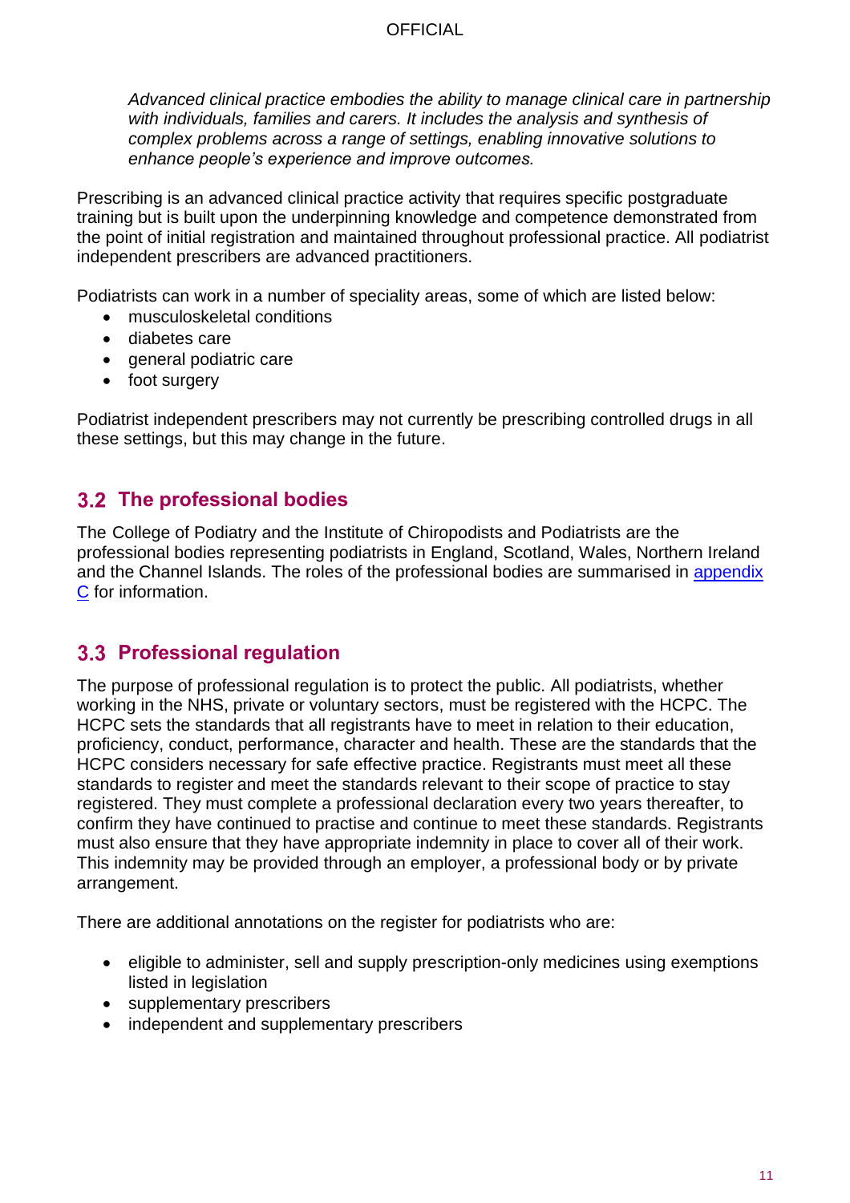*Advanced clinical practice embodies the ability to manage clinical care in partnership with individuals, families and carers. It includes the analysis and synthesis of complex problems across a range of settings, enabling innovative solutions to enhance people's experience and improve outcomes.*

Prescribing is an advanced clinical practice activity that requires specific postgraduate training but is built upon the underpinning knowledge and competence demonstrated from the point of initial registration and maintained throughout professional practice. All podiatrist independent prescribers are advanced practitioners.

Podiatrists can work in a number of speciality areas, some of which are listed below:

- musculoskeletal conditions
- diabetes care
- general podiatric care
- foot surgery

Podiatrist independent prescribers may not currently be prescribing controlled drugs in all these settings, but this may change in the future.

## 3.2 The professional bodies

The College of Podiatry and the Institute of Chiropodists and Podiatrists are the professional bodies representing podiatrists in England, Scotland, Wales, Northern Ireland and the Channel Islands. The roles of the professional bodies are summarised in appendix C for information.

## 3.3 Professional regulation

The purpose of professional regulation is to protect the public. All podiatrists, whether working in the NHS, private or voluntary sectors, must be registered with the HCPC. The HCPC sets the standards that all registrants have to meet in relation to their education, proficiency, conduct, performance, character and health. These are the standards that the HCPC considers necessary for safe effective practice. Registrants must meet all these standards to register and meet the standards relevant to their scope of practice to stay registered. They must complete a professional declaration every two years thereafter, to confirm they have continued to practise and continue to meet these standards. Registrants must also ensure that they have appropriate indemnity in place to cover all of their work. This indemnity may be provided through an employer, a professional body or by private arrangement.

There are additional annotations on the register for podiatrists who are:

- eligible to administer, sell and supply prescription-only medicines using exemptions listed in legislation
- supplementary prescribers
- independent and supplementary prescribers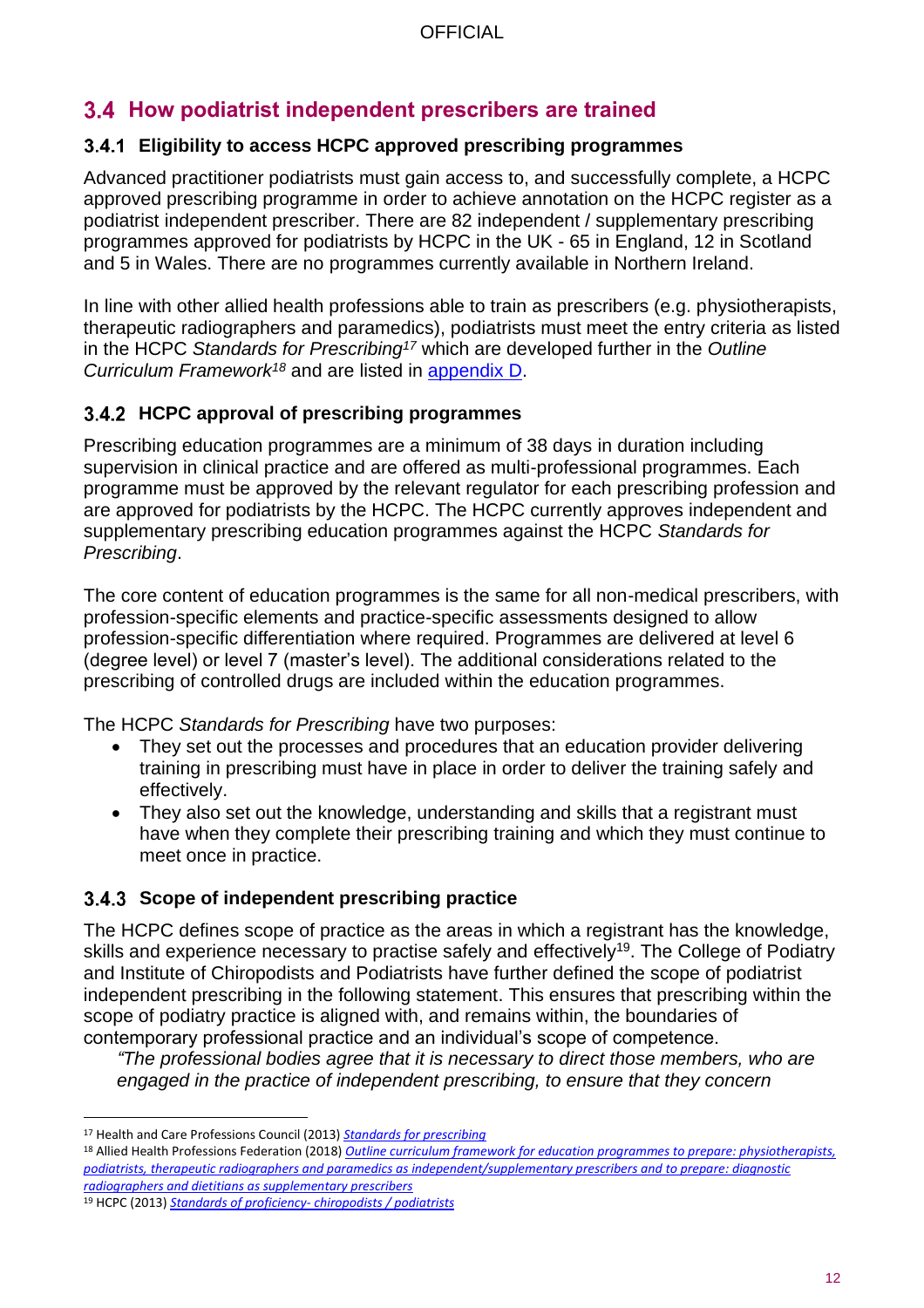## 3.4 How podiatrist independent prescribers are trained

### 3.4.1 Eligibility to access HCPC approved prescribing programmes

Advanced practitioner podiatrists must gain access to, and successfully complete, a HCPC approved prescribing programme in order to achieve annotation on the HCPC register as a podiatrist independent prescriber. There are 82 independent / supplementary prescribing programmes approved for podiatrists by HCPC in the UK - 65 in England, 12 in Scotland and 5 in Wales. There are no programmes currently available in Northern Ireland.

In line with other allied health professions able to train as prescribers (e.g. physiotherapists, therapeutic radiographers and paramedics), podiatrists must meet the entry criteria as listed in the HCPC *Standards for Prescribing*[17] which are developed further in the *Outline Curriculum Framework*[18] and are listed in appendix D.

### 3.4.2 HCPC approval of prescribing programmes

Prescribing education programmes are a minimum of 38 days in duration including supervision in clinical practice and are offered as multi-professional programmes. Each programme must be approved by the relevant regulator for each prescribing profession and are approved for podiatrists by the HCPC. The HCPC currently approves independent and supplementary prescribing education programmes against the HCPC *Standards for Prescribing*.

The core content of education programmes is the same for all non-medical prescribers, with profession-specific elements and practice-specific assessments designed to allow profession-specific differentiation where required. Programmes are delivered at level 6 (degree level) or level 7 (master's level). The additional considerations related to the prescribing of controlled drugs are included within the education programmes.

The HCPC *Standards for Prescribing* have two purposes:

- They set out the processes and procedures that an education provider delivering training in prescribing must have in place in order to deliver the training safely and effectively.
- They also set out the knowledge, understanding and skills that a registrant must have when they complete their prescribing training and which they must continue to meet once in practice.

### 3.4.3 Scope of independent prescribing practice

The HCPC defines scope of practice as the areas in which a registrant has the knowledge, skills and experience necessary to practise safely and effectively[19]. The College of Podiatry and Institute of Chiropodists and Podiatrists have further defined the scope of podiatrist independent prescribing in the following statement. This ensures that prescribing within the scope of podiatry practice is aligned with, and remains within, the boundaries of contemporary professional practice and an individual's scope of competence.

> *"The professional bodies agree that it is necessary to direct those members, who are engaged in the practice of independent prescribing, to ensure that they concern*

---

[17] Health and Care Professions Council (2013) *Standards for prescribing*

[18] Allied Health Professions Federation (2018) *Outline curriculum framework for education programmes to prepare: physiotherapists, podiatrists, therapeutic radiographers and paramedics as independent/supplementary prescribers and to prepare: diagnostic radiographers and dietitians as supplementary prescribers*

[19] HCPC (2013) *Standards of proficiency- chiropodists / podiatrists*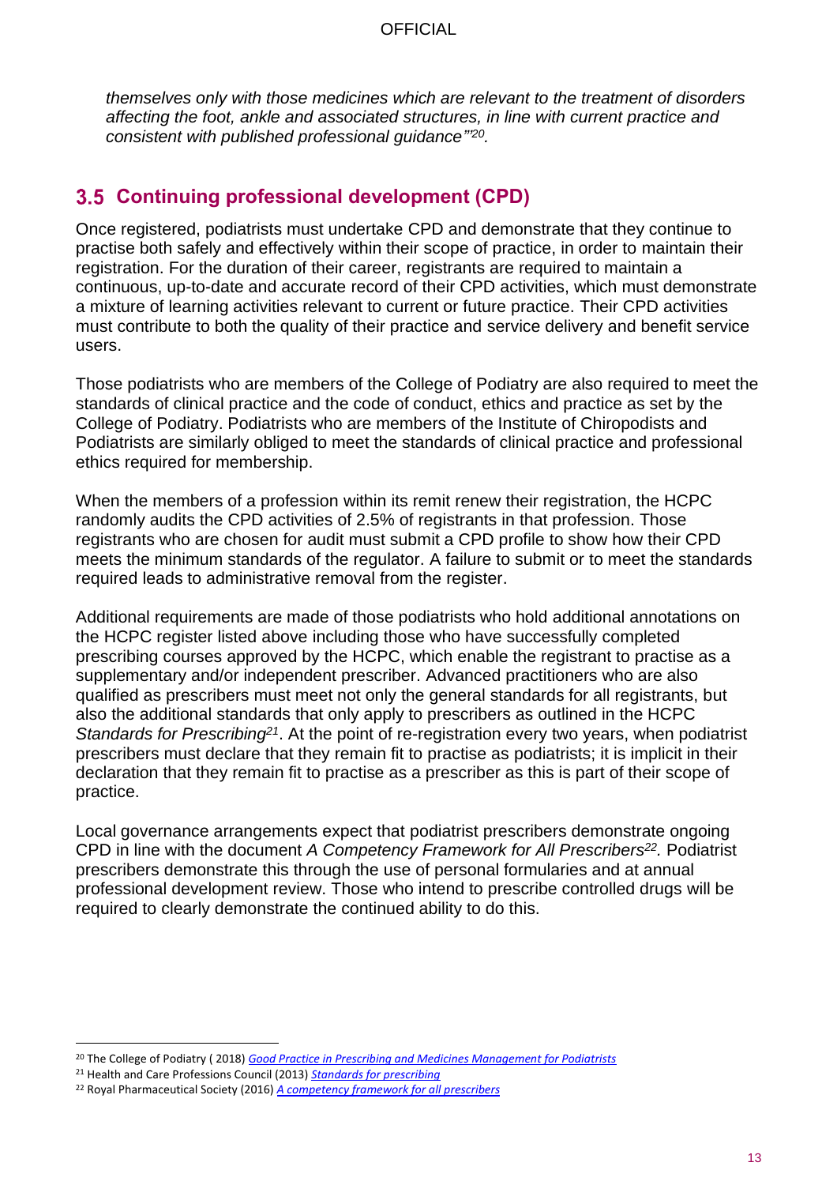*themselves only with those medicines which are relevant to the treatment of disorders affecting the foot, ankle and associated structures, in line with current practice and consistent with published professional guidance"*[20].

## 3.5 Continuing professional development (CPD)

Once registered, podiatrists must undertake CPD and demonstrate that they continue to practise both safely and effectively within their scope of practice, in order to maintain their registration. For the duration of their career, registrants are required to maintain a continuous, up-to-date and accurate record of their CPD activities, which must demonstrate a mixture of learning activities relevant to current or future practice. Their CPD activities must contribute to both the quality of their practice and service delivery and benefit service users.

Those podiatrists who are members of the College of Podiatry are also required to meet the standards of clinical practice and the code of conduct, ethics and practice as set by the College of Podiatry. Podiatrists who are members of the Institute of Chiropodists and Podiatrists are similarly obliged to meet the standards of clinical practice and professional ethics required for membership.

When the members of a profession within its remit renew their registration, the HCPC randomly audits the CPD activities of 2.5% of registrants in that profession. Those registrants who are chosen for audit must submit a CPD profile to show how their CPD meets the minimum standards of the regulator. A failure to submit or to meet the standards required leads to administrative removal from the register.

Additional requirements are made of those podiatrists who hold additional annotations on the HCPC register listed above including those who have successfully completed prescribing courses approved by the HCPC, which enable the registrant to practise as a supplementary and/or independent prescriber. Advanced practitioners who are also qualified as prescribers must meet not only the general standards for all registrants, but also the additional standards that only apply to prescribers as outlined in the HCPC *Standards for Prescribing*[21]. At the point of re-registration every two years, when podiatrist prescribers must declare that they remain fit to practise as podiatrists; it is implicit in their declaration that they remain fit to practise as a prescriber as this is part of their scope of practice.

Local governance arrangements expect that podiatrist prescribers demonstrate ongoing CPD in line with the document *A Competency Framework for All Prescribers*[22]. Podiatrist prescribers demonstrate this through the use of personal formularies and at annual professional development review. Those who intend to prescribe controlled drugs will be required to clearly demonstrate the continued ability to do this.

---

[20] The College of Podiatry ( 2018) *Good Practice in Prescribing and Medicines Management for Podiatrists*

[21] Health and Care Professions Council (2013) *Standards for prescribing*

[22] Royal Pharmaceutical Society (2016) *A competency framework for all prescribers*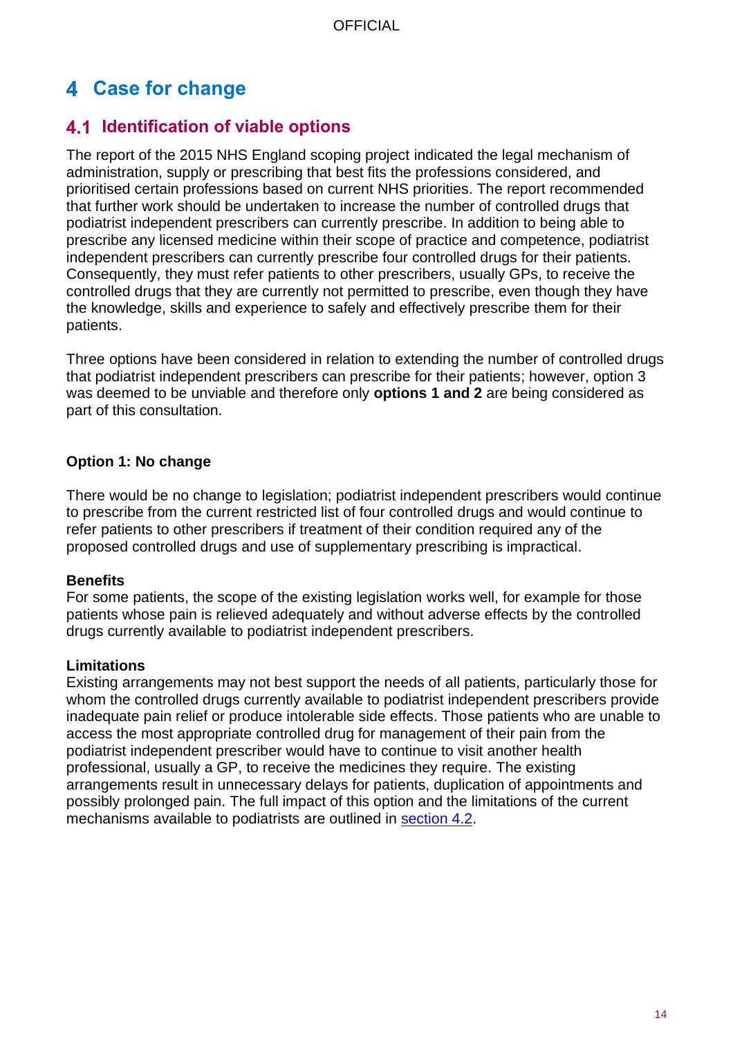# 4 Case for change

## 4.1 Identification of viable options

The report of the 2015 NHS England scoping project indicated the legal mechanism of administration, supply or prescribing that best fits the professions considered, and prioritised certain professions based on current NHS priorities. The report recommended that further work should be undertaken to increase the number of controlled drugs that podiatrist independent prescribers can currently prescribe. In addition to being able to prescribe any licensed medicine within their scope of practice and competence, podiatrist independent prescribers can currently prescribe four controlled drugs for their patients. Consequently, they must refer patients to other prescribers, usually GPs, to receive the controlled drugs that they are currently not permitted to prescribe, even though they have the knowledge, skills and experience to safely and effectively prescribe them for their patients.

Three options have been considered in relation to extending the number of controlled drugs that podiatrist independent prescribers can prescribe for their patients; however, option 3 was deemed to be unviable and therefore only **options 1 and 2** are being considered as part of this consultation.

**Option 1: No change**

There would be no change to legislation; podiatrist independent prescribers would continue to prescribe from the current restricted list of four controlled drugs and would continue to refer patients to other prescribers if treatment of their condition required any of the proposed controlled drugs and use of supplementary prescribing is impractical.

**Benefits**

For some patients, the scope of the existing legislation works well, for example for those patients whose pain is relieved adequately and without adverse effects by the controlled drugs currently available to podiatrist independent prescribers.

**Limitations**

Existing arrangements may not best support the needs of all patients, particularly those for whom the controlled drugs currently available to podiatrist independent prescribers provide inadequate pain relief or produce intolerable side effects. Those patients who are unable to access the most appropriate controlled drug for management of their pain from the podiatrist independent prescriber would have to continue to visit another health professional, usually a GP, to receive the medicines they require. The existing arrangements result in unnecessary delays for patients, duplication of appointments and possibly prolonged pain. The full impact of this option and the limitations of the current mechanisms available to podiatrists are outlined in section 4.2.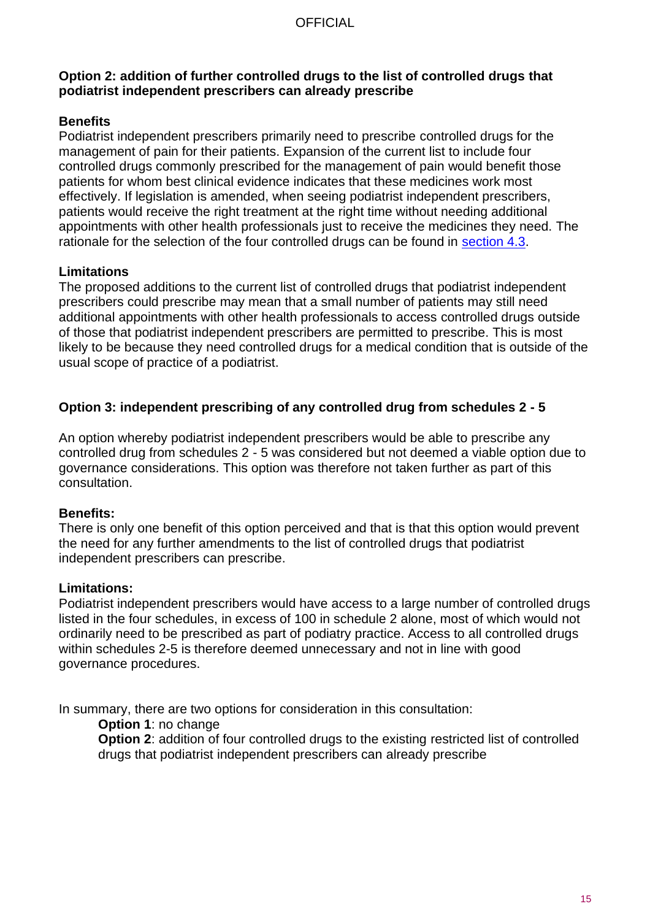**Option 2: addition of further controlled drugs to the list of controlled drugs that podiatrist independent prescribers can already prescribe**

**Benefits**
Podiatrist independent prescribers primarily need to prescribe controlled drugs for the management of pain for their patients. Expansion of the current list to include four controlled drugs commonly prescribed for the management of pain would benefit those patients for whom best clinical evidence indicates that these medicines work most effectively. If legislation is amended, when seeing podiatrist independent prescribers, patients would receive the right treatment at the right time without needing additional appointments with other health professionals just to receive the medicines they need. The rationale for the selection of the four controlled drugs can be found in section 4.3.

**Limitations**
The proposed additions to the current list of controlled drugs that podiatrist independent prescribers could prescribe may mean that a small number of patients may still need additional appointments with other health professionals to access controlled drugs outside of those that podiatrist independent prescribers are permitted to prescribe. This is most likely to be because they need controlled drugs for a medical condition that is outside of the usual scope of practice of a podiatrist.

**Option 3: independent prescribing of any controlled drug from schedules 2 - 5**

An option whereby podiatrist independent prescribers would be able to prescribe any controlled drug from schedules 2 - 5 was considered but not deemed a viable option due to governance considerations. This option was therefore not taken further as part of this consultation.

**Benefits:**
There is only one benefit of this option perceived and that is that this option would prevent the need for any further amendments to the list of controlled drugs that podiatrist independent prescribers can prescribe.

**Limitations:**
Podiatrist independent prescribers would have access to a large number of controlled drugs listed in the four schedules, in excess of 100 in schedule 2 alone, most of which would not ordinarily need to be prescribed as part of podiatry practice. Access to all controlled drugs within schedules 2-5 is therefore deemed unnecessary and not in line with good governance procedures.

In summary, there are two options for consideration in this consultation:

**Option 1**: no change
**Option 2**: addition of four controlled drugs to the existing restricted list of controlled drugs that podiatrist independent prescribers can already prescribe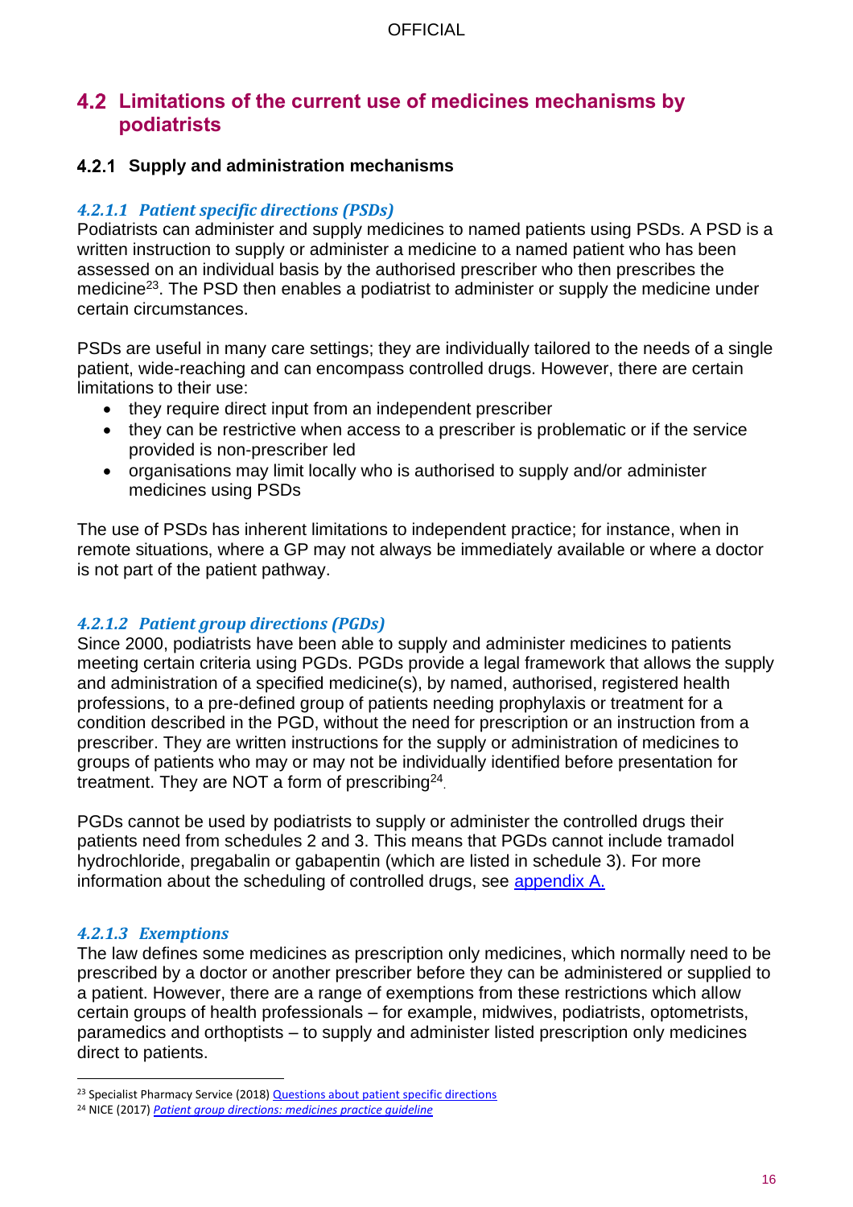## 4.2 Limitations of the current use of medicines mechanisms by podiatrists

### 4.2.1 Supply and administration mechanisms

#### *4.2.1.1 Patient specific directions (PSDs)*

Podiatrists can administer and supply medicines to named patients using PSDs. A PSD is a written instruction to supply or administer a medicine to a named patient who has been assessed on an individual basis by the authorised prescriber who then prescribes the medicine[23]. The PSD then enables a podiatrist to administer or supply the medicine under certain circumstances.

PSDs are useful in many care settings; they are individually tailored to the needs of a single patient, wide-reaching and can encompass controlled drugs. However, there are certain limitations to their use:

- they require direct input from an independent prescriber
- they can be restrictive when access to a prescriber is problematic or if the service provided is non-prescriber led
- organisations may limit locally who is authorised to supply and/or administer medicines using PSDs

The use of PSDs has inherent limitations to independent practice; for instance, when in remote situations, where a GP may not always be immediately available or where a doctor is not part of the patient pathway.

#### *4.2.1.2 Patient group directions (PGDs)*

Since 2000, podiatrists have been able to supply and administer medicines to patients meeting certain criteria using PGDs. PGDs provide a legal framework that allows the supply and administration of a specified medicine(s), by named, authorised, registered health professions, to a pre-defined group of patients needing prophylaxis or treatment for a condition described in the PGD, without the need for prescription or an instruction from a prescriber. They are written instructions for the supply or administration of medicines to groups of patients who may or may not be individually identified before presentation for treatment. They are NOT a form of prescribing[24].

PGDs cannot be used by podiatrists to supply or administer the controlled drugs their patients need from schedules 2 and 3. This means that PGDs cannot include tramadol hydrochloride, pregabalin or gabapentin (which are listed in schedule 3). For more information about the scheduling of controlled drugs, see appendix A.

#### *4.2.1.3 Exemptions*

The law defines some medicines as prescription only medicines, which normally need to be prescribed by a doctor or another prescriber before they can be administered or supplied to a patient. However, there are a range of exemptions from these restrictions which allow certain groups of health professionals – for example, midwives, podiatrists, optometrists, paramedics and orthoptists – to supply and administer listed prescription only medicines direct to patients.

---

[23] Specialist Pharmacy Service (2018) Questions about patient specific directions

[24] NICE (2017) *Patient group directions: medicines practice guideline*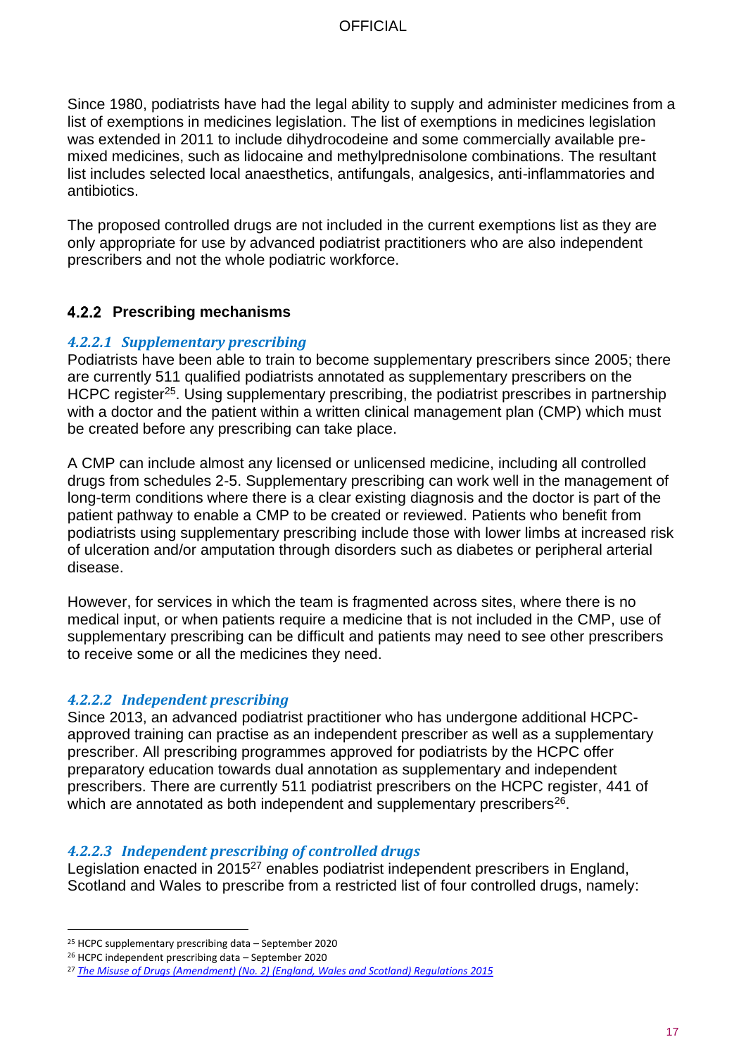Since 1980, podiatrists have had the legal ability to supply and administer medicines from a list of exemptions in medicines legislation. The list of exemptions in medicines legislation was extended in 2011 to include dihydrocodeine and some commercially available pre-mixed medicines, such as lidocaine and methylprednisolone combinations. The resultant list includes selected local anaesthetics, antifungals, analgesics, anti-inflammatories and antibiotics.

The proposed controlled drugs are not included in the current exemptions list as they are only appropriate for use by advanced podiatrist practitioners who are also independent prescribers and not the whole podiatric workforce.

### 4.2.2 Prescribing mechanisms

#### *4.2.2.1 Supplementary prescribing*

Podiatrists have been able to train to become supplementary prescribers since 2005; there are currently 511 qualified podiatrists annotated as supplementary prescribers on the HCPC register[25]. Using supplementary prescribing, the podiatrist prescribes in partnership with a doctor and the patient within a written clinical management plan (CMP) which must be created before any prescribing can take place.

A CMP can include almost any licensed or unlicensed medicine, including all controlled drugs from schedules 2-5. Supplementary prescribing can work well in the management of long-term conditions where there is a clear existing diagnosis and the doctor is part of the patient pathway to enable a CMP to be created or reviewed. Patients who benefit from podiatrists using supplementary prescribing include those with lower limbs at increased risk of ulceration and/or amputation through disorders such as diabetes or peripheral arterial disease.

However, for services in which the team is fragmented across sites, where there is no medical input, or when patients require a medicine that is not included in the CMP, use of supplementary prescribing can be difficult and patients may need to see other prescribers to receive some or all the medicines they need.

#### *4.2.2.2 Independent prescribing*

Since 2013, an advanced podiatrist practitioner who has undergone additional HCPC-approved training can practise as an independent prescriber as well as a supplementary prescriber. All prescribing programmes approved for podiatrists by the HCPC offer preparatory education towards dual annotation as supplementary and independent prescribers. There are currently 511 podiatrist prescribers on the HCPC register, 441 of which are annotated as both independent and supplementary prescribers[26].

#### *4.2.2.3 Independent prescribing of controlled drugs*

Legislation enacted in 2015[27] enables podiatrist independent prescribers in England, Scotland and Wales to prescribe from a restricted list of four controlled drugs, namely:

---

[25] HCPC supplementary prescribing data – September 2020

[26] HCPC independent prescribing data – September 2020

[27] *The Misuse of Drugs (Amendment) (No. 2) (England, Wales and Scotland) Regulations 2015*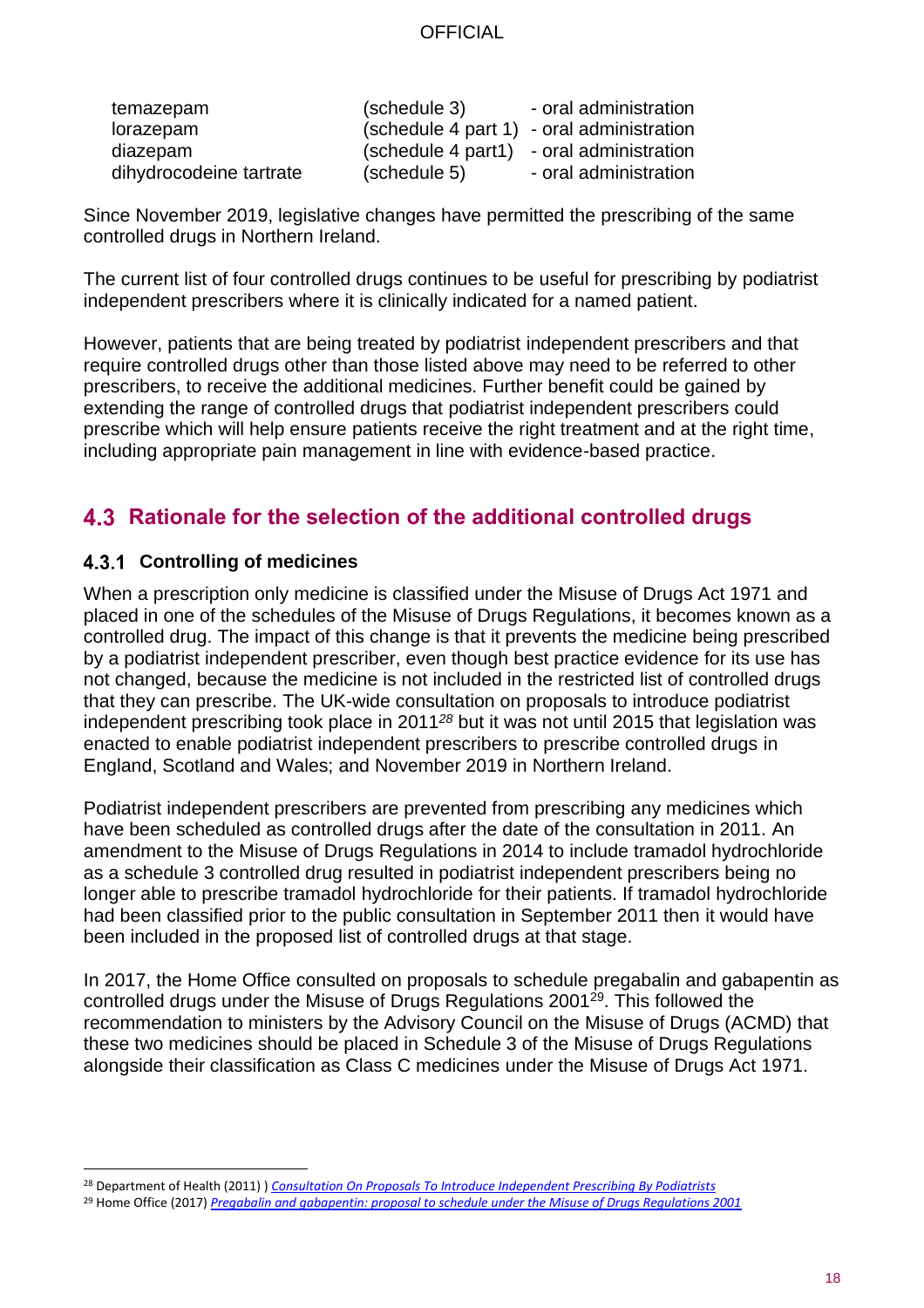| | | |
|---|---|---|
| temazepam | (schedule 3) | - oral administration |
| lorazepam | (schedule 4 part 1) | - oral administration |
| diazepam | (schedule 4 part1) | - oral administration |
| dihydrocodeine tartrate | (schedule 5) | - oral administration |

Since November 2019, legislative changes have permitted the prescribing of the same controlled drugs in Northern Ireland.

The current list of four controlled drugs continues to be useful for prescribing by podiatrist independent prescribers where it is clinically indicated for a named patient.

However, patients that are being treated by podiatrist independent prescribers and that require controlled drugs other than those listed above may need to be referred to other prescribers, to receive the additional medicines. Further benefit could be gained by extending the range of controlled drugs that podiatrist independent prescribers could prescribe which will help ensure patients receive the right treatment and at the right time, including appropriate pain management in line with evidence-based practice.

## 4.3 Rationale for the selection of the additional controlled drugs

### 4.3.1 Controlling of medicines

When a prescription only medicine is classified under the Misuse of Drugs Act 1971 and placed in one of the schedules of the Misuse of Drugs Regulations, it becomes known as a controlled drug. The impact of this change is that it prevents the medicine being prescribed by a podiatrist independent prescriber, even though best practice evidence for its use has not changed, because the medicine is not included in the restricted list of controlled drugs that they can prescribe. The UK-wide consultation on proposals to introduce podiatrist independent prescribing took place in 2011[28] but it was not until 2015 that legislation was enacted to enable podiatrist independent prescribers to prescribe controlled drugs in England, Scotland and Wales; and November 2019 in Northern Ireland.

Podiatrist independent prescribers are prevented from prescribing any medicines which have been scheduled as controlled drugs after the date of the consultation in 2011. An amendment to the Misuse of Drugs Regulations in 2014 to include tramadol hydrochloride as a schedule 3 controlled drug resulted in podiatrist independent prescribers being no longer able to prescribe tramadol hydrochloride for their patients. If tramadol hydrochloride had been classified prior to the public consultation in September 2011 then it would have been included in the proposed list of controlled drugs at that stage.

In 2017, the Home Office consulted on proposals to schedule pregabalin and gabapentin as controlled drugs under the Misuse of Drugs Regulations 2001[29]. This followed the recommendation to ministers by the Advisory Council on the Misuse of Drugs (ACMD) that these two medicines should be placed in Schedule 3 of the Misuse of Drugs Regulations alongside their classification as Class C medicines under the Misuse of Drugs Act 1971.

---

[28] Department of Health (2011) ) *Consultation On Proposals To Introduce Independent Prescribing By Podiatrists*

[29] Home Office (2017) *Pregabalin and gabapentin: proposal to schedule under the Misuse of Drugs Regulations 2001*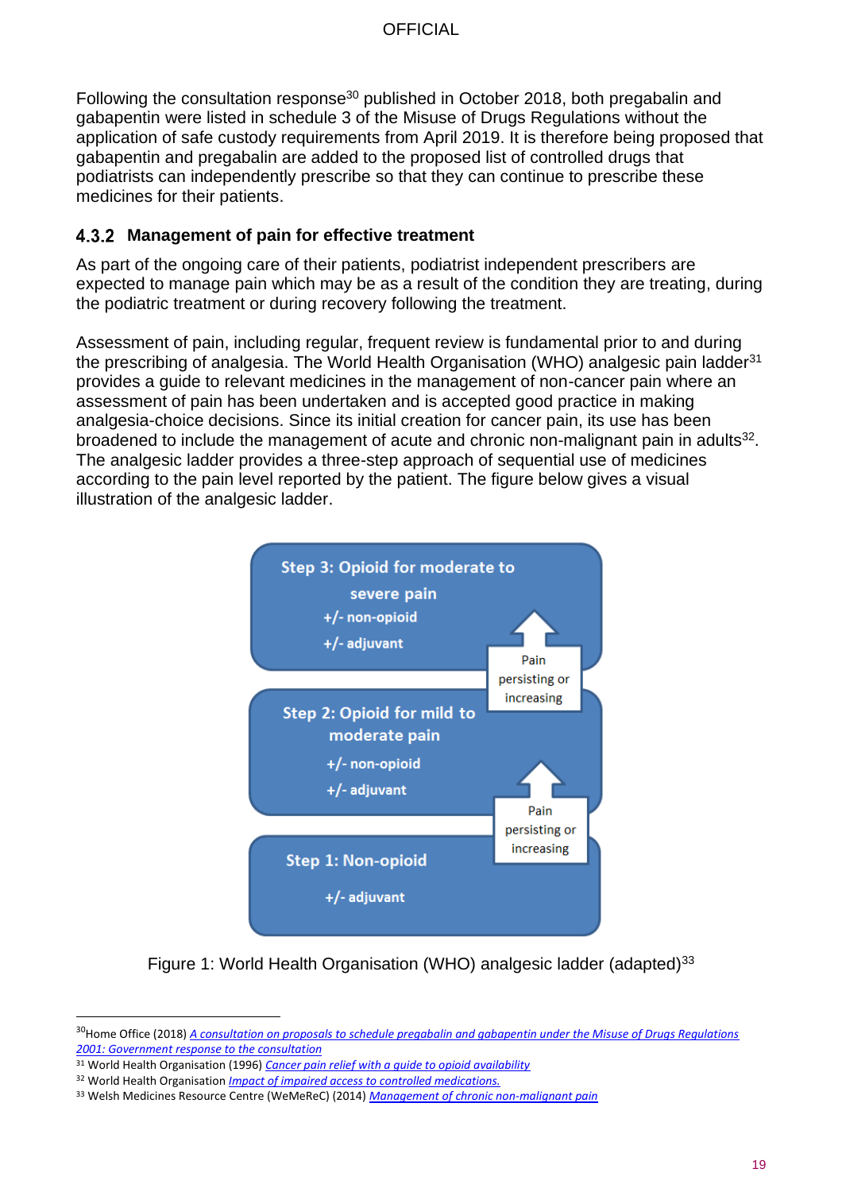Following the consultation response[30] published in October 2018, both pregabalin and gabapentin were listed in schedule 3 of the Misuse of Drugs Regulations without the application of safe custody requirements from April 2019. It is therefore being proposed that gabapentin and pregabalin are added to the proposed list of controlled drugs that podiatrists can independently prescribe so that they can continue to prescribe these medicines for their patients.

### 4.3.2 Management of pain for effective treatment

As part of the ongoing care of their patients, podiatrist independent prescribers are expected to manage pain which may be as a result of the condition they are treating, during the podiatric treatment or during recovery following the treatment.

Assessment of pain, including regular, frequent review is fundamental prior to and during the prescribing of analgesia. The World Health Organisation (WHO) analgesic pain ladder[31] provides a guide to relevant medicines in the management of non-cancer pain where an assessment of pain has been undertaken and is accepted good practice in making analgesia-choice decisions. Since its initial creation for cancer pain, its use has been broadened to include the management of acute and chronic non-malignant pain in adults[32]. The analgesic ladder provides a three-step approach of sequential use of medicines according to the pain level reported by the patient. The figure below gives a visual illustration of the analgesic ladder.

**Step 3: Opioid for moderate to severe pain**
+/- non-opioid
+/- adjuvant

Pain persisting or increasing ↑

**Step 2: Opioid for mild to moderate pain**
+/- non-opioid
+/- adjuvant

Pain persisting or increasing ↑

**Step 1: Non-opioid**
+/- adjuvant

Figure 1: World Health Organisation (WHO) analgesic ladder (adapted)[33]

---

[30] Home Office (2018) A consultation on proposals to schedule pregabalin and gabapentin under the Misuse of Drugs Regulations 2001: Government response to the consultation

[31] World Health Organisation (1996) Cancer pain relief with a guide to opioid availability

[32] World Health Organisation Impact of impaired access to controlled medications.

[33] Welsh Medicines Resource Centre (WeMeReC) (2014) Management of chronic non-malignant pain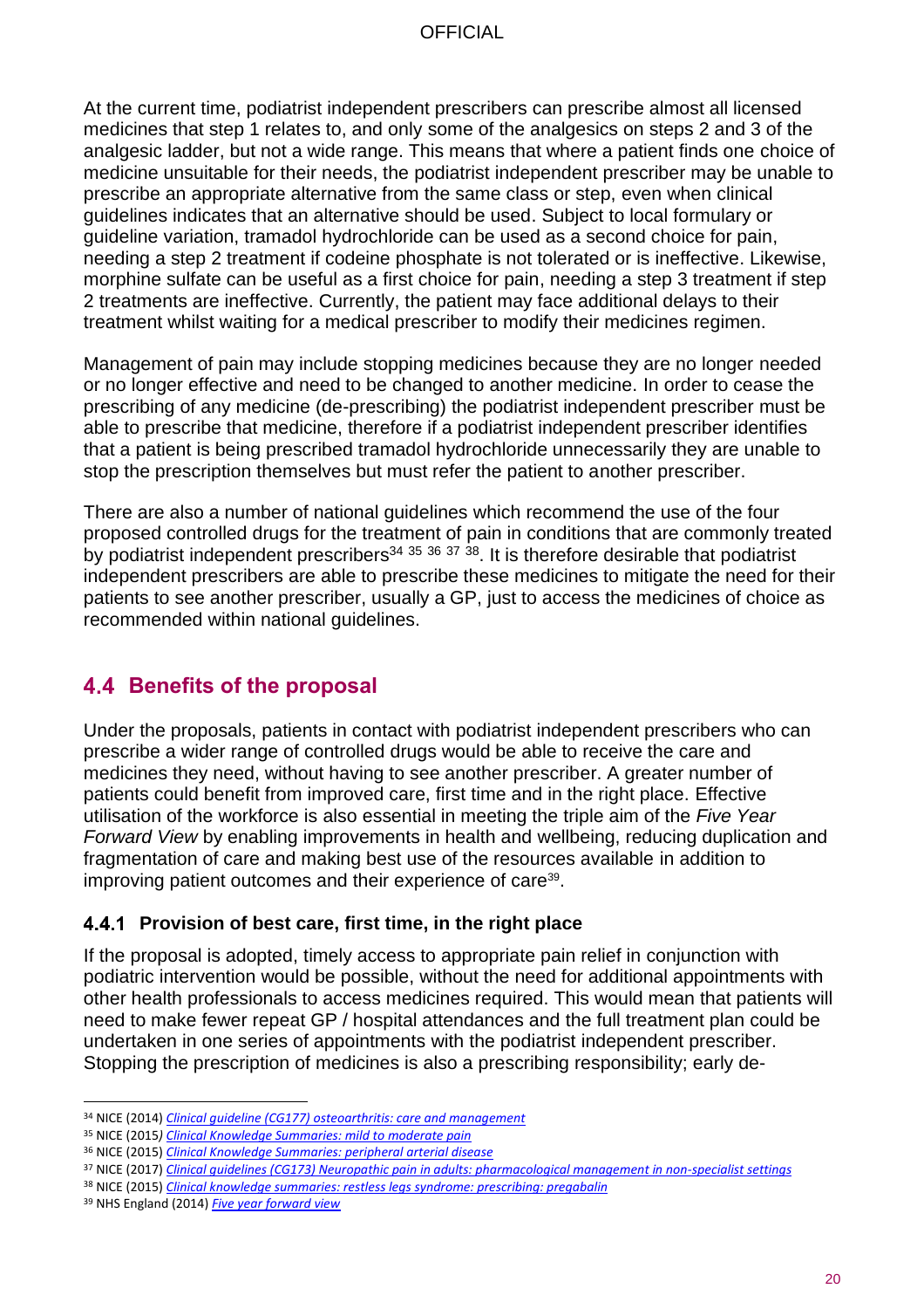At the current time, podiatrist independent prescribers can prescribe almost all licensed medicines that step 1 relates to, and only some of the analgesics on steps 2 and 3 of the analgesic ladder, but not a wide range. This means that where a patient finds one choice of medicine unsuitable for their needs, the podiatrist independent prescriber may be unable to prescribe an appropriate alternative from the same class or step, even when clinical guidelines indicates that an alternative should be used. Subject to local formulary or guideline variation, tramadol hydrochloride can be used as a second choice for pain, needing a step 2 treatment if codeine phosphate is not tolerated or is ineffective. Likewise, morphine sulfate can be useful as a first choice for pain, needing a step 3 treatment if step 2 treatments are ineffective. Currently, the patient may face additional delays to their treatment whilst waiting for a medical prescriber to modify their medicines regimen.

Management of pain may include stopping medicines because they are no longer needed or no longer effective and need to be changed to another medicine. In order to cease the prescribing of any medicine (de-prescribing) the podiatrist independent prescriber must be able to prescribe that medicine, therefore if a podiatrist independent prescriber identifies that a patient is being prescribed tramadol hydrochloride unnecessarily they are unable to stop the prescription themselves but must refer the patient to another prescriber.

There are also a number of national guidelines which recommend the use of the four proposed controlled drugs for the treatment of pain in conditions that are commonly treated by podiatrist independent prescribers[34] [35] [36] [37] [38]. It is therefore desirable that podiatrist independent prescribers are able to prescribe these medicines to mitigate the need for their patients to see another prescriber, usually a GP, just to access the medicines of choice as recommended within national guidelines.

## 4.4 Benefits of the proposal

Under the proposals, patients in contact with podiatrist independent prescribers who can prescribe a wider range of controlled drugs would be able to receive the care and medicines they need, without having to see another prescriber. A greater number of patients could benefit from improved care, first time and in the right place. Effective utilisation of the workforce is also essential in meeting the triple aim of the *Five Year Forward View* by enabling improvements in health and wellbeing, reducing duplication and fragmentation of care and making best use of the resources available in addition to improving patient outcomes and their experience of care[39].

### 4.4.1 Provision of best care, first time, in the right place

If the proposal is adopted, timely access to appropriate pain relief in conjunction with podiatric intervention would be possible, without the need for additional appointments with other health professionals to access medicines required. This would mean that patients will need to make fewer repeat GP / hospital attendances and the full treatment plan could be undertaken in one series of appointments with the podiatrist independent prescriber. Stopping the prescription of medicines is also a prescribing responsibility; early de-

---

[34] NICE (2014) *Clinical guideline (CG177) osteoarthritis: care and management*

[35] NICE (2015) *Clinical Knowledge Summaries: mild to moderate pain*

[36] NICE (2015) *Clinical Knowledge Summaries: peripheral arterial disease*

[37] NICE (2017) *Clinical guidelines (CG173) Neuropathic pain in adults: pharmacological management in non-specialist settings*

[38] NICE (2015) *Clinical knowledge summaries: restless legs syndrome: prescribing: pregabalin*

[39] NHS England (2014) *Five year forward view*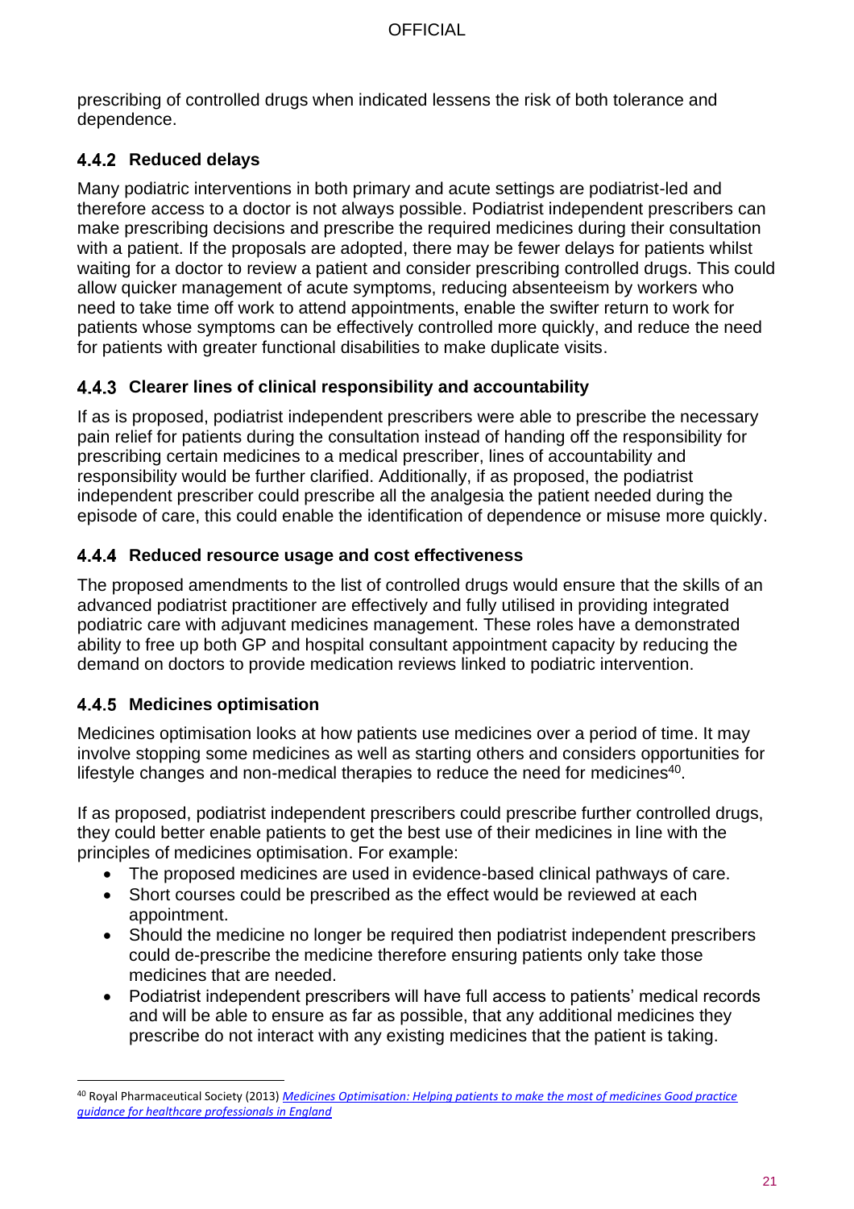prescribing of controlled drugs when indicated lessens the risk of both tolerance and dependence.

### 4.4.2 Reduced delays

Many podiatric interventions in both primary and acute settings are podiatrist-led and therefore access to a doctor is not always possible. Podiatrist independent prescribers can make prescribing decisions and prescribe the required medicines during their consultation with a patient. If the proposals are adopted, there may be fewer delays for patients whilst waiting for a doctor to review a patient and consider prescribing controlled drugs. This could allow quicker management of acute symptoms, reducing absenteeism by workers who need to take time off work to attend appointments, enable the swifter return to work for patients whose symptoms can be effectively controlled more quickly, and reduce the need for patients with greater functional disabilities to make duplicate visits.

### 4.4.3 Clearer lines of clinical responsibility and accountability

If as is proposed, podiatrist independent prescribers were able to prescribe the necessary pain relief for patients during the consultation instead of handing off the responsibility for prescribing certain medicines to a medical prescriber, lines of accountability and responsibility would be further clarified. Additionally, if as proposed, the podiatrist independent prescriber could prescribe all the analgesia the patient needed during the episode of care, this could enable the identification of dependence or misuse more quickly.

### 4.4.4 Reduced resource usage and cost effectiveness

The proposed amendments to the list of controlled drugs would ensure that the skills of an advanced podiatrist practitioner are effectively and fully utilised in providing integrated podiatric care with adjuvant medicines management. These roles have a demonstrated ability to free up both GP and hospital consultant appointment capacity by reducing the demand on doctors to provide medication reviews linked to podiatric intervention.

### 4.4.5 Medicines optimisation

Medicines optimisation looks at how patients use medicines over a period of time. It may involve stopping some medicines as well as starting others and considers opportunities for lifestyle changes and non-medical therapies to reduce the need for medicines[40].

If as proposed, podiatrist independent prescribers could prescribe further controlled drugs, they could better enable patients to get the best use of their medicines in line with the principles of medicines optimisation. For example:

- The proposed medicines are used in evidence-based clinical pathways of care.
- Short courses could be prescribed as the effect would be reviewed at each appointment.
- Should the medicine no longer be required then podiatrist independent prescribers could de-prescribe the medicine therefore ensuring patients only take those medicines that are needed.
- Podiatrist independent prescribers will have full access to patients' medical records and will be able to ensure as far as possible, that any additional medicines they prescribe do not interact with any existing medicines that the patient is taking.

---

[40] Royal Pharmaceutical Society (2013) *Medicines Optimisation: Helping patients to make the most of medicines Good practice guidance for healthcare professionals in England*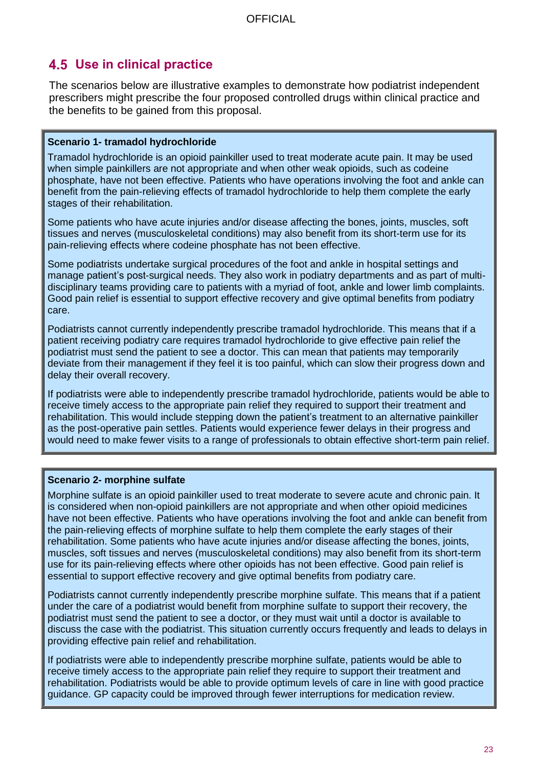## 4.5 Use in clinical practice

The scenarios below are illustrative examples to demonstrate how podiatrist independent prescribers might prescribe the four proposed controlled drugs within clinical practice and the benefits to be gained from this proposal.

**Scenario 1- tramadol hydrochloride**

Tramadol hydrochloride is an opioid painkiller used to treat moderate acute pain. It may be used when simple painkillers are not appropriate and when other weak opioids, such as codeine phosphate, have not been effective. Patients who have operations involving the foot and ankle can benefit from the pain-relieving effects of tramadol hydrochloride to help them complete the early stages of their rehabilitation.

Some patients who have acute injuries and/or disease affecting the bones, joints, muscles, soft tissues and nerves (musculoskeletal conditions) may also benefit from its short-term use for its pain-relieving effects where codeine phosphate has not been effective.

Some podiatrists undertake surgical procedures of the foot and ankle in hospital settings and manage patient's post-surgical needs. They also work in podiatry departments and as part of multi-disciplinary teams providing care to patients with a myriad of foot, ankle and lower limb complaints. Good pain relief is essential to support effective recovery and give optimal benefits from podiatry care.

Podiatrists cannot currently independently prescribe tramadol hydrochloride. This means that if a patient receiving podiatry care requires tramadol hydrochloride to give effective pain relief the podiatrist must send the patient to see a doctor. This can mean that patients may temporarily deviate from their management if they feel it is too painful, which can slow their progress down and delay their overall recovery.

If podiatrists were able to independently prescribe tramadol hydrochloride, patients would be able to receive timely access to the appropriate pain relief they required to support their treatment and rehabilitation. This would include stepping down the patient's treatment to an alternative painkiller as the post-operative pain settles. Patients would experience fewer delays in their progress and would need to make fewer visits to a range of professionals to obtain effective short-term pain relief.

**Scenario 2- morphine sulfate**

Morphine sulfate is an opioid painkiller used to treat moderate to severe acute and chronic pain. It is considered when non-opioid painkillers are not appropriate and when other opioid medicines have not been effective. Patients who have operations involving the foot and ankle can benefit from the pain-relieving effects of morphine sulfate to help them complete the early stages of their rehabilitation. Some patients who have acute injuries and/or disease affecting the bones, joints, muscles, soft tissues and nerves (musculoskeletal conditions) may also benefit from its short-term use for its pain-relieving effects where other opioids has not been effective. Good pain relief is essential to support effective recovery and give optimal benefits from podiatry care.

Podiatrists cannot currently independently prescribe morphine sulfate. This means that if a patient under the care of a podiatrist would benefit from morphine sulfate to support their recovery, the podiatrist must send the patient to see a doctor, or they must wait until a doctor is available to discuss the case with the podiatrist. This situation currently occurs frequently and leads to delays in providing effective pain relief and rehabilitation.

If podiatrists were able to independently prescribe morphine sulfate, patients would be able to receive timely access to the appropriate pain relief they require to support their treatment and rehabilitation. Podiatrists would be able to provide optimum levels of care in line with good practice guidance. GP capacity could be improved through fewer interruptions for medication review.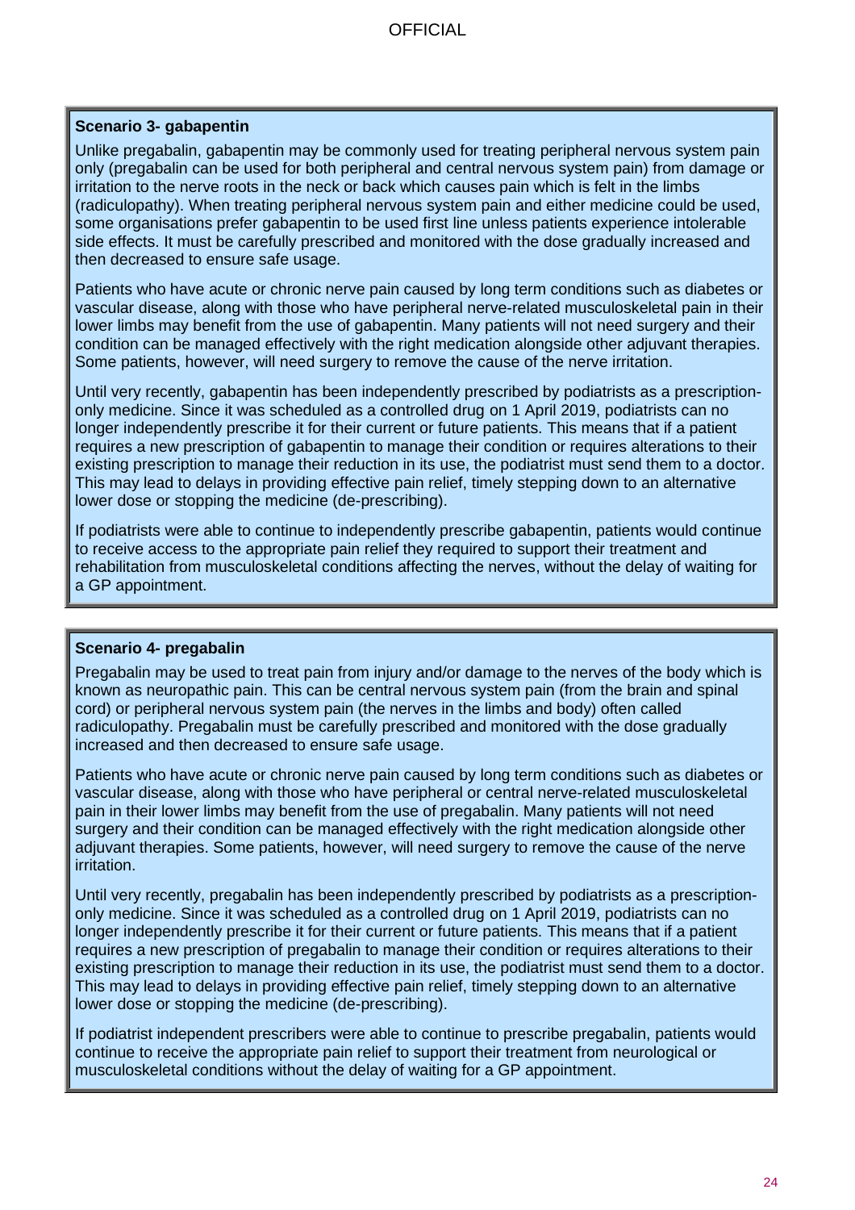**Scenario 3- gabapentin**

Unlike pregabalin, gabapentin may be commonly used for treating peripheral nervous system pain only (pregabalin can be used for both peripheral and central nervous system pain) from damage or irritation to the nerve roots in the neck or back which causes pain which is felt in the limbs (radiculopathy). When treating peripheral nervous system pain and either medicine could be used, some organisations prefer gabapentin to be used first line unless patients experience intolerable side effects. It must be carefully prescribed and monitored with the dose gradually increased and then decreased to ensure safe usage.

Patients who have acute or chronic nerve pain caused by long term conditions such as diabetes or vascular disease, along with those who have peripheral nerve-related musculoskeletal pain in their lower limbs may benefit from the use of gabapentin. Many patients will not need surgery and their condition can be managed effectively with the right medication alongside other adjuvant therapies. Some patients, however, will need surgery to remove the cause of the nerve irritation.

Until very recently, gabapentin has been independently prescribed by podiatrists as a prescription-only medicine. Since it was scheduled as a controlled drug on 1 April 2019, podiatrists can no longer independently prescribe it for their current or future patients. This means that if a patient requires a new prescription of gabapentin to manage their condition or requires alterations to their existing prescription to manage their reduction in its use, the podiatrist must send them to a doctor. This may lead to delays in providing effective pain relief, timely stepping down to an alternative lower dose or stopping the medicine (de-prescribing).

If podiatrists were able to continue to independently prescribe gabapentin, patients would continue to receive access to the appropriate pain relief they required to support their treatment and rehabilitation from musculoskeletal conditions affecting the nerves, without the delay of waiting for a GP appointment.

**Scenario 4- pregabalin**

Pregabalin may be used to treat pain from injury and/or damage to the nerves of the body which is known as neuropathic pain. This can be central nervous system pain (from the brain and spinal cord) or peripheral nervous system pain (the nerves in the limbs and body) often called radiculopathy. Pregabalin must be carefully prescribed and monitored with the dose gradually increased and then decreased to ensure safe usage.

Patients who have acute or chronic nerve pain caused by long term conditions such as diabetes or vascular disease, along with those who have peripheral or central nerve-related musculoskeletal pain in their lower limbs may benefit from the use of pregabalin. Many patients will not need surgery and their condition can be managed effectively with the right medication alongside other adjuvant therapies. Some patients, however, will need surgery to remove the cause of the nerve irritation.

Until very recently, pregabalin has been independently prescribed by podiatrists as a prescription-only medicine. Since it was scheduled as a controlled drug on 1 April 2019, podiatrists can no longer independently prescribe it for their current or future patients. This means that if a patient requires a new prescription of pregabalin to manage their condition or requires alterations to their existing prescription to manage their reduction in its use, the podiatrist must send them to a doctor. This may lead to delays in providing effective pain relief, timely stepping down to an alternative lower dose or stopping the medicine (de-prescribing).

If podiatrist independent prescribers were able to continue to prescribe pregabalin, patients would continue to receive the appropriate pain relief to support their treatment from neurological or musculoskeletal conditions without the delay of waiting for a GP appointment.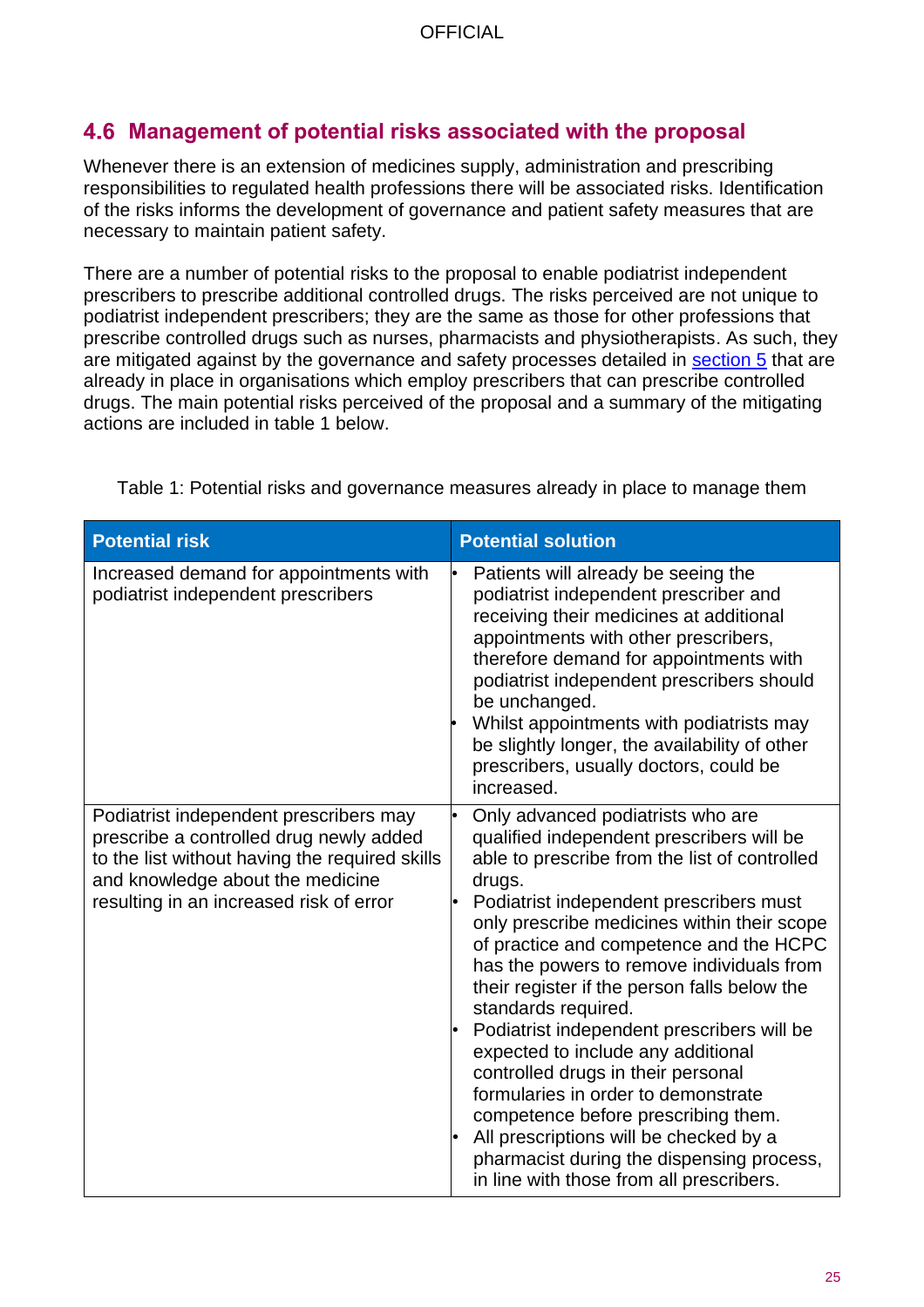## 4.6 Management of potential risks associated with the proposal

Whenever there is an extension of medicines supply, administration and prescribing responsibilities to regulated health professions there will be associated risks. Identification of the risks informs the development of governance and patient safety measures that are necessary to maintain patient safety.

There are a number of potential risks to the proposal to enable podiatrist independent prescribers to prescribe additional controlled drugs. The risks perceived are not unique to podiatrist independent prescribers; they are the same as those for other professions that prescribe controlled drugs such as nurses, pharmacists and physiotherapists. As such, they are mitigated against by the governance and safety processes detailed in section 5 that are already in place in organisations which employ prescribers that can prescribe controlled drugs. The main potential risks perceived of the proposal and a summary of the mitigating actions are included in table 1 below.

Table 1: Potential risks and governance measures already in place to manage them

| Potential risk | Potential solution |
| --- | --- |
| Increased demand for appointments with podiatrist independent prescribers | • Patients will already be seeing the podiatrist independent prescriber and receiving their medicines at additional appointments with other prescribers, therefore demand for appointments with podiatrist independent prescribers should be unchanged.<br>• Whilst appointments with podiatrists may be slightly longer, the availability of other prescribers, usually doctors, could be increased. |
| Podiatrist independent prescribers may prescribe a controlled drug newly added to the list without having the required skills and knowledge about the medicine resulting in an increased risk of error | • Only advanced podiatrists who are qualified independent prescribers will be able to prescribe from the list of controlled drugs.<br>• Podiatrist independent prescribers must only prescribe medicines within their scope of practice and competence and the HCPC has the powers to remove individuals from their register if the person falls below the standards required.<br>• Podiatrist independent prescribers will be expected to include any additional controlled drugs in their personal formularies in order to demonstrate competence before prescribing them.<br>• All prescriptions will be checked by a pharmacist during the dispensing process, in line with those from all prescribers. |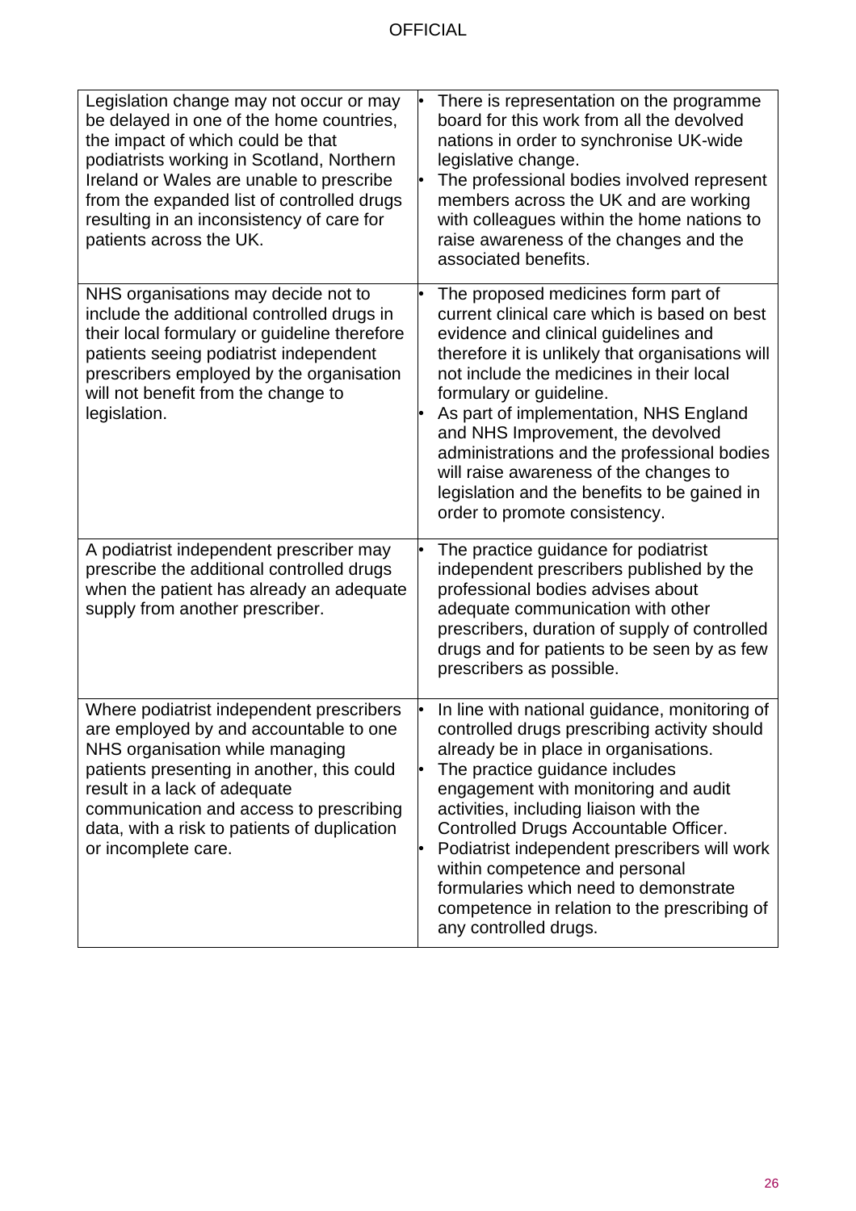| | |
|---|---|
| Legislation change may not occur or may be delayed in one of the home countries, the impact of which could be that podiatrists working in Scotland, Northern Ireland or Wales are unable to prescribe from the expanded list of controlled drugs resulting in an inconsistency of care for patients across the UK. | • There is representation on the programme board for this work from all the devolved nations in order to synchronise UK-wide legislative change.<br>• The professional bodies involved represent members across the UK and are working with colleagues within the home nations to raise awareness of the changes and the associated benefits. |
| NHS organisations may decide not to include the additional controlled drugs in their local formulary or guideline therefore patients seeing podiatrist independent prescribers employed by the organisation will not benefit from the change to legislation. | • The proposed medicines form part of current clinical care which is based on best evidence and clinical guidelines and therefore it is unlikely that organisations will not include the medicines in their local formulary or guideline.<br>• As part of implementation, NHS England and NHS Improvement, the devolved administrations and the professional bodies will raise awareness of the changes to legislation and the benefits to be gained in order to promote consistency. |
| A podiatrist independent prescriber may prescribe the additional controlled drugs when the patient has already an adequate supply from another prescriber. | • The practice guidance for podiatrist independent prescribers published by the professional bodies advises about adequate communication with other prescribers, duration of supply of controlled drugs and for patients to be seen by as few prescribers as possible. |
| Where podiatrist independent prescribers are employed by and accountable to one NHS organisation while managing patients presenting in another, this could result in a lack of adequate communication and access to prescribing data, with a risk to patients of duplication or incomplete care. | • In line with national guidance, monitoring of controlled drugs prescribing activity should already be in place in organisations.<br>• The practice guidance includes engagement with monitoring and audit activities, including liaison with the Controlled Drugs Accountable Officer.<br>• Podiatrist independent prescribers will work within competence and personal formularies which need to demonstrate competence in relation to the prescribing of any controlled drugs. |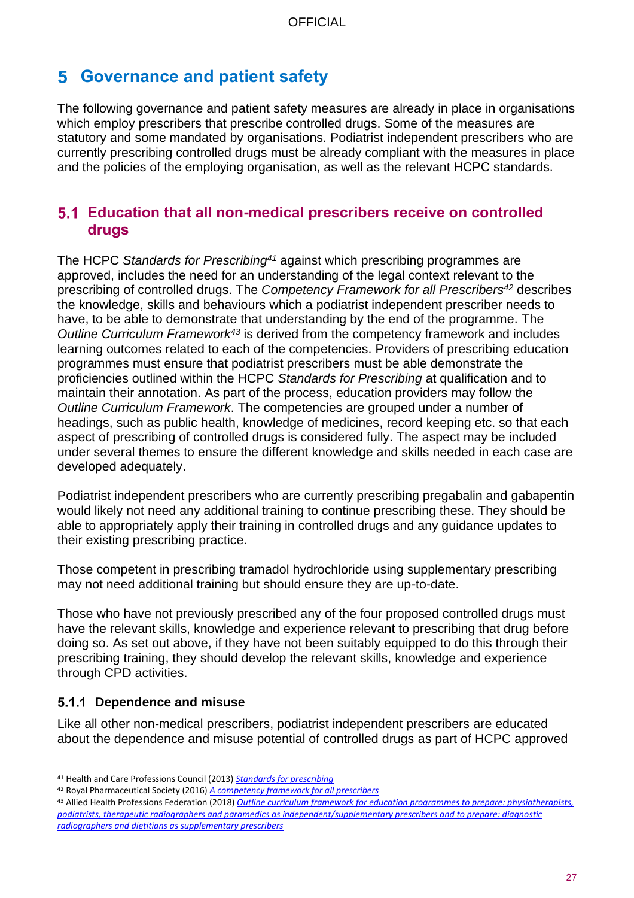# 5 Governance and patient safety

The following governance and patient safety measures are already in place in organisations which employ prescribers that prescribe controlled drugs. Some of the measures are statutory and some mandated by organisations. Podiatrist independent prescribers who are currently prescribing controlled drugs must be already compliant with the measures in place and the policies of the employing organisation, as well as the relevant HCPC standards.

## 5.1 Education that all non-medical prescribers receive on controlled drugs

The HCPC *Standards for Prescribing*[41] against which prescribing programmes are approved, includes the need for an understanding of the legal context relevant to the prescribing of controlled drugs. The *Competency Framework for all Prescribers*[42] describes the knowledge, skills and behaviours which a podiatrist independent prescriber needs to have, to be able to demonstrate that understanding by the end of the programme. The *Outline Curriculum Framework*[43] is derived from the competency framework and includes learning outcomes related to each of the competencies. Providers of prescribing education programmes must ensure that podiatrist prescribers must be able demonstrate the proficiencies outlined within the HCPC *Standards for Prescribing* at qualification and to maintain their annotation. As part of the process, education providers may follow the *Outline Curriculum Framework*. The competencies are grouped under a number of headings, such as public health, knowledge of medicines, record keeping etc. so that each aspect of prescribing of controlled drugs is considered fully. The aspect may be included under several themes to ensure the different knowledge and skills needed in each case are developed adequately.

Podiatrist independent prescribers who are currently prescribing pregabalin and gabapentin would likely not need any additional training to continue prescribing these. They should be able to appropriately apply their training in controlled drugs and any guidance updates to their existing prescribing practice.

Those competent in prescribing tramadol hydrochloride using supplementary prescribing may not need additional training but should ensure they are up-to-date.

Those who have not previously prescribed any of the four proposed controlled drugs must have the relevant skills, knowledge and experience relevant to prescribing that drug before doing so. As set out above, if they have not been suitably equipped to do this through their prescribing training, they should develop the relevant skills, knowledge and experience through CPD activities.

### 5.1.1 Dependence and misuse

Like all other non-medical prescribers, podiatrist independent prescribers are educated about the dependence and misuse potential of controlled drugs as part of HCPC approved

---

[41] Health and Care Professions Council (2013) *Standards for prescribing*

[42] Royal Pharmaceutical Society (2016) *A competency framework for all prescribers*

[43] Allied Health Professions Federation (2018) *Outline curriculum framework for education programmes to prepare: physiotherapists, podiatrists, therapeutic radiographers and paramedics as independent/supplementary prescribers and to prepare: diagnostic radiographers and dietitians as supplementary prescribers*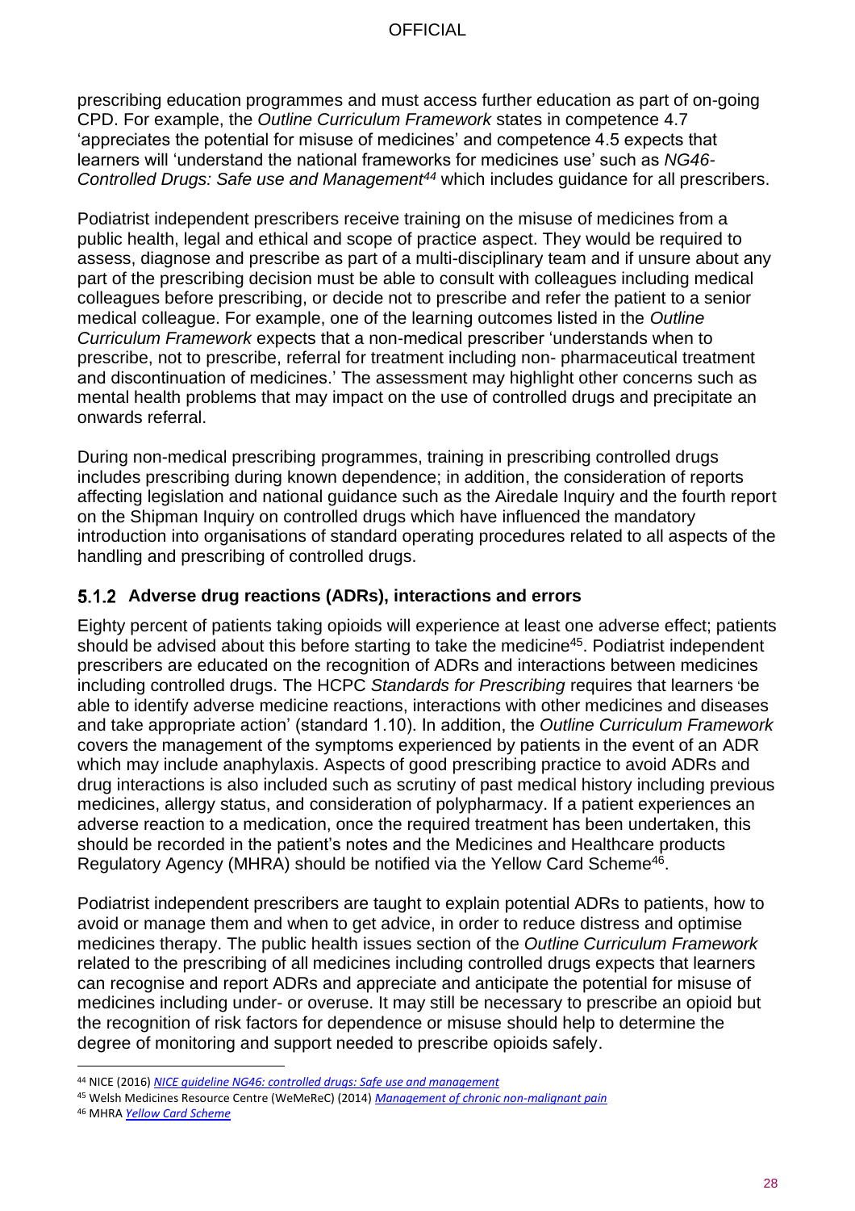prescribing education programmes and must access further education as part of on-going CPD. For example, the *Outline Curriculum Framework* states in competence 4.7 'appreciates the potential for misuse of medicines' and competence 4.5 expects that learners will 'understand the national frameworks for medicines use' such as *NG46-Controlled Drugs: Safe use and Management*[44] which includes guidance for all prescribers.

Podiatrist independent prescribers receive training on the misuse of medicines from a public health, legal and ethical and scope of practice aspect. They would be required to assess, diagnose and prescribe as part of a multi-disciplinary team and if unsure about any part of the prescribing decision must be able to consult with colleagues including medical colleagues before prescribing, or decide not to prescribe and refer the patient to a senior medical colleague. For example, one of the learning outcomes listed in the *Outline Curriculum Framework* expects that a non-medical prescriber 'understands when to prescribe, not to prescribe, referral for treatment including non- pharmaceutical treatment and discontinuation of medicines.' The assessment may highlight other concerns such as mental health problems that may impact on the use of controlled drugs and precipitate an onwards referral.

During non-medical prescribing programmes, training in prescribing controlled drugs includes prescribing during known dependence; in addition, the consideration of reports affecting legislation and national guidance such as the Airedale Inquiry and the fourth report on the Shipman Inquiry on controlled drugs which have influenced the mandatory introduction into organisations of standard operating procedures related to all aspects of the handling and prescribing of controlled drugs.

### 5.1.2 Adverse drug reactions (ADRs), interactions and errors

Eighty percent of patients taking opioids will experience at least one adverse effect; patients should be advised about this before starting to take the medicine[45]. Podiatrist independent prescribers are educated on the recognition of ADRs and interactions between medicines including controlled drugs. The HCPC *Standards for Prescribing* requires that learners 'be able to identify adverse medicine reactions, interactions with other medicines and diseases and take appropriate action' (standard 1.10). In addition, the *Outline Curriculum Framework* covers the management of the symptoms experienced by patients in the event of an ADR which may include anaphylaxis. Aspects of good prescribing practice to avoid ADRs and drug interactions is also included such as scrutiny of past medical history including previous medicines, allergy status, and consideration of polypharmacy. If a patient experiences an adverse reaction to a medication, once the required treatment has been undertaken, this should be recorded in the patient's notes and the Medicines and Healthcare products Regulatory Agency (MHRA) should be notified via the Yellow Card Scheme[46].

Podiatrist independent prescribers are taught to explain potential ADRs to patients, how to avoid or manage them and when to get advice, in order to reduce distress and optimise medicines therapy. The public health issues section of the *Outline Curriculum Framework* related to the prescribing of all medicines including controlled drugs expects that learners can recognise and report ADRs and appreciate and anticipate the potential for misuse of medicines including under- or overuse. It may still be necessary to prescribe an opioid but the recognition of risk factors for dependence or misuse should help to determine the degree of monitoring and support needed to prescribe opioids safely.

---

[44] NICE (2016) *NICE guideline NG46: controlled drugs: Safe use and management*

[45] Welsh Medicines Resource Centre (WeMeReC) (2014) *Management of chronic non-malignant pain*

[46] MHRA *Yellow Card Scheme*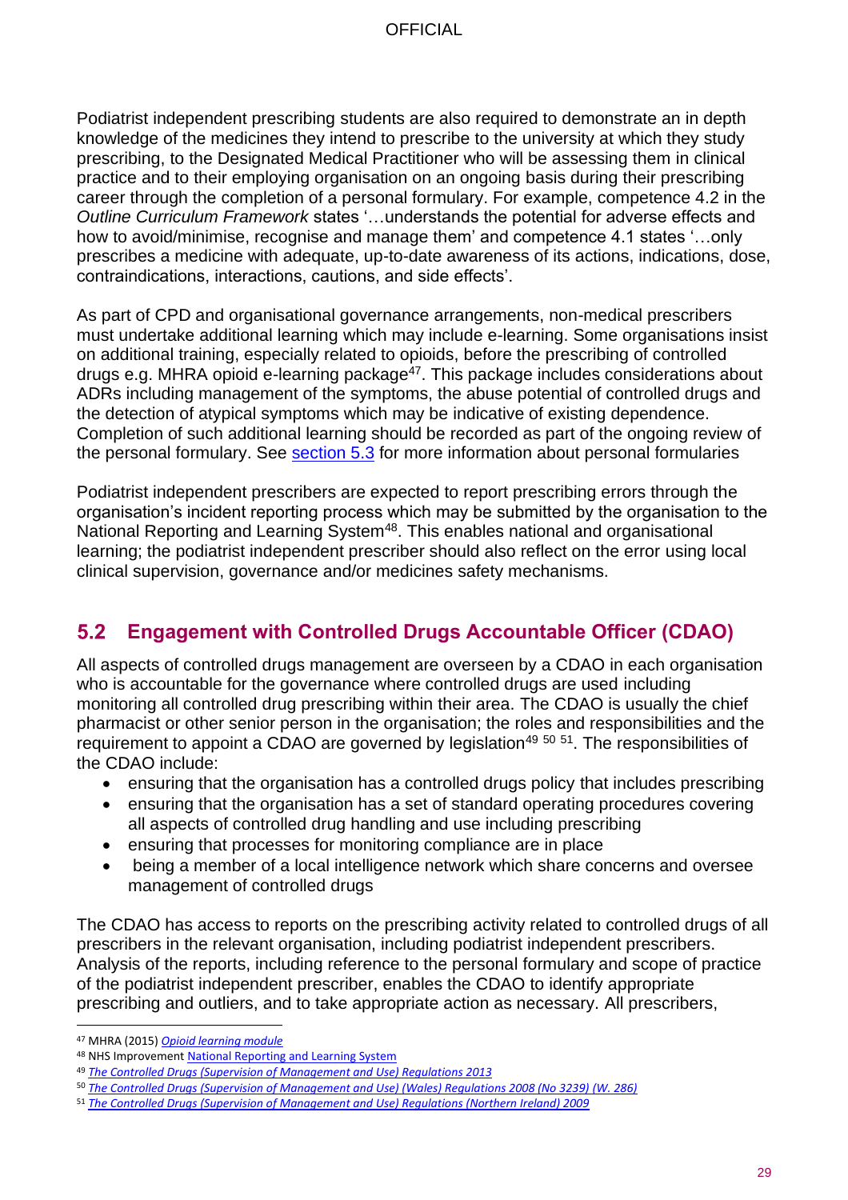Podiatrist independent prescribing students are also required to demonstrate an in depth knowledge of the medicines they intend to prescribe to the university at which they study prescribing, to the Designated Medical Practitioner who will be assessing them in clinical practice and to their employing organisation on an ongoing basis during their prescribing career through the completion of a personal formulary. For example, competence 4.2 in the *Outline Curriculum Framework* states '…understands the potential for adverse effects and how to avoid/minimise, recognise and manage them' and competence 4.1 states '…only prescribes a medicine with adequate, up-to-date awareness of its actions, indications, dose, contraindications, interactions, cautions, and side effects'.

As part of CPD and organisational governance arrangements, non-medical prescribers must undertake additional learning which may include e-learning. Some organisations insist on additional training, especially related to opioids, before the prescribing of controlled drugs e.g. MHRA opioid e-learning package[47]. This package includes considerations about ADRs including management of the symptoms, the abuse potential of controlled drugs and the detection of atypical symptoms which may be indicative of existing dependence. Completion of such additional learning should be recorded as part of the ongoing review of the personal formulary. See section 5.3 for more information about personal formularies

Podiatrist independent prescribers are expected to report prescribing errors through the organisation's incident reporting process which may be submitted by the organisation to the National Reporting and Learning System[48]. This enables national and organisational learning; the podiatrist independent prescriber should also reflect on the error using local clinical supervision, governance and/or medicines safety mechanisms.

## 5.2 Engagement with Controlled Drugs Accountable Officer (CDAO)

All aspects of controlled drugs management are overseen by a CDAO in each organisation who is accountable for the governance where controlled drugs are used including monitoring all controlled drug prescribing within their area. The CDAO is usually the chief pharmacist or other senior person in the organisation; the roles and responsibilities and the requirement to appoint a CDAO are governed by legislation[49 50 51]. The responsibilities of the CDAO include:

- ensuring that the organisation has a controlled drugs policy that includes prescribing
- ensuring that the organisation has a set of standard operating procedures covering all aspects of controlled drug handling and use including prescribing
- ensuring that processes for monitoring compliance are in place
- being a member of a local intelligence network which share concerns and oversee management of controlled drugs

The CDAO has access to reports on the prescribing activity related to controlled drugs of all prescribers in the relevant organisation, including podiatrist independent prescribers. Analysis of the reports, including reference to the personal formulary and scope of practice of the podiatrist independent prescriber, enables the CDAO to identify appropriate prescribing and outliers, and to take appropriate action as necessary. All prescribers,

---

[47] MHRA (2015) *Opioid learning module*

[48] NHS Improvement National Reporting and Learning System

[49] *The Controlled Drugs (Supervision of Management and Use) Regulations 2013*

[50] *The Controlled Drugs (Supervision of Management and Use) (Wales) Regulations 2008 (No 3239) (W. 286)*

[51] *The Controlled Drugs (Supervision of Management and Use) Regulations (Northern Ireland) 2009*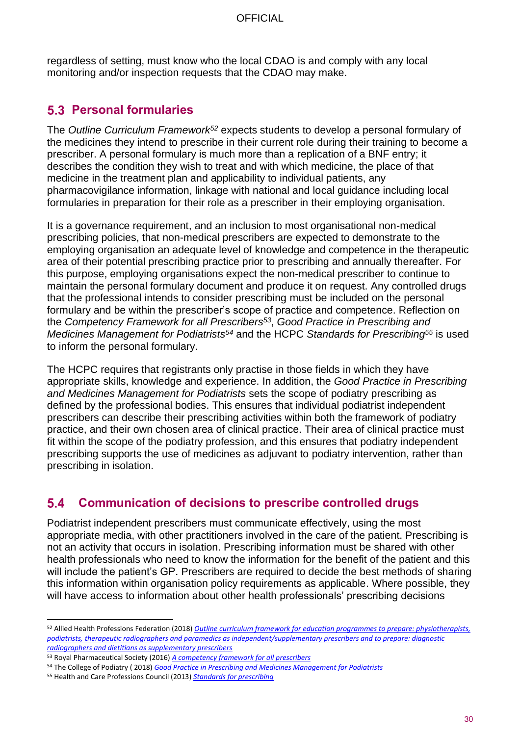regardless of setting, must know who the local CDAO is and comply with any local monitoring and/or inspection requests that the CDAO may make.

## 5.3 Personal formularies

The *Outline Curriculum Framework*[52] expects students to develop a personal formulary of the medicines they intend to prescribe in their current role during their training to become a prescriber. A personal formulary is much more than a replication of a BNF entry; it describes the condition they wish to treat and with which medicine, the place of that medicine in the treatment plan and applicability to individual patients, any pharmacovigilance information, linkage with national and local guidance including local formularies in preparation for their role as a prescriber in their employing organisation.

It is a governance requirement, and an inclusion to most organisational non-medical prescribing policies, that non-medical prescribers are expected to demonstrate to the employing organisation an adequate level of knowledge and competence in the therapeutic area of their potential prescribing practice prior to prescribing and annually thereafter. For this purpose, employing organisations expect the non-medical prescriber to continue to maintain the personal formulary document and produce it on request. Any controlled drugs that the professional intends to consider prescribing must be included on the personal formulary and be within the prescriber's scope of practice and competence. Reflection on the *Competency Framework for all Prescribers*[53], *Good Practice in Prescribing and Medicines Management for Podiatrists*[54] and the HCPC *Standards for Prescribing*[55] is used to inform the personal formulary.

The HCPC requires that registrants only practise in those fields in which they have appropriate skills, knowledge and experience. In addition, the *Good Practice in Prescribing and Medicines Management for Podiatrists* sets the scope of podiatry prescribing as defined by the professional bodies. This ensures that individual podiatrist independent prescribers can describe their prescribing activities within both the framework of podiatry practice, and their own chosen area of clinical practice. Their area of clinical practice must fit within the scope of the podiatry profession, and this ensures that podiatry independent prescribing supports the use of medicines as adjuvant to podiatry intervention, rather than prescribing in isolation.

## 5.4 Communication of decisions to prescribe controlled drugs

Podiatrist independent prescribers must communicate effectively, using the most appropriate media, with other practitioners involved in the care of the patient. Prescribing is not an activity that occurs in isolation. Prescribing information must be shared with other health professionals who need to know the information for the benefit of the patient and this will include the patient's GP. Prescribers are required to decide the best methods of sharing this information within organisation policy requirements as applicable. Where possible, they will have access to information about other health professionals' prescribing decisions

---

[52] Allied Health Professions Federation (2018) *Outline curriculum framework for education programmes to prepare: physiotherapists, podiatrists, therapeutic radiographers and paramedics as independent/supplementary prescribers and to prepare: diagnostic radiographers and dietitians as supplementary prescribers*

[53] Royal Pharmaceutical Society (2016) *A competency framework for all prescribers*

[54] The College of Podiatry ( 2018) *Good Practice in Prescribing and Medicines Management for Podiatrists*

[55] Health and Care Professions Council (2013) *Standards for prescribing*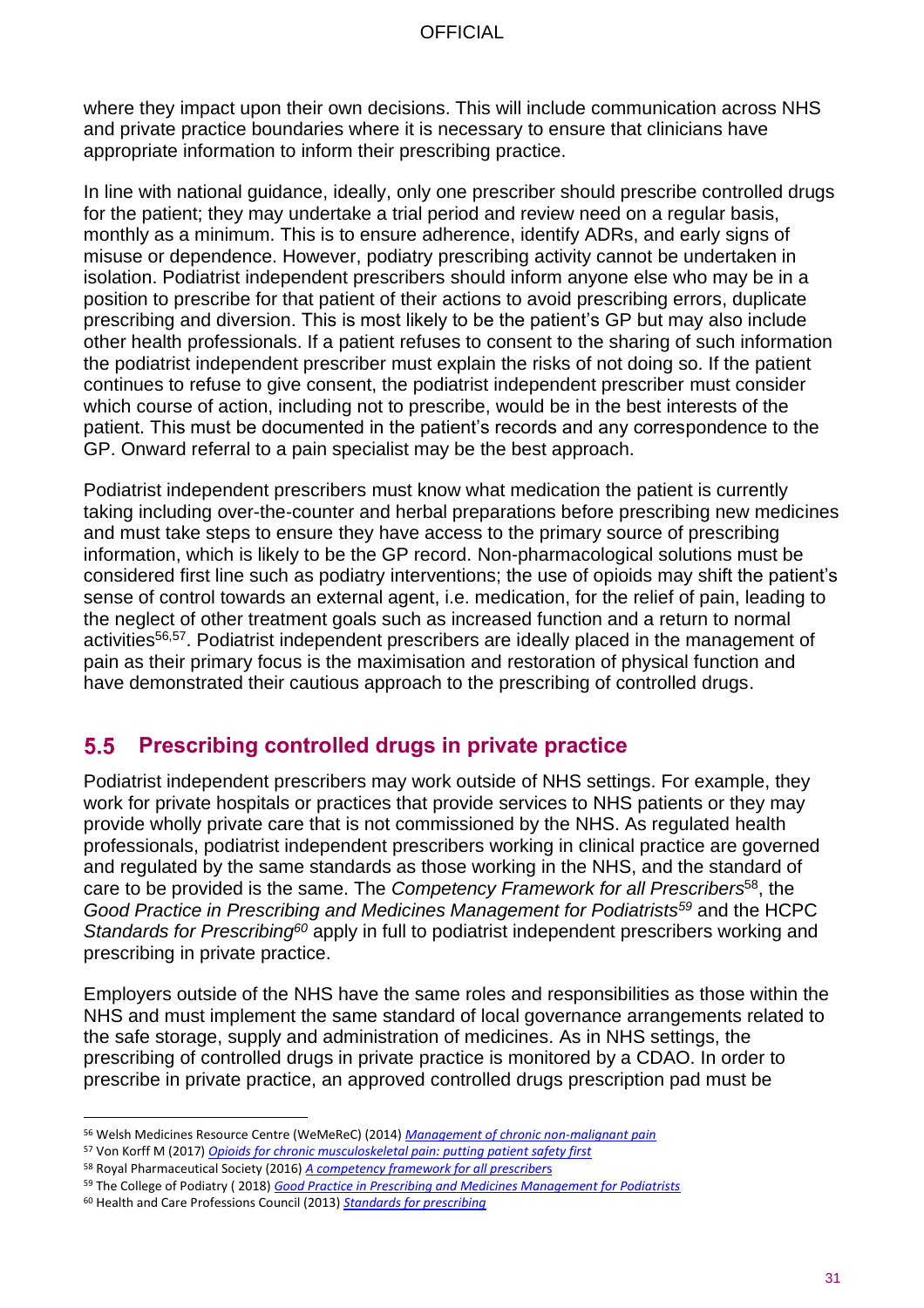where they impact upon their own decisions. This will include communication across NHS and private practice boundaries where it is necessary to ensure that clinicians have appropriate information to inform their prescribing practice.

In line with national guidance, ideally, only one prescriber should prescribe controlled drugs for the patient; they may undertake a trial period and review need on a regular basis, monthly as a minimum. This is to ensure adherence, identify ADRs, and early signs of misuse or dependence. However, podiatry prescribing activity cannot be undertaken in isolation. Podiatrist independent prescribers should inform anyone else who may be in a position to prescribe for that patient of their actions to avoid prescribing errors, duplicate prescribing and diversion. This is most likely to be the patient's GP but may also include other health professionals. If a patient refuses to consent to the sharing of such information the podiatrist independent prescriber must explain the risks of not doing so. If the patient continues to refuse to give consent, the podiatrist independent prescriber must consider which course of action, including not to prescribe, would be in the best interests of the patient. This must be documented in the patient's records and any correspondence to the GP. Onward referral to a pain specialist may be the best approach.

Podiatrist independent prescribers must know what medication the patient is currently taking including over-the-counter and herbal preparations before prescribing new medicines and must take steps to ensure they have access to the primary source of prescribing information, which is likely to be the GP record. Non-pharmacological solutions must be considered first line such as podiatry interventions; the use of opioids may shift the patient's sense of control towards an external agent, i.e. medication, for the relief of pain, leading to the neglect of other treatment goals such as increased function and a return to normal activities[56,57]. Podiatrist independent prescribers are ideally placed in the management of pain as their primary focus is the maximisation and restoration of physical function and have demonstrated their cautious approach to the prescribing of controlled drugs.

## 5.5 Prescribing controlled drugs in private practice

Podiatrist independent prescribers may work outside of NHS settings. For example, they work for private hospitals or practices that provide services to NHS patients or they may provide wholly private care that is not commissioned by the NHS. As regulated health professionals, podiatrist independent prescribers working in clinical practice are governed and regulated by the same standards as those working in the NHS, and the standard of care to be provided is the same. The *Competency Framework for all Prescribers*[58], the *Good Practice in Prescribing and Medicines Management for Podiatrists*[59] and the HCPC *Standards for Prescribing*[60] apply in full to podiatrist independent prescribers working and prescribing in private practice.

Employers outside of the NHS have the same roles and responsibilities as those within the NHS and must implement the same standard of local governance arrangements related to the safe storage, supply and administration of medicines. As in NHS settings, the prescribing of controlled drugs in private practice is monitored by a CDAO. In order to prescribe in private practice, an approved controlled drugs prescription pad must be

---

[56] Welsh Medicines Resource Centre (WeMeReC) (2014) *Management of chronic non-malignant pain*

[57] Von Korff M (2017) *Opioids for chronic musculoskeletal pain: putting patient safety first*

[58] Royal Pharmaceutical Society (2016) *A competency framework for all prescribers*

[59] The College of Podiatry ( 2018) *Good Practice in Prescribing and Medicines Management for Podiatrists*

[60] Health and Care Professions Council (2013) *Standards for prescribing*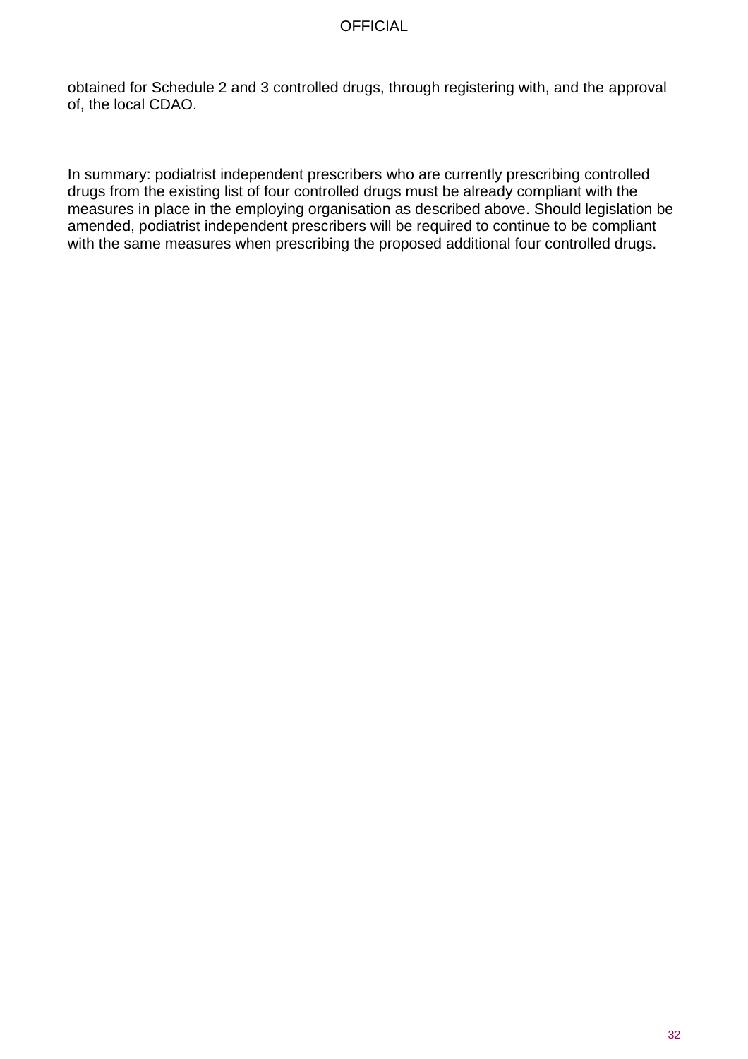obtained for Schedule 2 and 3 controlled drugs, through registering with, and the approval of, the local CDAO.

In summary: podiatrist independent prescribers who are currently prescribing controlled drugs from the existing list of four controlled drugs must be already compliant with the measures in place in the employing organisation as described above. Should legislation be amended, podiatrist independent prescribers will be required to continue to be compliant with the same measures when prescribing the proposed additional four controlled drugs.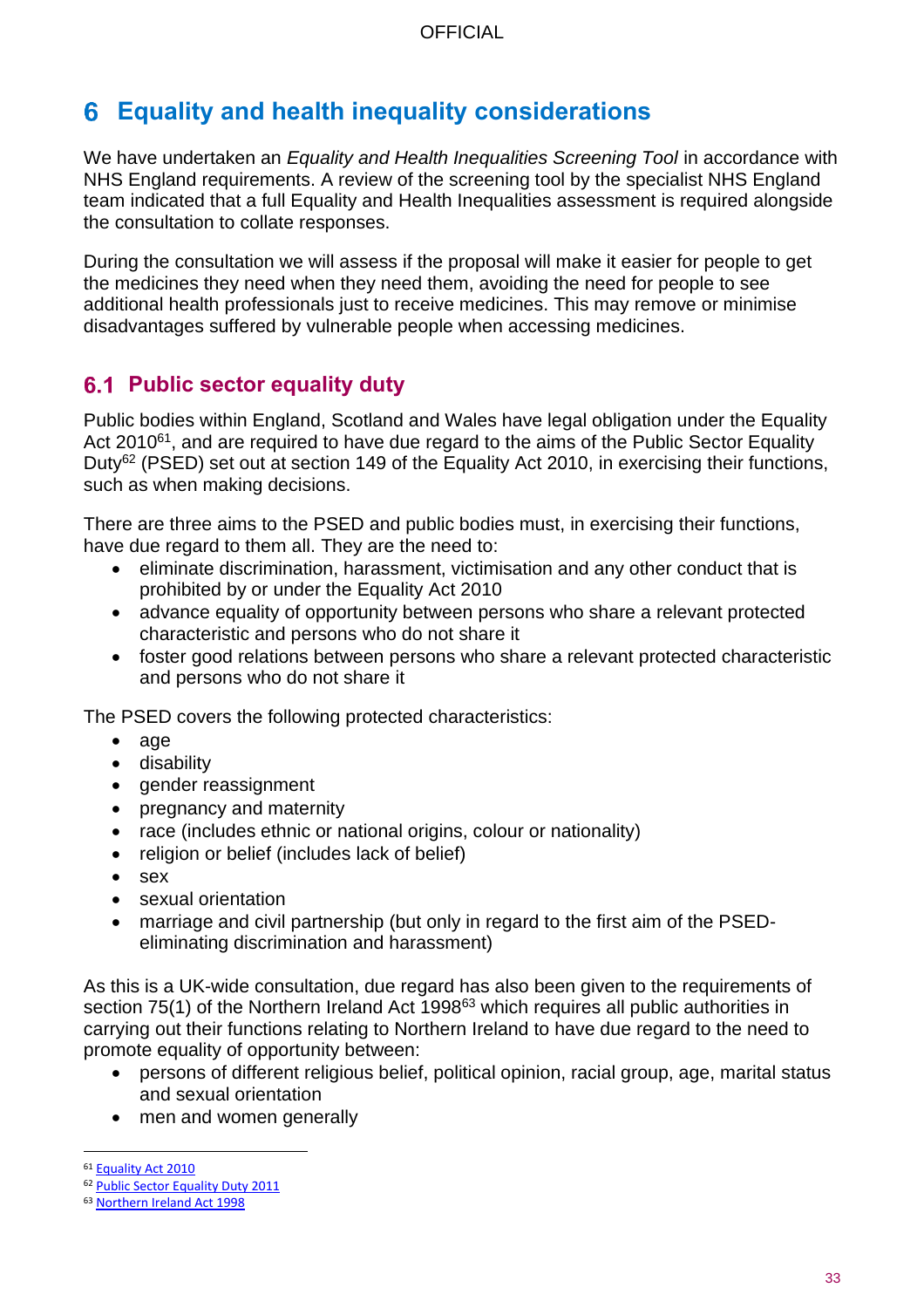# 6 Equality and health inequality considerations

We have undertaken an *Equality and Health Inequalities Screening Tool* in accordance with NHS England requirements. A review of the screening tool by the specialist NHS England team indicated that a full Equality and Health Inequalities assessment is required alongside the consultation to collate responses.

During the consultation we will assess if the proposal will make it easier for people to get the medicines they need when they need them, avoiding the need for people to see additional health professionals just to receive medicines. This may remove or minimise disadvantages suffered by vulnerable people when accessing medicines.

## 6.1 Public sector equality duty

Public bodies within England, Scotland and Wales have legal obligation under the Equality Act 2010[61], and are required to have due regard to the aims of the Public Sector Equality Duty[62] (PSED) set out at section 149 of the Equality Act 2010, in exercising their functions, such as when making decisions.

There are three aims to the PSED and public bodies must, in exercising their functions, have due regard to them all. They are the need to:

- eliminate discrimination, harassment, victimisation and any other conduct that is prohibited by or under the Equality Act 2010
- advance equality of opportunity between persons who share a relevant protected characteristic and persons who do not share it
- foster good relations between persons who share a relevant protected characteristic and persons who do not share it

The PSED covers the following protected characteristics:

- age
- disability
- gender reassignment
- pregnancy and maternity
- race (includes ethnic or national origins, colour or nationality)
- religion or belief (includes lack of belief)
- sex
- sexual orientation
- marriage and civil partnership (but only in regard to the first aim of the PSED-eliminating discrimination and harassment)

As this is a UK-wide consultation, due regard has also been given to the requirements of section 75(1) of the Northern Ireland Act 1998[63] which requires all public authorities in carrying out their functions relating to Northern Ireland to have due regard to the need to promote equality of opportunity between:

- persons of different religious belief, political opinion, racial group, age, marital status and sexual orientation
- men and women generally

---

[61] Equality Act 2010

[62] Public Sector Equality Duty 2011

[63] Northern Ireland Act 1998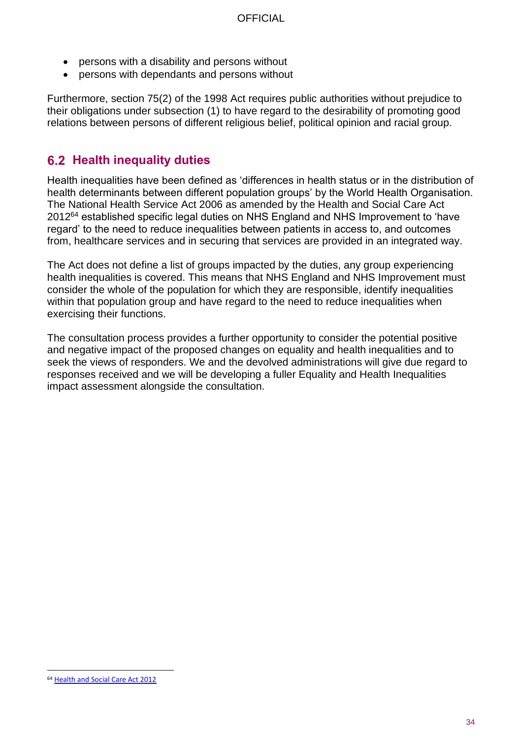- persons with a disability and persons without
- persons with dependants and persons without

Furthermore, section 75(2) of the 1998 Act requires public authorities without prejudice to their obligations under subsection (1) to have regard to the desirability of promoting good relations between persons of different religious belief, political opinion and racial group.

## 6.2 Health inequality duties

Health inequalities have been defined as 'differences in health status or in the distribution of health determinants between different population groups' by the World Health Organisation. The National Health Service Act 2006 as amended by the Health and Social Care Act 2012[64] established specific legal duties on NHS England and NHS Improvement to 'have regard' to the need to reduce inequalities between patients in access to, and outcomes from, healthcare services and in securing that services are provided in an integrated way.

The Act does not define a list of groups impacted by the duties, any group experiencing health inequalities is covered. This means that NHS England and NHS Improvement must consider the whole of the population for which they are responsible, identify inequalities within that population group and have regard to the need to reduce inequalities when exercising their functions.

The consultation process provides a further opportunity to consider the potential positive and negative impact of the proposed changes on equality and health inequalities and to seek the views of responders. We and the devolved administrations will give due regard to responses received and we will be developing a fuller Equality and Health Inequalities impact assessment alongside the consultation.

[64] Health and Social Care Act 2012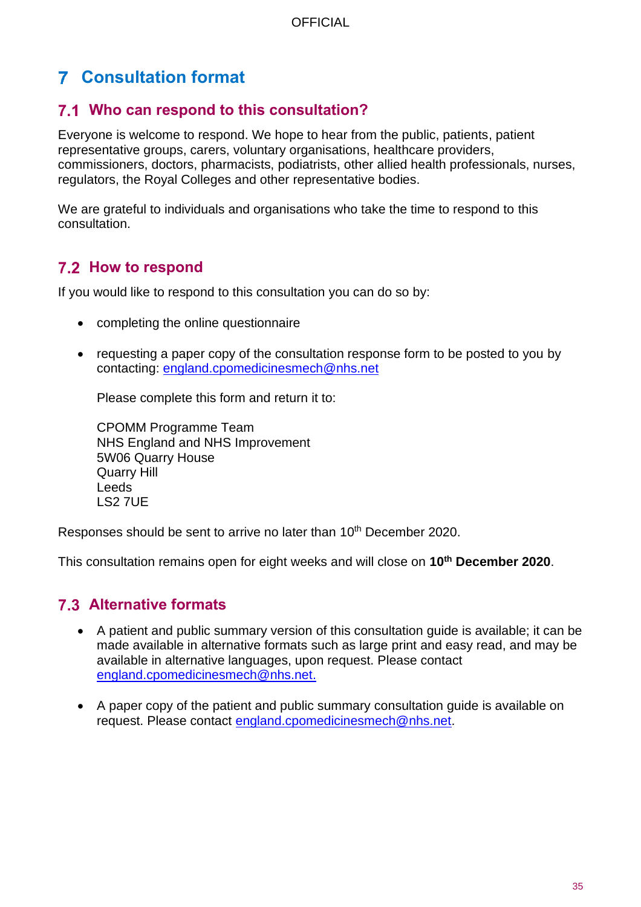# 7 Consultation format

## 7.1 Who can respond to this consultation?

Everyone is welcome to respond. We hope to hear from the public, patients, patient representative groups, carers, voluntary organisations, healthcare providers, commissioners, doctors, pharmacists, podiatrists, other allied health professionals, nurses, regulators, the Royal Colleges and other representative bodies.

We are grateful to individuals and organisations who take the time to respond to this consultation.

## 7.2 How to respond

If you would like to respond to this consultation you can do so by:

- completing the online questionnaire
- requesting a paper copy of the consultation response form to be posted to you by contacting: england.cpomedicinesmech@nhs.net

  Please complete this form and return it to:

  CPOMM Programme Team
  NHS England and NHS Improvement
  5W06 Quarry House
  Quarry Hill
  Leeds
  LS2 7UE

Responses should be sent to arrive no later than 10th December 2020.

This consultation remains open for eight weeks and will close on **10th December 2020**.

## 7.3 Alternative formats

- A patient and public summary version of this consultation guide is available; it can be made available in alternative formats such as large print and easy read, and may be available in alternative languages, upon request. Please contact england.cpomedicinesmech@nhs.net.
- A paper copy of the patient and public summary consultation guide is available on request. Please contact england.cpomedicinesmech@nhs.net.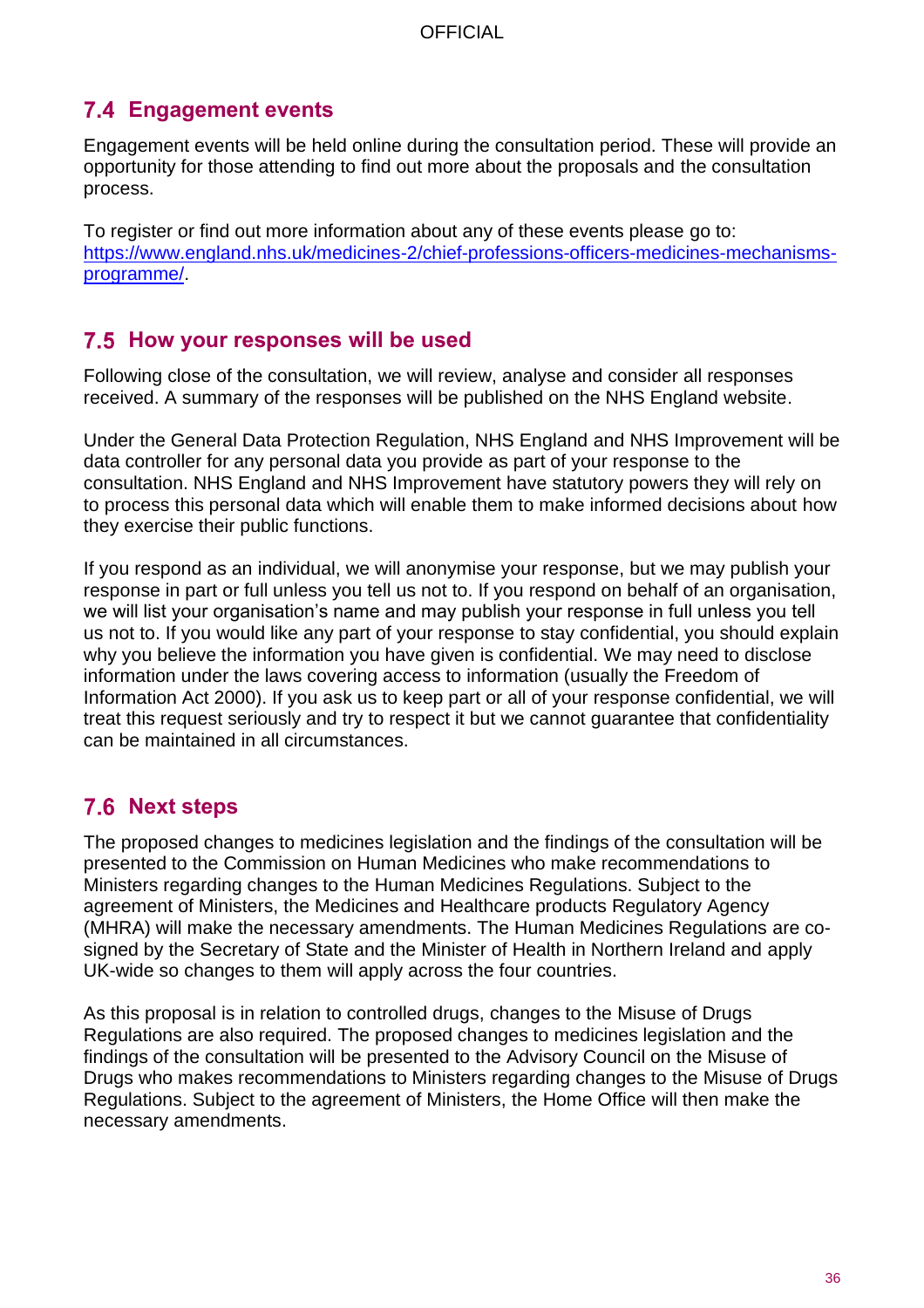## 7.4 Engagement events

Engagement events will be held online during the consultation period. These will provide an opportunity for those attending to find out more about the proposals and the consultation process.

To register or find out more information about any of these events please go to: [https://www.england.nhs.uk/medicines-2/chief-professions-officers-medicines-mechanisms-programme/](https://www.england.nhs.uk/medicines-2/chief-professions-officers-medicines-mechanisms-programme/).

## 7.5 How your responses will be used

Following close of the consultation, we will review, analyse and consider all responses received. A summary of the responses will be published on the NHS England website.

Under the General Data Protection Regulation, NHS England and NHS Improvement will be data controller for any personal data you provide as part of your response to the consultation. NHS England and NHS Improvement have statutory powers they will rely on to process this personal data which will enable them to make informed decisions about how they exercise their public functions.

If you respond as an individual, we will anonymise your response, but we may publish your response in part or full unless you tell us not to. If you respond on behalf of an organisation, we will list your organisation's name and may publish your response in full unless you tell us not to. If you would like any part of your response to stay confidential, you should explain why you believe the information you have given is confidential. We may need to disclose information under the laws covering access to information (usually the Freedom of Information Act 2000). If you ask us to keep part or all of your response confidential, we will treat this request seriously and try to respect it but we cannot guarantee that confidentiality can be maintained in all circumstances.

## 7.6 Next steps

The proposed changes to medicines legislation and the findings of the consultation will be presented to the Commission on Human Medicines who make recommendations to Ministers regarding changes to the Human Medicines Regulations. Subject to the agreement of Ministers, the Medicines and Healthcare products Regulatory Agency (MHRA) will make the necessary amendments. The Human Medicines Regulations are co-signed by the Secretary of State and the Minister of Health in Northern Ireland and apply UK-wide so changes to them will apply across the four countries.

As this proposal is in relation to controlled drugs, changes to the Misuse of Drugs Regulations are also required. The proposed changes to medicines legislation and the findings of the consultation will be presented to the Advisory Council on the Misuse of Drugs who makes recommendations to Ministers regarding changes to the Misuse of Drugs Regulations. Subject to the agreement of Ministers, the Home Office will then make the necessary amendments.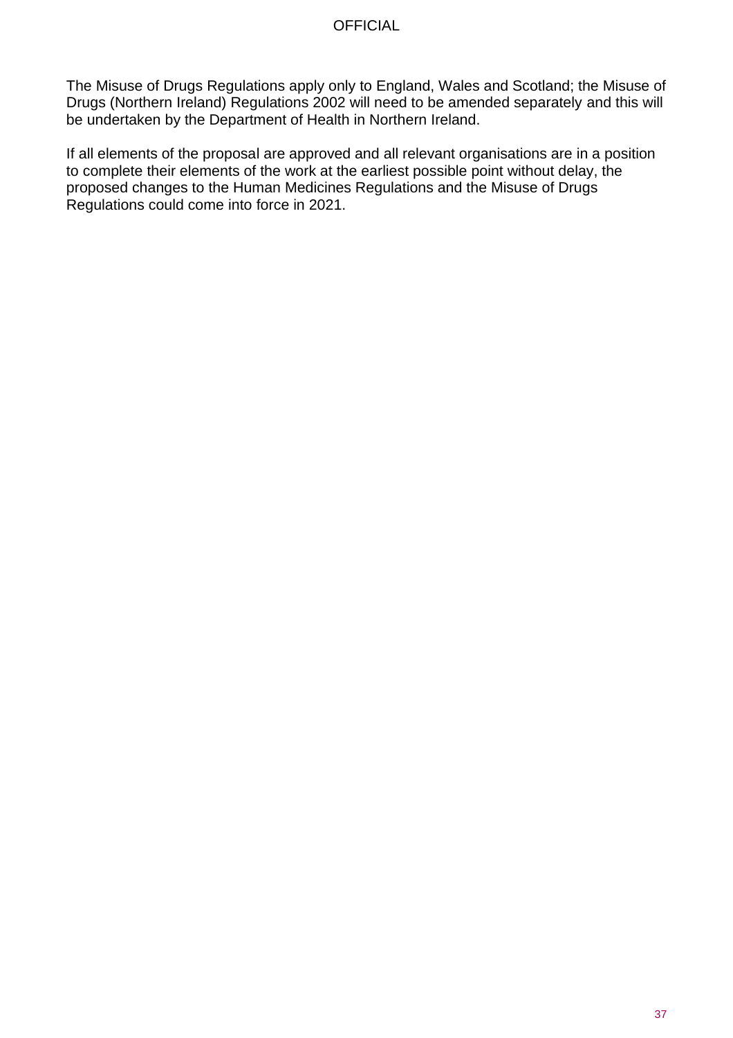The Misuse of Drugs Regulations apply only to England, Wales and Scotland; the Misuse of Drugs (Northern Ireland) Regulations 2002 will need to be amended separately and this will be undertaken by the Department of Health in Northern Ireland.

If all elements of the proposal are approved and all relevant organisations are in a position to complete their elements of the work at the earliest possible point without delay, the proposed changes to the Human Medicines Regulations and the Misuse of Drugs Regulations could come into force in 2021.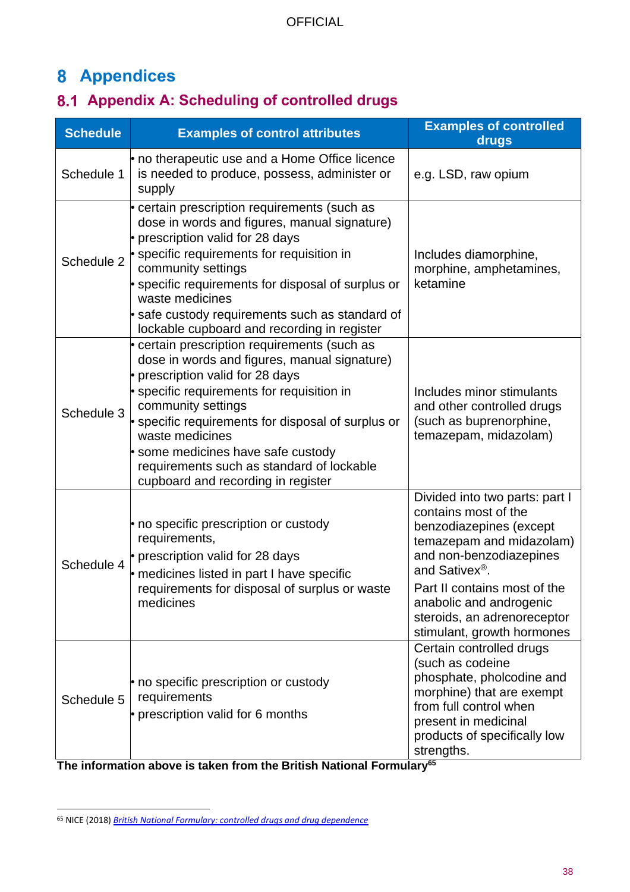# 8 Appendices

## 8.1 Appendix A: Scheduling of controlled drugs

| Schedule | Examples of control attributes | Examples of controlled drugs |
|---|---|---|
| Schedule 1 | • no therapeutic use and a Home Office licence is needed to produce, possess, administer or supply | e.g. LSD, raw opium |
| Schedule 2 | • certain prescription requirements (such as dose in words and figures, manual signature)<br>• prescription valid for 28 days<br>• specific requirements for requisition in community settings<br>• specific requirements for disposal of surplus or waste medicines<br>• safe custody requirements such as standard of lockable cupboard and recording in register | Includes diamorphine, morphine, amphetamines, ketamine |
| Schedule 3 | • certain prescription requirements (such as dose in words and figures, manual signature)<br>• prescription valid for 28 days<br>• specific requirements for requisition in community settings<br>• specific requirements for disposal of surplus or waste medicines<br>• some medicines have safe custody requirements such as standard of lockable cupboard and recording in register | Includes minor stimulants and other controlled drugs (such as buprenorphine, temazepam, midazolam) |
| Schedule 4 | • no specific prescription or custody requirements,<br>• prescription valid for 28 days<br>• medicines listed in part I have specific requirements for disposal of surplus or waste medicines | Divided into two parts: part I contains most of the benzodiazepines (except temazepam and midazolam) and non-benzodiazepines and Sativex®.<br>Part II contains most of the anabolic and androgenic steroids, an adrenoreceptor stimulant, growth hormones |
| Schedule 5 | • no specific prescription or custody requirements<br>• prescription valid for 6 months | Certain controlled drugs (such as codeine phosphate, pholcodine and morphine) that are exempt from full control when present in medicinal products of specifically low strengths. |

**The information above is taken from the British National Formulary[65]**

[65] NICE (2018) *British National Formulary: controlled drugs and drug dependence*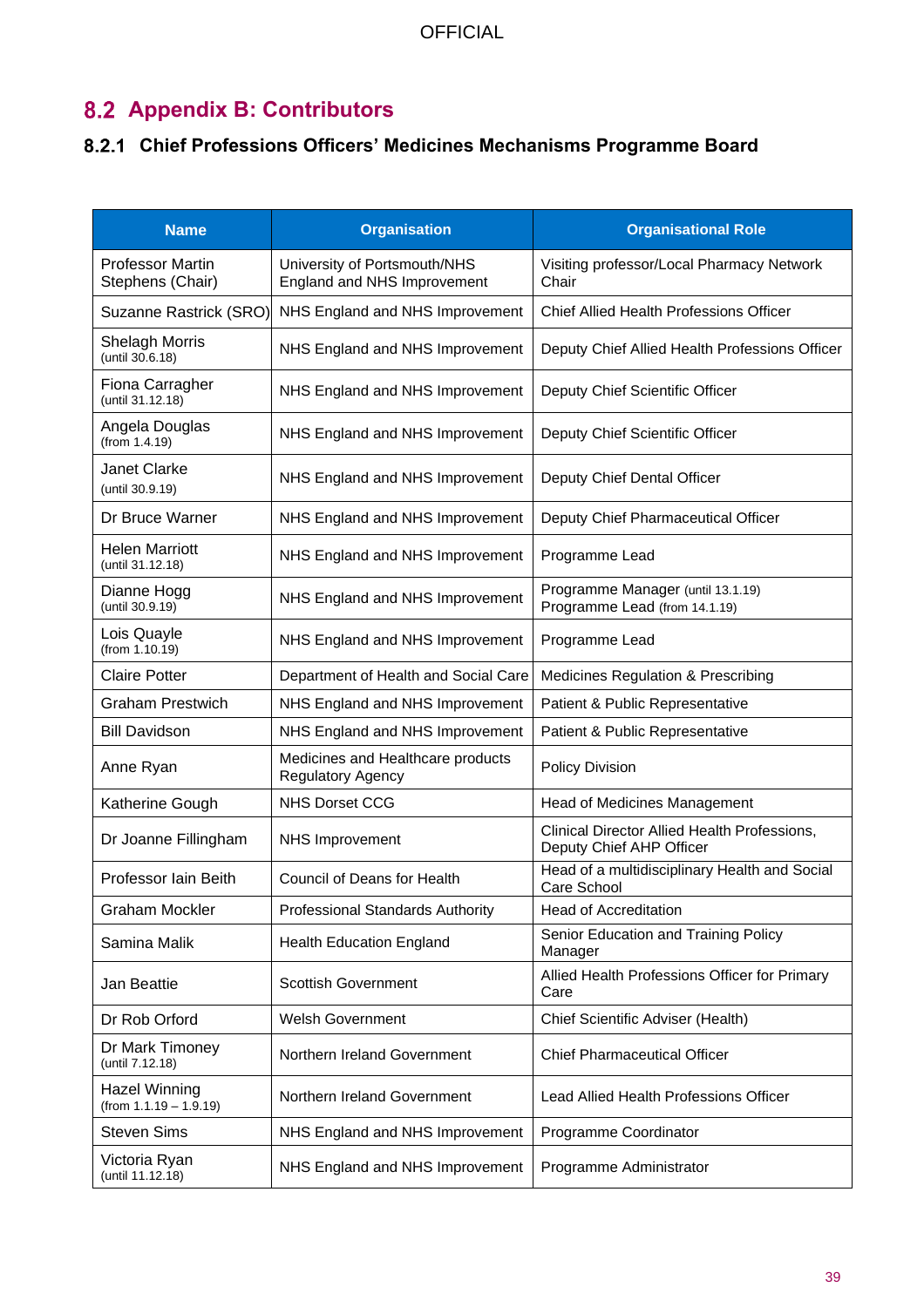## 8.2 Appendix B: Contributors

### 8.2.1 Chief Professions Officers' Medicines Mechanisms Programme Board

| Name | Organisation | Organisational Role |
|---|---|---|
| Professor Martin Stephens (Chair) | University of Portsmouth/NHS England and NHS Improvement | Visiting professor/Local Pharmacy Network Chair |
| Suzanne Rastrick (SRO) | NHS England and NHS Improvement | Chief Allied Health Professions Officer |
| Shelagh Morris (until 30.6.18) | NHS England and NHS Improvement | Deputy Chief Allied Health Professions Officer |
| Fiona Carragher (until 31.12.18) | NHS England and NHS Improvement | Deputy Chief Scientific Officer |
| Angela Douglas (from 1.4.19) | NHS England and NHS Improvement | Deputy Chief Scientific Officer |
| Janet Clarke (until 30.9.19) | NHS England and NHS Improvement | Deputy Chief Dental Officer |
| Dr Bruce Warner | NHS England and NHS Improvement | Deputy Chief Pharmaceutical Officer |
| Helen Marriott (until 31.12.18) | NHS England and NHS Improvement | Programme Lead |
| Dianne Hogg (until 30.9.19) | NHS England and NHS Improvement | Programme Manager (until 13.1.19) Programme Lead (from 14.1.19) |
| Lois Quayle (from 1.10.19) | NHS England and NHS Improvement | Programme Lead |
| Claire Potter | Department of Health and Social Care | Medicines Regulation & Prescribing |
| Graham Prestwich | NHS England and NHS Improvement | Patient & Public Representative |
| Bill Davidson | NHS England and NHS Improvement | Patient & Public Representative |
| Anne Ryan | Medicines and Healthcare products Regulatory Agency | Policy Division |
| Katherine Gough | NHS Dorset CCG | Head of Medicines Management |
| Dr Joanne Fillingham | NHS Improvement | Clinical Director Allied Health Professions, Deputy Chief AHP Officer |
| Professor Iain Beith | Council of Deans for Health | Head of a multidisciplinary Health and Social Care School |
| Graham Mockler | Professional Standards Authority | Head of Accreditation |
| Samina Malik | Health Education England | Senior Education and Training Policy Manager |
| Jan Beattie | Scottish Government | Allied Health Professions Officer for Primary Care |
| Dr Rob Orford | Welsh Government | Chief Scientific Adviser (Health) |
| Dr Mark Timoney (until 7.12.18) | Northern Ireland Government | Chief Pharmaceutical Officer |
| Hazel Winning (from 1.1.19 – 1.9.19) | Northern Ireland Government | Lead Allied Health Professions Officer |
| Steven Sims | NHS England and NHS Improvement | Programme Coordinator |
| Victoria Ryan (until 11.12.18) | NHS England and NHS Improvement | Programme Administrator |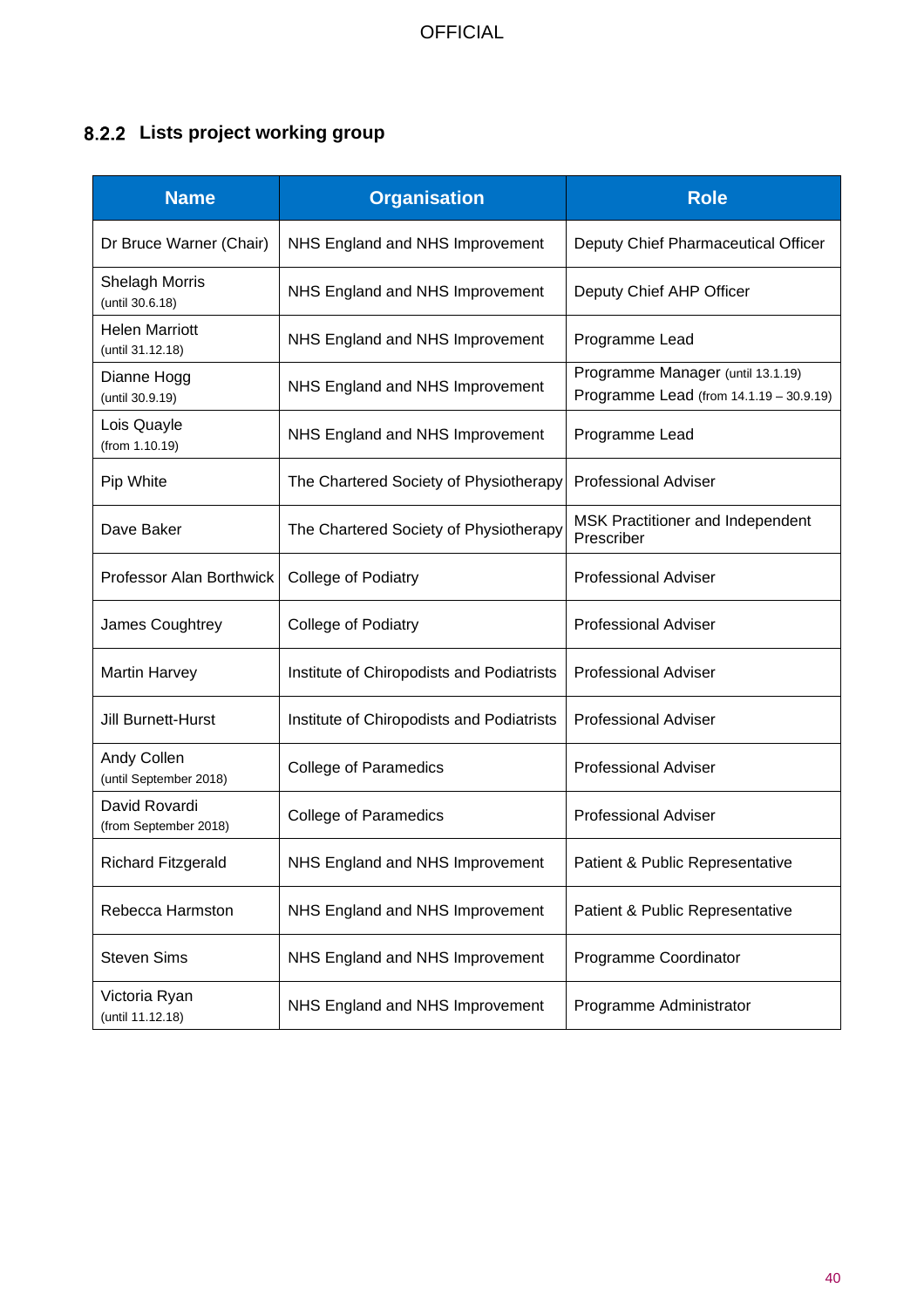### 8.2.2 Lists project working group

| Name | Organisation | Role |
|---|---|---|
| Dr Bruce Warner (Chair) | NHS England and NHS Improvement | Deputy Chief Pharmaceutical Officer |
| Shelagh Morris (until 30.6.18) | NHS England and NHS Improvement | Deputy Chief AHP Officer |
| Helen Marriott (until 31.12.18) | NHS England and NHS Improvement | Programme Lead |
| Dianne Hogg (until 30.9.19) | NHS England and NHS Improvement | Programme Manager (until 13.1.19) Programme Lead (from 14.1.19 – 30.9.19) |
| Lois Quayle (from 1.10.19) | NHS England and NHS Improvement | Programme Lead |
| Pip White | The Chartered Society of Physiotherapy | Professional Adviser |
| Dave Baker | The Chartered Society of Physiotherapy | MSK Practitioner and Independent Prescriber |
| Professor Alan Borthwick | College of Podiatry | Professional Adviser |
| James Coughtrey | College of Podiatry | Professional Adviser |
| Martin Harvey | Institute of Chiropodists and Podiatrists | Professional Adviser |
| Jill Burnett-Hurst | Institute of Chiropodists and Podiatrists | Professional Adviser |
| Andy Collen (until September 2018) | College of Paramedics | Professional Adviser |
| David Rovardi (from September 2018) | College of Paramedics | Professional Adviser |
| Richard Fitzgerald | NHS England and NHS Improvement | Patient & Public Representative |
| Rebecca Harmston | NHS England and NHS Improvement | Patient & Public Representative |
| Steven Sims | NHS England and NHS Improvement | Programme Coordinator |
| Victoria Ryan (until 11.12.18) | NHS England and NHS Improvement | Programme Administrator |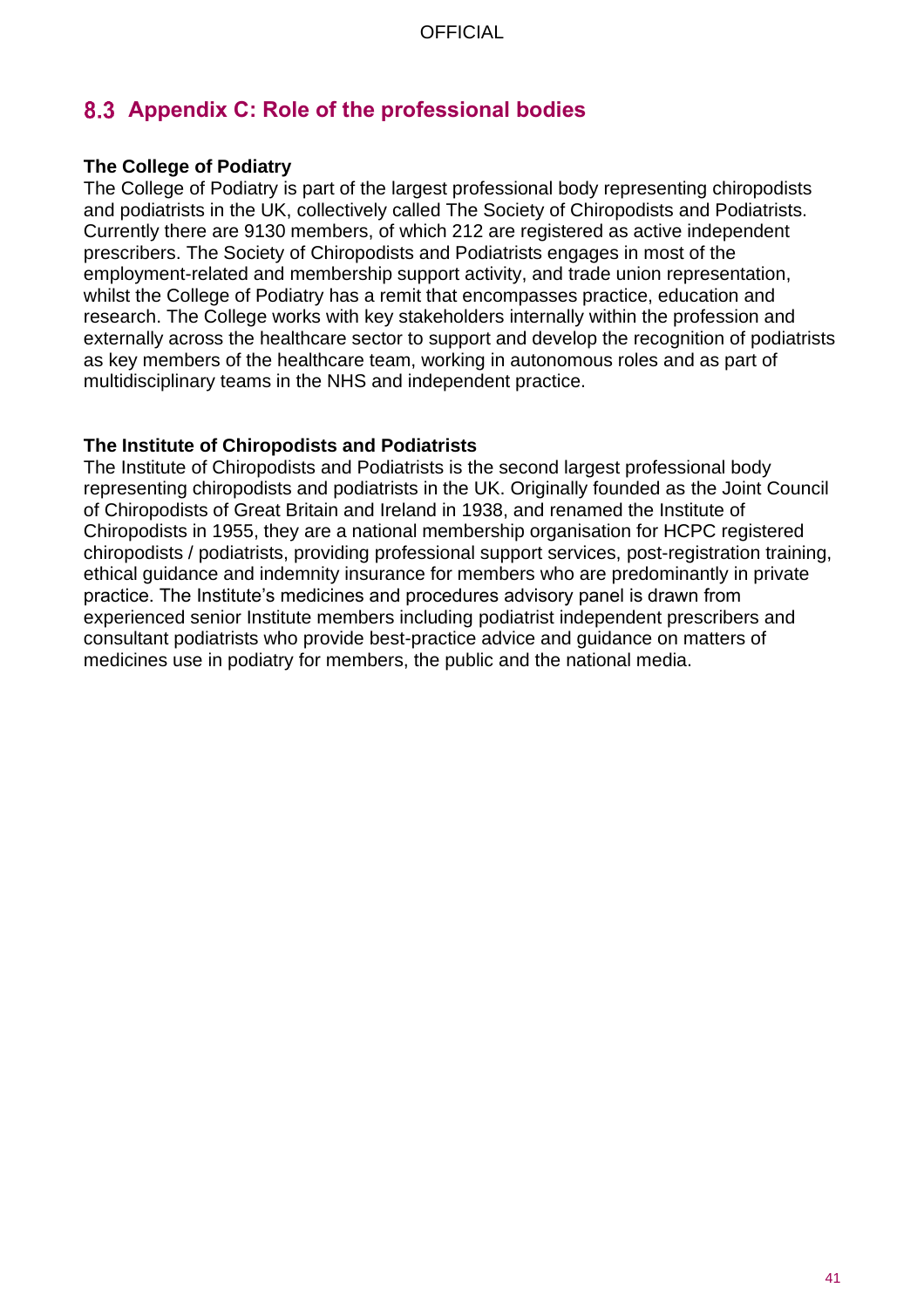## 8.3 Appendix C: Role of the professional bodies

**The College of Podiatry**

The College of Podiatry is part of the largest professional body representing chiropodists and podiatrists in the UK, collectively called The Society of Chiropodists and Podiatrists. Currently there are 9130 members, of which 212 are registered as active independent prescribers. The Society of Chiropodists and Podiatrists engages in most of the employment-related and membership support activity, and trade union representation, whilst the College of Podiatry has a remit that encompasses practice, education and research. The College works with key stakeholders internally within the profession and externally across the healthcare sector to support and develop the recognition of podiatrists as key members of the healthcare team, working in autonomous roles and as part of multidisciplinary teams in the NHS and independent practice.

**The Institute of Chiropodists and Podiatrists**

The Institute of Chiropodists and Podiatrists is the second largest professional body representing chiropodists and podiatrists in the UK. Originally founded as the Joint Council of Chiropodists of Great Britain and Ireland in 1938, and renamed the Institute of Chiropodists in 1955, they are a national membership organisation for HCPC registered chiropodists / podiatrists, providing professional support services, post-registration training, ethical guidance and indemnity insurance for members who are predominantly in private practice. The Institute's medicines and procedures advisory panel is drawn from experienced senior Institute members including podiatrist independent prescribers and consultant podiatrists who provide best-practice advice and guidance on matters of medicines use in podiatry for members, the public and the national media.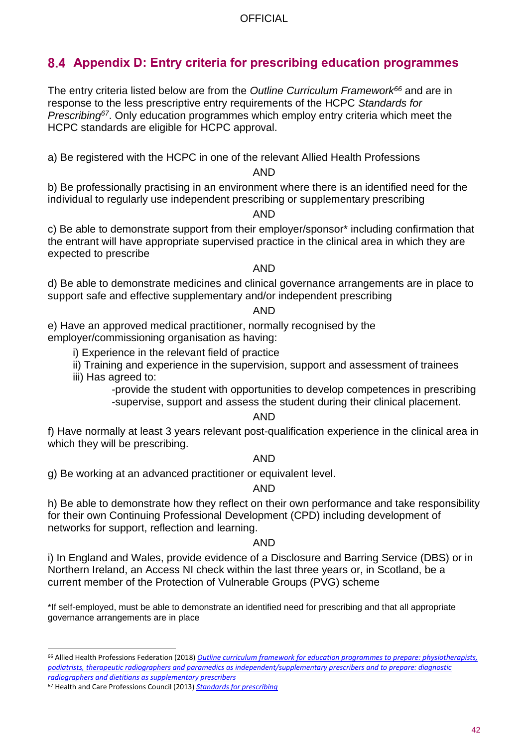## 8.4 Appendix D: Entry criteria for prescribing education programmes

The entry criteria listed below are from the *Outline Curriculum Framework*[66] and are in response to the less prescriptive entry requirements of the HCPC *Standards for Prescribing*[67]. Only education programmes which employ entry criteria which meet the HCPC standards are eligible for HCPC approval.

a) Be registered with the HCPC in one of the relevant Allied Health Professions

AND

b) Be professionally practising in an environment where there is an identified need for the individual to regularly use independent prescribing or supplementary prescribing

AND

c) Be able to demonstrate support from their employer/sponsor* including confirmation that the entrant will have appropriate supervised practice in the clinical area in which they are expected to prescribe

AND

d) Be able to demonstrate medicines and clinical governance arrangements are in place to support safe and effective supplementary and/or independent prescribing

AND

e) Have an approved medical practitioner, normally recognised by the employer/commissioning organisation as having:

- i) Experience in the relevant field of practice
- ii) Training and experience in the supervision, support and assessment of trainees
- iii) Has agreed to:
  - -provide the student with opportunities to develop competences in prescribing
  - -supervise, support and assess the student during their clinical placement.

AND

f) Have normally at least 3 years relevant post-qualification experience in the clinical area in which they will be prescribing.

AND

g) Be working at an advanced practitioner or equivalent level.

AND

h) Be able to demonstrate how they reflect on their own performance and take responsibility for their own Continuing Professional Development (CPD) including development of networks for support, reflection and learning.

AND

i) In England and Wales, provide evidence of a Disclosure and Barring Service (DBS) or in Northern Ireland, an Access NI check within the last three years or, in Scotland, be a current member of the Protection of Vulnerable Groups (PVG) scheme

*If self-employed, must be able to demonstrate an identified need for prescribing and that all appropriate governance arrangements are in place

---

[66] Allied Health Professions Federation (2018) *Outline curriculum framework for education programmes to prepare: physiotherapists, podiatrists, therapeutic radiographers and paramedics as independent/supplementary prescribers and to prepare: diagnostic radiographers and dietitians as supplementary prescribers*

[67] Health and Care Professions Council (2013) *Standards for prescribing*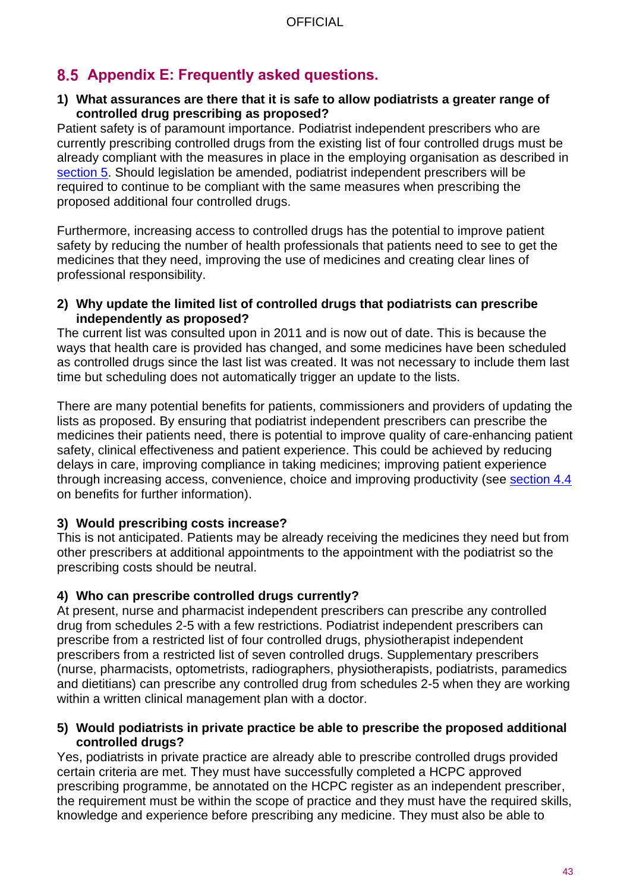## 8.5 Appendix E: Frequently asked questions.

**1) What assurances are there that it is safe to allow podiatrists a greater range of controlled drug prescribing as proposed?**

Patient safety is of paramount importance. Podiatrist independent prescribers who are currently prescribing controlled drugs from the existing list of four controlled drugs must be already compliant with the measures in place in the employing organisation as described in section 5. Should legislation be amended, podiatrist independent prescribers will be required to continue to be compliant with the same measures when prescribing the proposed additional four controlled drugs.

Furthermore, increasing access to controlled drugs has the potential to improve patient safety by reducing the number of health professionals that patients need to see to get the medicines that they need, improving the use of medicines and creating clear lines of professional responsibility.

**2) Why update the limited list of controlled drugs that podiatrists can prescribe independently as proposed?**

The current list was consulted upon in 2011 and is now out of date. This is because the ways that health care is provided has changed, and some medicines have been scheduled as controlled drugs since the last list was created. It was not necessary to include them last time but scheduling does not automatically trigger an update to the lists.

There are many potential benefits for patients, commissioners and providers of updating the lists as proposed. By ensuring that podiatrist independent prescribers can prescribe the medicines their patients need, there is potential to improve quality of care-enhancing patient safety, clinical effectiveness and patient experience. This could be achieved by reducing delays in care, improving compliance in taking medicines; improving patient experience through increasing access, convenience, choice and improving productivity (see section 4.4 on benefits for further information).

**3) Would prescribing costs increase?**

This is not anticipated. Patients may be already receiving the medicines they need but from other prescribers at additional appointments to the appointment with the podiatrist so the prescribing costs should be neutral.

**4) Who can prescribe controlled drugs currently?**

At present, nurse and pharmacist independent prescribers can prescribe any controlled drug from schedules 2-5 with a few restrictions. Podiatrist independent prescribers can prescribe from a restricted list of four controlled drugs, physiotherapist independent prescribers from a restricted list of seven controlled drugs. Supplementary prescribers (nurse, pharmacists, optometrists, radiographers, physiotherapists, podiatrists, paramedics and dietitians) can prescribe any controlled drug from schedules 2-5 when they are working within a written clinical management plan with a doctor.

**5) Would podiatrists in private practice be able to prescribe the proposed additional controlled drugs?**

Yes, podiatrists in private practice are already able to prescribe controlled drugs provided certain criteria are met. They must have successfully completed a HCPC approved prescribing programme, be annotated on the HCPC register as an independent prescriber, the requirement must be within the scope of practice and they must have the required skills, knowledge and experience before prescribing any medicine. They must also be able to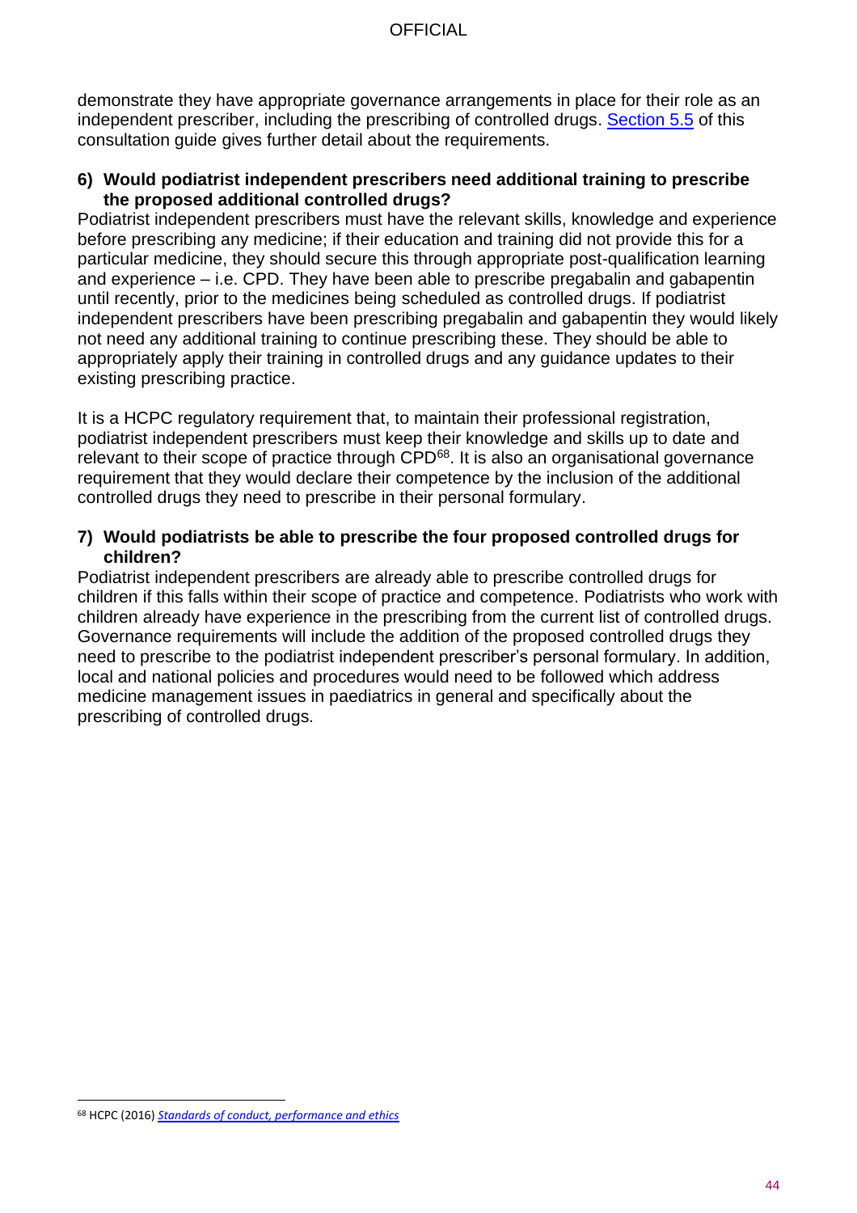demonstrate they have appropriate governance arrangements in place for their role as an independent prescriber, including the prescribing of controlled drugs. Section 5.5 of this consultation guide gives further detail about the requirements.

**6) Would podiatrist independent prescribers need additional training to prescribe the proposed additional controlled drugs?**

Podiatrist independent prescribers must have the relevant skills, knowledge and experience before prescribing any medicine; if their education and training did not provide this for a particular medicine, they should secure this through appropriate post-qualification learning and experience – i.e. CPD. They have been able to prescribe pregabalin and gabapentin until recently, prior to the medicines being scheduled as controlled drugs. If podiatrist independent prescribers have been prescribing pregabalin and gabapentin they would likely not need any additional training to continue prescribing these. They should be able to appropriately apply their training in controlled drugs and any guidance updates to their existing prescribing practice.

It is a HCPC regulatory requirement that, to maintain their professional registration, podiatrist independent prescribers must keep their knowledge and skills up to date and relevant to their scope of practice through CPD[68]. It is also an organisational governance requirement that they would declare their competence by the inclusion of the additional controlled drugs they need to prescribe in their personal formulary.

**7) Would podiatrists be able to prescribe the four proposed controlled drugs for children?**

Podiatrist independent prescribers are already able to prescribe controlled drugs for children if this falls within their scope of practice and competence. Podiatrists who work with children already have experience in the prescribing from the current list of controlled drugs. Governance requirements will include the addition of the proposed controlled drugs they need to prescribe to the podiatrist independent prescriber's personal formulary. In addition, local and national policies and procedures would need to be followed which address medicine management issues in paediatrics in general and specifically about the prescribing of controlled drugs.

---

[68] HCPC (2016) *Standards of conduct, performance and ethics*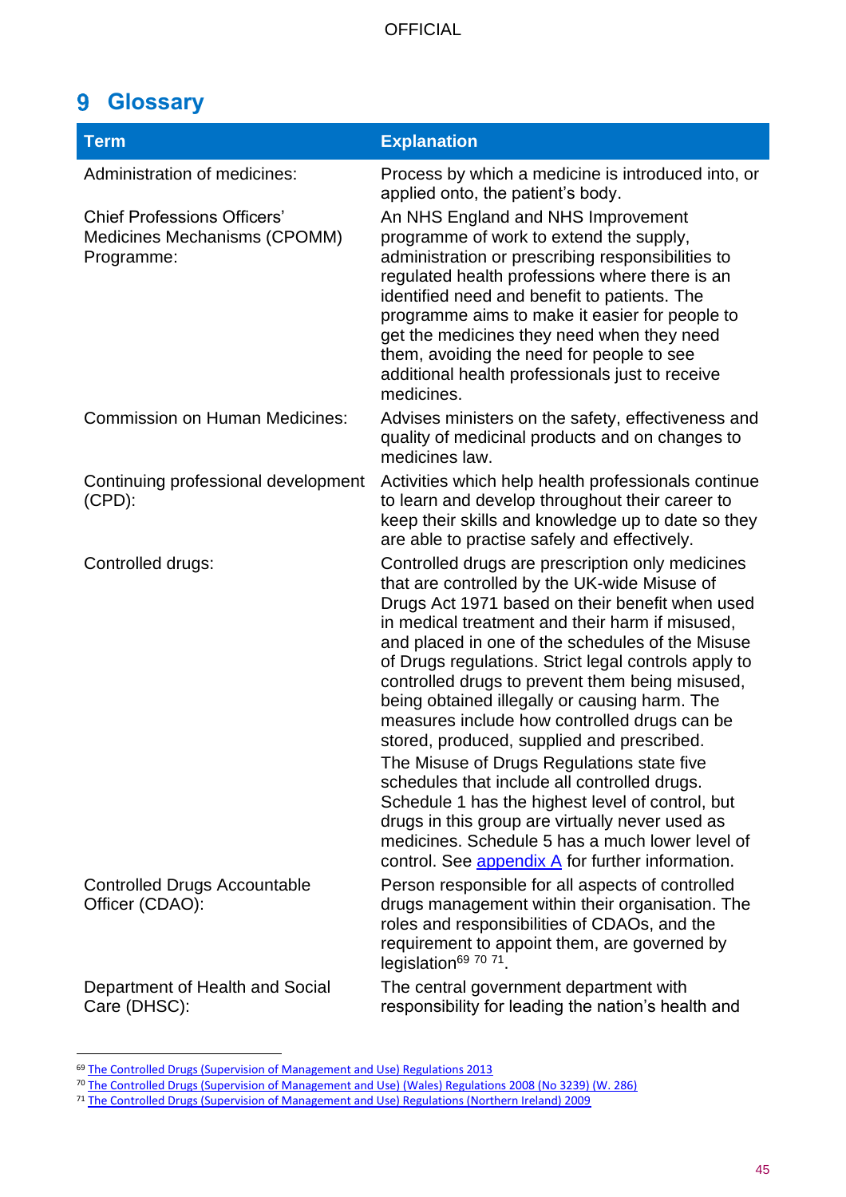# 9 Glossary

| Term | Explanation |
|---|---|
| Administration of medicines: | Process by which a medicine is introduced into, or applied onto, the patient's body. |
| Chief Professions Officers' Medicines Mechanisms (CPOMM) Programme: | An NHS England and NHS Improvement programme of work to extend the supply, administration or prescribing responsibilities to regulated health professions where there is an identified need and benefit to patients. The programme aims to make it easier for people to get the medicines they need when they need them, avoiding the need for people to see additional health professionals just to receive medicines. |
| Commission on Human Medicines: | Advises ministers on the safety, effectiveness and quality of medicinal products and on changes to medicines law. |
| Continuing professional development (CPD): | Activities which help health professionals continue to learn and develop throughout their career to keep their skills and knowledge up to date so they are able to practise safely and effectively. |
| Controlled drugs: | Controlled drugs are prescription only medicines that are controlled by the UK-wide Misuse of Drugs Act 1971 based on their benefit when used in medical treatment and their harm if misused, and placed in one of the schedules of the Misuse of Drugs regulations. Strict legal controls apply to controlled drugs to prevent them being misused, being obtained illegally or causing harm. The measures include how controlled drugs can be stored, produced, supplied and prescribed. The Misuse of Drugs Regulations state five schedules that include all controlled drugs. Schedule 1 has the highest level of control, but drugs in this group are virtually never used as medicines. Schedule 5 has a much lower level of control. See appendix A for further information. |
| Controlled Drugs Accountable Officer (CDAO): | Person responsible for all aspects of controlled drugs management within their organisation. The roles and responsibilities of CDAOs, and the requirement to appoint them, are governed by legislation[69] [70] [71]. |
| Department of Health and Social Care (DHSC): | The central government department with responsibility for leading the nation's health and |

[69] The Controlled Drugs (Supervision of Management and Use) Regulations 2013

[70] The Controlled Drugs (Supervision of Management and Use) (Wales) Regulations 2008 (No 3239) (W. 286)

[71] The Controlled Drugs (Supervision of Management and Use) Regulations (Northern Ireland) 2009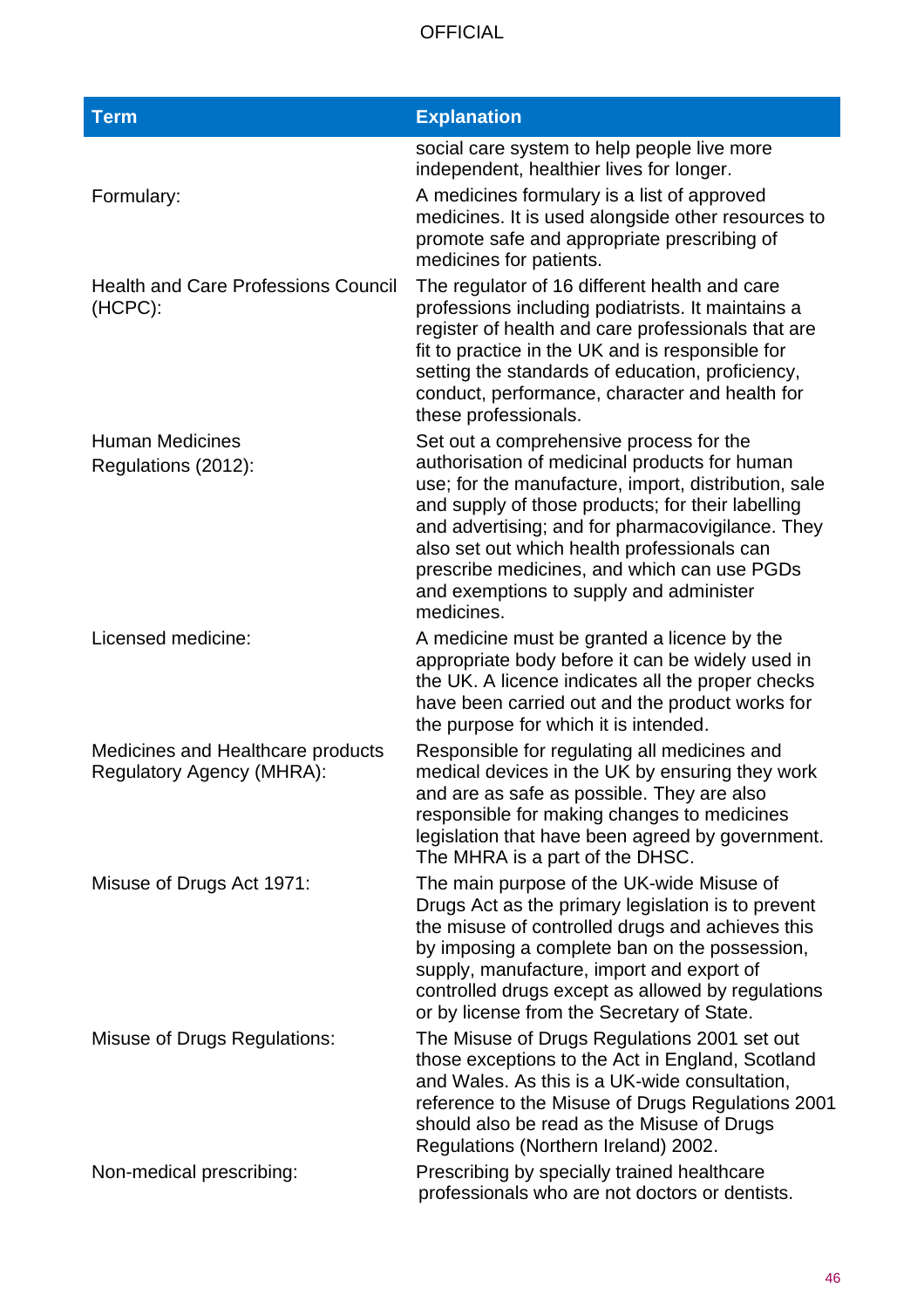| Term | Explanation |
|---|---|
| | social care system to help people live more independent, healthier lives for longer. |
| Formulary: | A medicines formulary is a list of approved medicines. It is used alongside other resources to promote safe and appropriate prescribing of medicines for patients. |
| Health and Care Professions Council (HCPC): | The regulator of 16 different health and care professions including podiatrists. It maintains a register of health and care professionals that are fit to practice in the UK and is responsible for setting the standards of education, proficiency, conduct, performance, character and health for these professionals. |
| Human Medicines Regulations (2012): | Set out a comprehensive process for the authorisation of medicinal products for human use; for the manufacture, import, distribution, sale and supply of those products; for their labelling and advertising; and for pharmacovigilance. They also set out which health professionals can prescribe medicines, and which can use PGDs and exemptions to supply and administer medicines. |
| Licensed medicine: | A medicine must be granted a licence by the appropriate body before it can be widely used in the UK. A licence indicates all the proper checks have been carried out and the product works for the purpose for which it is intended. |
| Medicines and Healthcare products Regulatory Agency (MHRA): | Responsible for regulating all medicines and medical devices in the UK by ensuring they work and are as safe as possible. They are also responsible for making changes to medicines legislation that have been agreed by government. The MHRA is a part of the DHSC. |
| Misuse of Drugs Act 1971: | The main purpose of the UK-wide Misuse of Drugs Act as the primary legislation is to prevent the misuse of controlled drugs and achieves this by imposing a complete ban on the possession, supply, manufacture, import and export of controlled drugs except as allowed by regulations or by license from the Secretary of State. |
| Misuse of Drugs Regulations: | The Misuse of Drugs Regulations 2001 set out those exceptions to the Act in England, Scotland and Wales. As this is a UK-wide consultation, reference to the Misuse of Drugs Regulations 2001 should also be read as the Misuse of Drugs Regulations (Northern Ireland) 2002. |
| Non-medical prescribing: | Prescribing by specially trained healthcare professionals who are not doctors or dentists. |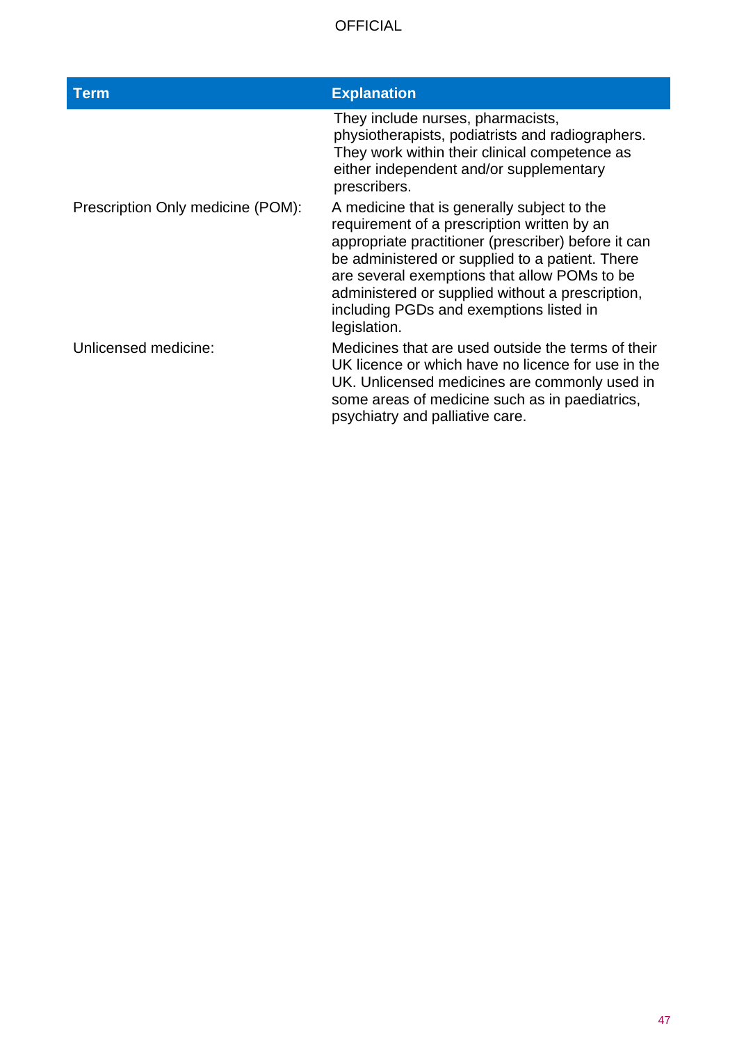| Term | Explanation |
| --- | --- |
| | They include nurses, pharmacists, physiotherapists, podiatrists and radiographers. They work within their clinical competence as either independent and/or supplementary prescribers. |
| Prescription Only medicine (POM): | A medicine that is generally subject to the requirement of a prescription written by an appropriate practitioner (prescriber) before it can be administered or supplied to a patient. There are several exemptions that allow POMs to be administered or supplied without a prescription, including PGDs and exemptions listed in legislation. |
| Unlicensed medicine: | Medicines that are used outside the terms of their UK licence or which have no licence for use in the UK. Unlicensed medicines are commonly used in some areas of medicine such as in paediatrics, psychiatry and palliative care. |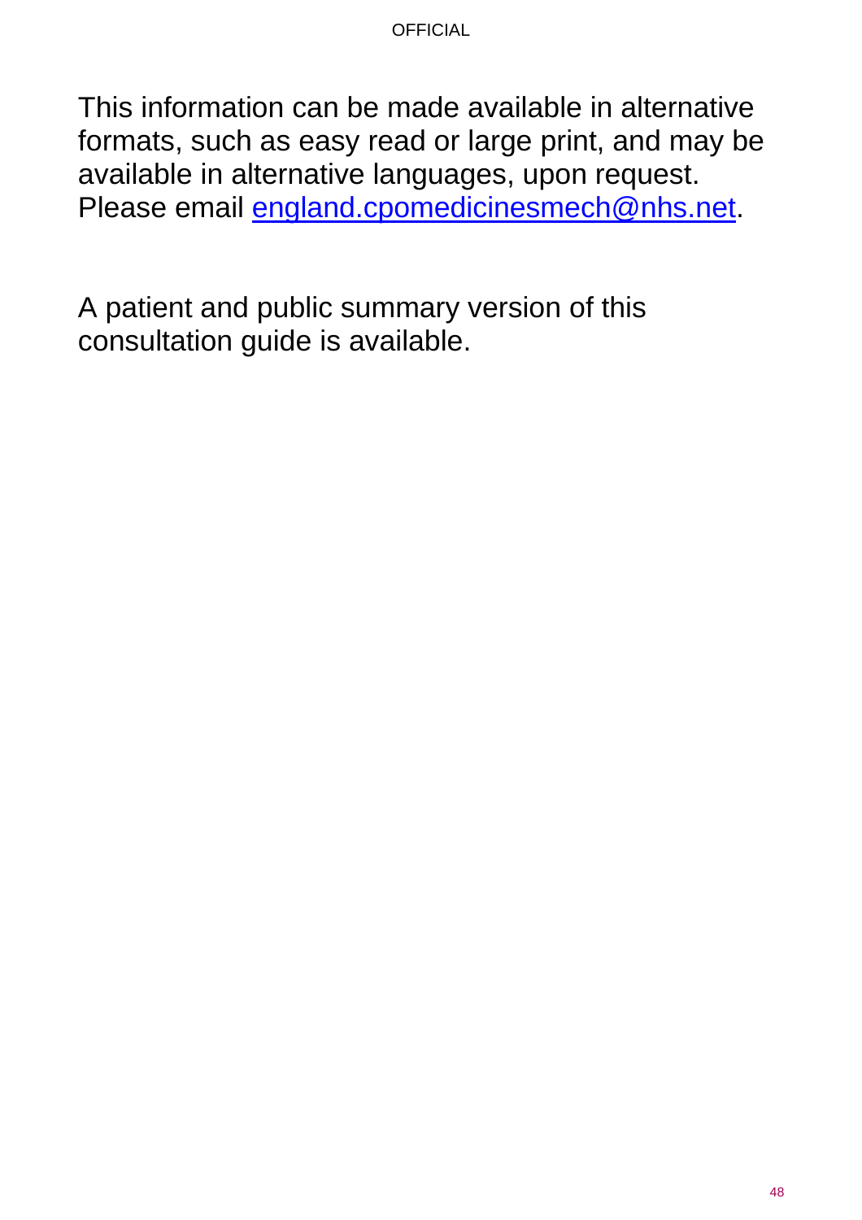This information can be made available in alternative formats, such as easy read or large print, and may be available in alternative languages, upon request. Please email [england.cpomedicinesmech@nhs.net](mailto:england.cpomedicinesmech@nhs.net).

A patient and public summary version of this consultation guide is available.